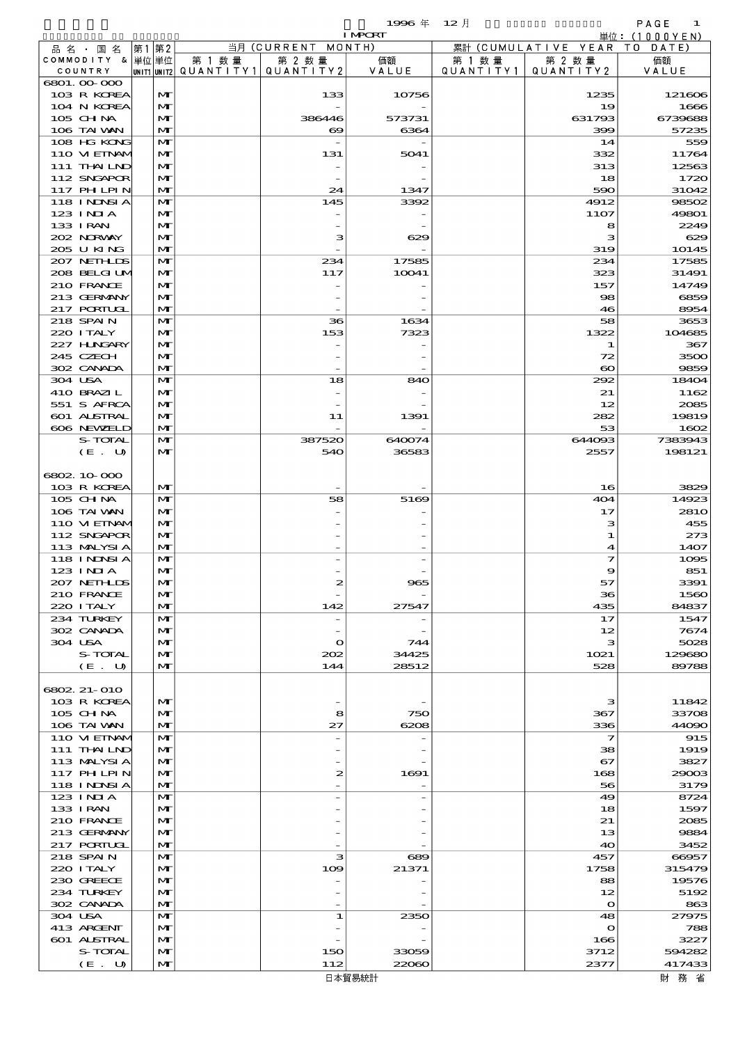1996 年 12 月 IMPORT

単位：(1000YEN)

| 品名・国名 COMMODITY & COUNTRY | 第1 単位 UNIT1 | 第2 単位 UNIT2 | 当月 (CURRENT MONTH) 第1数量 QUANTITY1 | 第2数量 QUANTITY2 | 価額 VALUE | 累計 (CUMULATIVE YEAR TO DATE) 第1数量 QUANTITY1 | 第2数量 QUANTITY2 | 価額 VALUE |
|---|---|---|---|---|---|---|---|---|
| 6801.00-000 | | | | | | | | |
| 103 R KOREA | | MT | | 133 | 10756 | | 1235 | 121606 |
| 104 N KOREA | | MT | | - | - | | 19 | 1666 |
| 105 CHINA | | MT | | 386446 | 573731 | | 631793 | 6739688 |
| 106 TAIWAN | | MT | | 69 | 6364 | | 399 | 57235 |
| 108 HG KONG | | MT | | - | - | | 14 | 559 |
| 110 VIETNAM | | MT | | 131 | 5041 | | 332 | 11764 |
| 111 THAILND | | MT | | - | - | | 313 | 12563 |
| 112 SNGAPOR | | MT | | - | - | | 18 | 1720 |
| 117 PHLPIN | | MT | | 24 | 1347 | | 590 | 31042 |
| 118 INDNSIA | | MT | | 145 | 3392 | | 4912 | 98502 |
| 123 INDIA | | MT | | - | - | | 1107 | 49801 |
| 133 IRAN | | MT | | - | - | | 8 | 2249 |
| 202 NORWAY | | MT | | 3 | 629 | | 3 | 629 |
| 205 U KING | | MT | | - | - | | 319 | 10145 |
| 207 NETHLDS | | MT | | 234 | 17585 | | 234 | 17585 |
| 208 BELGIUM | | MT | | 117 | 10041 | | 323 | 31491 |
| 210 FRANCE | | MT | | - | - | | 157 | 14749 |
| 213 GERMANY | | MT | | - | - | | 98 | 6859 |
| 217 PORTUGL | | MT | | - | - | | 46 | 8954 |
| 218 SPAIN | | MT | | 36 | 1634 | | 58 | 3653 |
| 220 ITALY | | MT | | 153 | 7323 | | 1322 | 104685 |
| 227 HUNGARY | | MT | | - | - | | 1 | 367 |
| 245 CZECH | | MT | | - | - | | 72 | 3500 |
| 302 CANADA | | MT | | - | - | | 60 | 9859 |
| 304 USA | | MT | | 18 | 840 | | 292 | 18404 |
| 410 BRAZIL | | MT | | - | - | | 21 | 1162 |
| 551 S AFRCA | | MT | | - | - | | 12 | 2085 |
| 601 AUSTRAL | | MT | | 11 | 1391 | | 282 | 19819 |
| 606 NEWZELD | | MT | | - | - | | 53 | 1602 |
| S-TOTAL | | MT | | 387520 | 640074 | | 644093 | 7383943 |
| (E. U) | | MT | | 540 | 36583 | | 2557 | 198121 |
| 6802.10-000 | | | | | | | | |
| 103 R KOREA | | MT | | - | - | | 16 | 3829 |
| 105 CHINA | | MT | | 58 | 5169 | | 404 | 14923 |
| 106 TAIWAN | | MT | | - | - | | 17 | 2810 |
| 110 VIETNAM | | MT | | - | - | | 3 | 455 |
| 112 SNGAPOR | | MT | | - | - | | 1 | 273 |
| 113 MALYSIA | | MT | | - | - | | 4 | 1407 |
| 118 INDNSIA | | MT | | - | - | | 7 | 1095 |
| 123 INDIA | | MT | | - | - | | 9 | 851 |
| 207 NETHLDS | | MT | | 2 | 965 | | 57 | 3391 |
| 210 FRANCE | | MT | | - | - | | 36 | 1560 |
| 220 ITALY | | MT | | 142 | 27547 | | 435 | 84837 |
| 234 TURKEY | | MT | | - | - | | 17 | 1547 |
| 302 CANADA | | MT | | - | - | | 12 | 7674 |
| 304 USA | | MT | | 0 | 744 | | 3 | 5028 |
| S-TOTAL | | MT | | 202 | 34425 | | 1021 | 129680 |
| (E. U) | | MT | | 144 | 28512 | | 528 | 89788 |
| 6802.21-010 | | | | | | | | |
| 103 R KOREA | | MT | | - | - | | 3 | 11842 |
| 105 CHINA | | MT | | 8 | 750 | | 367 | 33708 |
| 106 TAIWAN | | MT | | 27 | 6208 | | 336 | 44090 |
| 110 VIETNAM | | MT | | - | - | | 7 | 915 |
| 111 THAILND | | MT | | - | - | | 38 | 1919 |
| 113 MALYSIA | | MT | | - | - | | 67 | 3827 |
| 117 PHLPIN | | MT | | 2 | 1691 | | 168 | 29003 |
| 118 INDNSIA | | MT | | - | - | | 56 | 3179 |
| 123 INDIA | | MT | | - | - | | 49 | 8724 |
| 133 IRAN | | MT | | - | - | | 18 | 1597 |
| 210 FRANCE | | MT | | - | - | | 21 | 2085 |
| 213 GERMANY | | MT | | - | - | | 13 | 9884 |
| 217 PORTUGL | | MT | | - | - | | 40 | 3452 |
| 218 SPAIN | | MT | | 3 | 689 | | 457 | 66957 |
| 220 ITALY | | MT | | 109 | 21371 | | 1758 | 315479 |
| 230 GREECE | | MT | | - | - | | 88 | 19576 |
| 234 TURKEY | | MT | | - | - | | 12 | 5192 |
| 302 CANADA | | MT | | - | - | | 0 | 863 |
| 304 USA | | MT | | 1 | 2350 | | 48 | 27975 |
| 413 ARGENT | | MT | | - | - | | 0 | 788 |
| 601 AUSTRAL | | MT | | - | - | | 166 | 3227 |
| S-TOTAL | | MT | | 150 | 33059 | | 3712 | 594282 |
| (E. U) | | MT | | 112 | 22060 | | 2377 | 417433 |

日本貿易統計　　財務省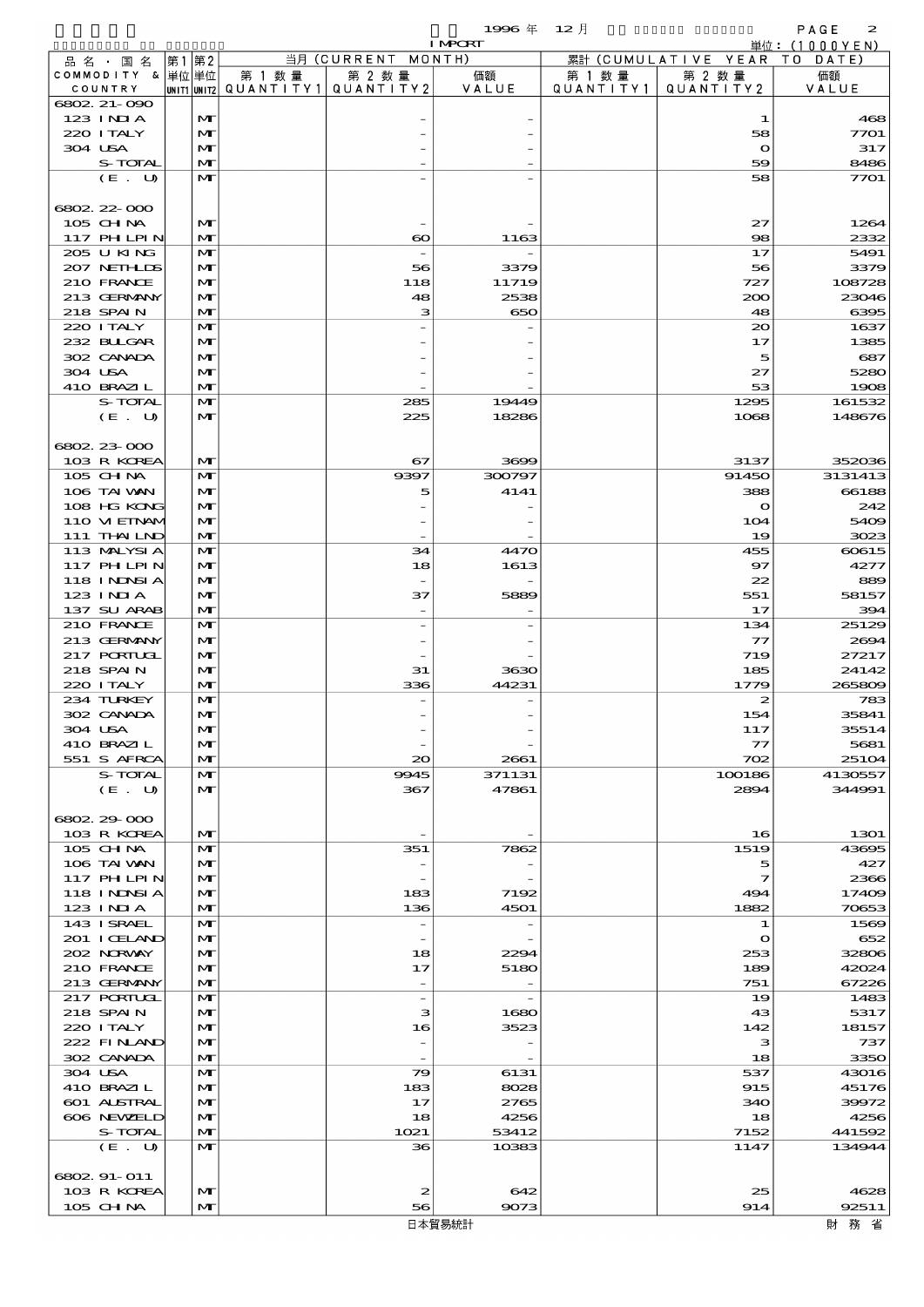1996 年 12 月 IMPORT

単位：(1000YEN)

| 品名・国名 COMMODITY & COUNTRY | 第1 単位 UNIT1 | 第2 単位 UNIT2 | 当月 (CURRENT MONTH) 第1数量 QUANTITY1 | 第2数量 QUANTITY2 | 価額 VALUE | 累計 (CUMULATIVE YEAR TO DATE) 第1数量 QUANTITY1 | 第2数量 QUANTITY2 | 価額 VALUE |
|---|---|---|---|---|---|---|---|---|
| 6802.21-090 | | | | | | | | |
| 123 INDIA | | MT | | - | - | | 1 | 468 |
| 220 ITALY | | MT | | - | - | | 58 | 7701 |
| 304 USA | | MT | | - | - | | 0 | 317 |
| S-TOTAL | | MT | | - | - | | 59 | 8486 |
| (E. U) | | MT | | - | - | | 58 | 7701 |
| 6802.22-000 | | | | | | | | |
| 105 CHINA | | MT | | - | - | | 27 | 1264 |
| 117 PHLPIN | | MT | | 60 | 1163 | | 98 | 2332 |
| 205 U KING | | MT | | - | - | | 17 | 5491 |
| 207 NETHLDS | | MT | | 56 | 3379 | | 56 | 3379 |
| 210 FRANCE | | MT | | 118 | 11719 | | 727 | 108728 |
| 213 GERMANY | | MT | | 48 | 2538 | | 200 | 23046 |
| 218 SPAIN | | MT | | 3 | 650 | | 48 | 6395 |
| 220 ITALY | | MT | | - | - | | 20 | 1637 |
| 232 BULGAR | | MT | | - | - | | 17 | 1385 |
| 302 CANADA | | MT | | - | - | | 5 | 687 |
| 304 USA | | MT | | - | - | | 27 | 5280 |
| 410 BRAZIL | | MT | | - | - | | 53 | 1908 |
| S-TOTAL | | MT | | 285 | 19449 | | 1295 | 161532 |
| (E. U) | | MT | | 225 | 18286 | | 1068 | 148676 |
| 6802.23-000 | | | | | | | | |
| 103 R KOREA | | MT | | 67 | 3699 | | 3137 | 352036 |
| 105 CHINA | | MT | | 9397 | 300797 | | 91450 | 3131413 |
| 106 TAIWAN | | MT | | 5 | 4141 | | 388 | 66188 |
| 108 HG KONG | | MT | | - | - | | 0 | 242 |
| 110 VIETNAM | | MT | | - | - | | 104 | 5409 |
| 111 THAILND | | MT | | - | - | | 19 | 3023 |
| 113 MALYSIA | | MT | | 34 | 4470 | | 455 | 60615 |
| 117 PHLPIN | | MT | | 18 | 1613 | | 97 | 4277 |
| 118 INDNSIA | | MT | | - | - | | 22 | 889 |
| 123 INDIA | | MT | | 37 | 5889 | | 551 | 58157 |
| 137 SU ARAB | | MT | | - | - | | 17 | 394 |
| 210 FRANCE | | MT | | - | - | | 134 | 25129 |
| 213 GERMANY | | MT | | - | - | | 77 | 2694 |
| 217 PORTUGL | | MT | | - | - | | 719 | 27217 |
| 218 SPAIN | | MT | | 31 | 3630 | | 185 | 24142 |
| 220 ITALY | | MT | | 336 | 44231 | | 1779 | 265809 |
| 234 TURKEY | | MT | | - | - | | 2 | 783 |
| 302 CANADA | | MT | | - | - | | 154 | 35841 |
| 304 USA | | MT | | - | - | | 117 | 35514 |
| 410 BRAZIL | | MT | | - | - | | 77 | 5681 |
| 551 S AFRCA | | MT | | 20 | 2661 | | 702 | 25104 |
| S-TOTAL | | MT | | 9945 | 371131 | | 100186 | 4130557 |
| (E. U) | | MT | | 367 | 47861 | | 2894 | 344991 |
| 6802.29-000 | | | | | | | | |
| 103 R KOREA | | MT | | - | - | | 16 | 1301 |
| 105 CHINA | | MT | | 351 | 7862 | | 1519 | 43695 |
| 106 TAIWAN | | MT | | - | - | | 5 | 427 |
| 117 PHLPIN | | MT | | - | - | | 7 | 2366 |
| 118 INDNSIA | | MT | | 183 | 7192 | | 494 | 17409 |
| 123 INDIA | | MT | | 136 | 4501 | | 1882 | 70653 |
| 143 ISRAEL | | MT | | - | - | | 1 | 1569 |
| 201 ICELAND | | MT | | - | - | | 0 | 652 |
| 202 NORWAY | | MT | | 18 | 2294 | | 253 | 32806 |
| 210 FRANCE | | MT | | 17 | 5180 | | 189 | 42024 |
| 213 GERMANY | | MT | | - | - | | 751 | 67226 |
| 217 PORTUGL | | MT | | - | - | | 19 | 1483 |
| 218 SPAIN | | MT | | 3 | 1680 | | 43 | 5317 |
| 220 ITALY | | MT | | 16 | 3523 | | 142 | 18157 |
| 222 FINLAND | | MT | | - | - | | 3 | 737 |
| 302 CANADA | | MT | | - | - | | 18 | 3350 |
| 304 USA | | MT | | 79 | 6131 | | 537 | 43016 |
| 410 BRAZIL | | MT | | 183 | 8028 | | 915 | 45176 |
| 601 AUSTRAL | | MT | | 17 | 2765 | | 340 | 39972 |
| 606 NEWZELD | | MT | | 18 | 4256 | | 18 | 4256 |
| S-TOTAL | | MT | | 1021 | 53412 | | 7152 | 441592 |
| (E. U) | | MT | | 36 | 10383 | | 1147 | 134944 |
| 6802.91-011 | | | | | | | | |
| 103 R KOREA | | MT | | 2 | 642 | | 25 | 4628 |
| 105 CHINA | | MT | | 56 | 9073 | | 914 | 92511 |

日本貿易統計　財務省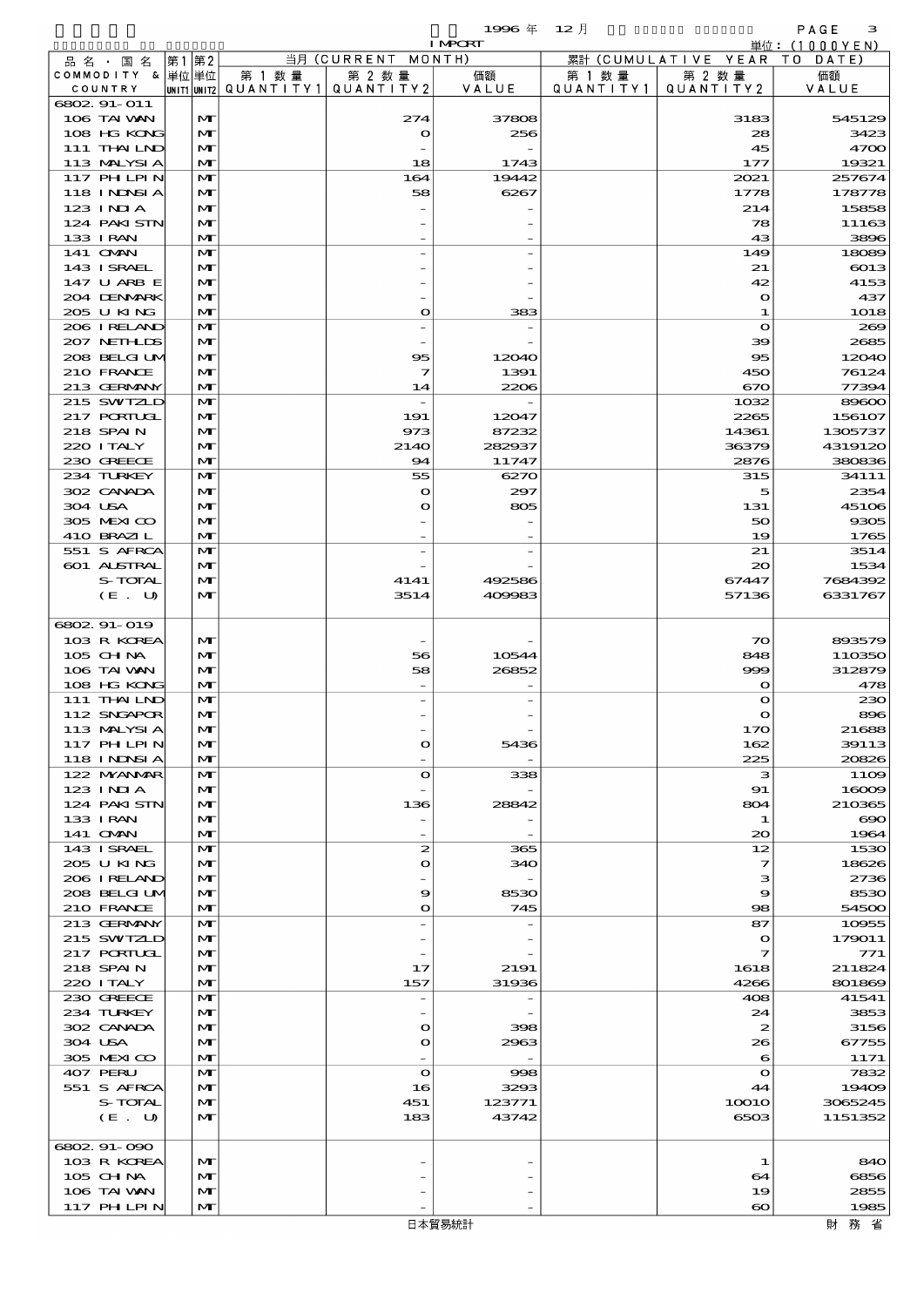1996 年 12 月 IMPORT

単位：(1000YEN)

| 品名・国名 COMMODITY & COUNTRY | 第1 単位 UNIT1 | 第2 単位 UNIT2 | 当月 (CURRENT MONTH) 第1数量 QUANTITY1 | 第2数量 QUANTITY2 | 価額 VALUE | 累計 (CUMULATIVE YEAR TO DATE) 第1数量 QUANTITY1 | 第2数量 QUANTITY2 | 価額 VALUE |
|---|---|---|---|---|---|---|---|---|
| 6802.91-011 | | | | | | | | |
| 106 TAIWAN | | MT | | 274 | 37808 | | 3183 | 545129 |
| 108 HG KONG | | MT | | 0 | 256 | | 28 | 3423 |
| 111 THAILND | | MT | | - | - | | 45 | 4700 |
| 113 MALYSIA | | MT | | 18 | 1743 | | 177 | 19321 |
| 117 PHLPIN | | MT | | 164 | 19442 | | 2021 | 257674 |
| 118 INDNSIA | | MT | | 58 | 6267 | | 1778 | 178778 |
| 123 INDIA | | MT | | - | - | | 214 | 15858 |
| 124 PAKISTN | | MT | | - | - | | 78 | 11163 |
| 133 IRAN | | MT | | - | - | | 43 | 3896 |
| 141 OMAN | | MT | | - | - | | 149 | 18089 |
| 143 ISRAEL | | MT | | - | - | | 21 | 6013 |
| 147 U ARB E | | MT | | - | - | | 42 | 4153 |
| 204 DENMARK | | MT | | - | - | | 0 | 437 |
| 205 U KING | | MT | | 0 | 383 | | 1 | 1018 |
| 206 IRELAND | | MT | | - | - | | 0 | 269 |
| 207 NETHLDS | | MT | | - | - | | 39 | 2685 |
| 208 BELGIUM | | MT | | 95 | 12040 | | 95 | 12040 |
| 210 FRANCE | | MT | | 7 | 1391 | | 450 | 76124 |
| 213 GERMANY | | MT | | 14 | 2206 | | 670 | 77394 |
| 215 SWTZLD | | MT | | - | - | | 1032 | 89600 |
| 217 PORTUGL | | MT | | 191 | 12047 | | 2265 | 156107 |
| 218 SPAIN | | MT | | 973 | 87232 | | 14361 | 1305737 |
| 220 ITALY | | MT | | 2140 | 282937 | | 36379 | 4319120 |
| 230 GREECE | | MT | | 94 | 11747 | | 2876 | 380836 |
| 234 TURKEY | | MT | | 55 | 6270 | | 315 | 34111 |
| 302 CANADA | | MT | | 0 | 297 | | 5 | 2354 |
| 304 USA | | MT | | 0 | 805 | | 131 | 45106 |
| 305 MEXICO | | MT | | - | - | | 50 | 9305 |
| 410 BRAZIL | | MT | | - | - | | 19 | 1765 |
| 551 S AFRCA | | MT | | - | - | | 21 | 3514 |
| 601 AUSTRAL | | MT | | - | - | | 20 | 1534 |
| S-TOTAL | | MT | | 4141 | 492586 | | 67447 | 7684392 |
| (E. U) | | MT | | 3514 | 409983 | | 57136 | 6331767 |
| 6802.91-019 | | | | | | | | |
| 103 R KOREA | | MT | | - | - | | 70 | 893579 |
| 105 CHINA | | MT | | 56 | 10544 | | 848 | 110350 |
| 106 TAIWAN | | MT | | 58 | 26852 | | 999 | 312879 |
| 108 HG KONG | | MT | | - | - | | 0 | 478 |
| 111 THAILND | | MT | | - | - | | 0 | 230 |
| 112 SNGAPOR | | MT | | - | - | | 0 | 896 |
| 113 MALYSIA | | MT | | - | - | | 170 | 21688 |
| 117 PHLPIN | | MT | | 0 | 5436 | | 162 | 39113 |
| 118 INDNSIA | | MT | | - | - | | 225 | 20826 |
| 122 MYANMAR | | MT | | 0 | 338 | | 3 | 1109 |
| 123 INDIA | | MT | | - | - | | 91 | 16009 |
| 124 PAKISTN | | MT | | 136 | 28842 | | 804 | 210365 |
| 133 IRAN | | MT | | - | - | | 1 | 690 |
| 141 OMAN | | MT | | - | - | | 20 | 1964 |
| 143 ISRAEL | | MT | | 2 | 365 | | 12 | 1530 |
| 205 U KING | | MT | | 0 | 340 | | 7 | 18626 |
| 206 IRELAND | | MT | | - | - | | 3 | 2736 |
| 208 BELGIUM | | MT | | 9 | 8530 | | 9 | 8530 |
| 210 FRANCE | | MT | | 0 | 745 | | 98 | 54500 |
| 213 GERMANY | | MT | | - | - | | 87 | 10955 |
| 215 SWTZLD | | MT | | - | - | | 0 | 179011 |
| 217 PORTUGL | | MT | | - | - | | 7 | 771 |
| 218 SPAIN | | MT | | 17 | 2191 | | 1618 | 211824 |
| 220 ITALY | | MT | | 157 | 31936 | | 4266 | 801869 |
| 230 GREECE | | MT | | - | - | | 408 | 41541 |
| 234 TURKEY | | MT | | - | - | | 24 | 3853 |
| 302 CANADA | | MT | | 0 | 398 | | 2 | 3156 |
| 304 USA | | MT | | 0 | 2963 | | 26 | 67755 |
| 305 MEXICO | | MT | | - | - | | 6 | 1171 |
| 407 PERU | | MT | | 0 | 998 | | 0 | 7832 |
| 551 S AFRCA | | MT | | 16 | 3293 | | 44 | 19409 |
| S-TOTAL | | MT | | 451 | 123771 | | 10010 | 3065245 |
| (E. U) | | MT | | 183 | 43742 | | 6503 | 1151352 |
| 6802.91-090 | | | | | | | | |
| 103 R KOREA | | MT | | - | - | | 1 | 840 |
| 105 CHINA | | MT | | - | - | | 64 | 6856 |
| 106 TAIWAN | | MT | | - | - | | 19 | 2855 |
| 117 PHLPIN | | MT | | - | - | | 60 | 1985 |

日本貿易統計　財務省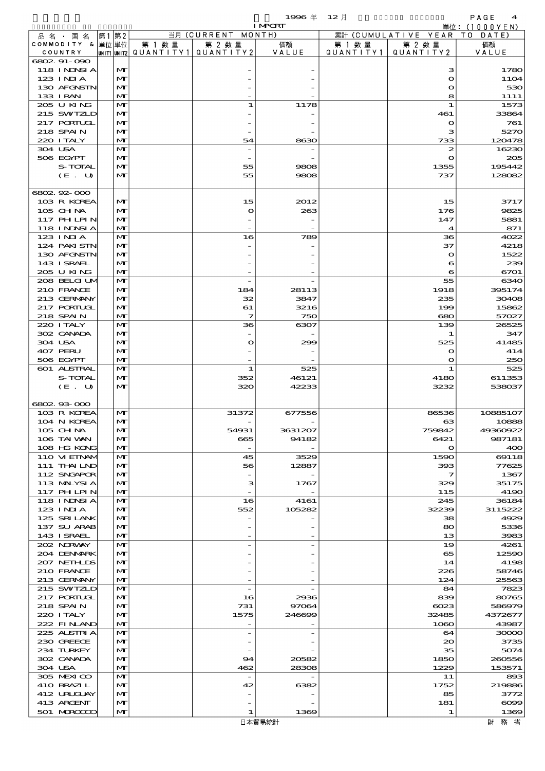1996 年 12 月 IMPORT

単位：(1000YEN)

| 品名・国名 COMMODITY & COUNTRY | 第1 単位 UNIT1 | 第2 単位 UNIT2 | 当月 (CURRENT MONTH) 第1数量 QUANTITY1 | 第2数量 QUANTITY2 | 価額 VALUE | 累計 (CUMULATIVE YEAR TO DATE) 第1数量 QUANTITY1 | 第2数量 QUANTITY2 | 価額 VALUE |
|---|---|---|---|---|---|---|---|---|
| 6802.91-090 | | | | | | | | |
| 118 INDNSIA | | MT | | - | - | | 3 | 1780 |
| 123 INDIA | | MT | | - | - | | 0 | 1104 |
| 130 AFGNSTN | | MT | | - | - | | 0 | 530 |
| 133 IRAN | | MT | | - | - | | 8 | 1111 |
| 205 U KING | | MT | | 1 | 1178 | | 1 | 1573 |
| 215 SWTZLD | | MT | | - | - | | 461 | 33864 |
| 217 PORTUGL | | MT | | - | - | | 0 | 761 |
| 218 SPAIN | | MT | | - | - | | 3 | 5270 |
| 220 ITALY | | MT | | 54 | 8630 | | 733 | 120478 |
| 304 USA | | MT | | - | - | | 2 | 16230 |
| 506 EGYPT | | MT | | - | - | | 0 | 205 |
| S-TOTAL | | MT | | 55 | 9808 | | 1355 | 195442 |
| (E. U) | | MT | | 55 | 9808 | | 737 | 128082 |
| 6802.92-000 | | | | | | | | |
| 103 R KOREA | | MT | | 15 | 2012 | | 15 | 3717 |
| 105 CHINA | | MT | | 0 | 263 | | 176 | 9825 |
| 117 PHILPIN | | MT | | - | - | | 147 | 5881 |
| 118 INDNSIA | | MT | | - | - | | 4 | 871 |
| 123 INDIA | | MT | | 16 | 789 | | 36 | 4022 |
| 124 PAKISTN | | MT | | - | - | | 37 | 4218 |
| 130 AFGNSTN | | MT | | - | - | | 0 | 1522 |
| 143 ISRAEL | | MT | | - | - | | 6 | 239 |
| 205 U KING | | MT | | - | - | | 6 | 6701 |
| 208 BELGIUM | | MT | | - | - | | 55 | 6340 |
| 210 FRANCE | | MT | | 184 | 28113 | | 1918 | 395174 |
| 213 GERMANY | | MT | | 32 | 3847 | | 235 | 30408 |
| 217 PORTUGL | | MT | | 61 | 3216 | | 199 | 15862 |
| 218 SPAIN | | MT | | 7 | 750 | | 680 | 57027 |
| 220 ITALY | | MT | | 36 | 6307 | | 139 | 26525 |
| 302 CANADA | | MT | | - | - | | 1 | 347 |
| 304 USA | | MT | | 0 | 299 | | 525 | 41485 |
| 407 PERU | | MT | | - | - | | 0 | 414 |
| 506 EGYPT | | MT | | - | - | | 0 | 250 |
| 601 AUSTRAL | | MT | | 1 | 525 | | 1 | 525 |
| S-TOTAL | | MT | | 352 | 46121 | | 4180 | 611353 |
| (E. U) | | MT | | 320 | 42233 | | 3232 | 538037 |
| 6802.93-000 | | | | | | | | |
| 103 R KOREA | | MT | | 31372 | 677556 | | 86536 | 10885107 |
| 104 N KOREA | | MT | | - | - | | 63 | 10888 |
| 105 CHINA | | MT | | 54931 | 3631207 | | 759842 | 49360922 |
| 106 TAIWAN | | MT | | 665 | 94182 | | 6421 | 987181 |
| 108 HG KONG | | MT | | - | - | | 0 | 400 |
| 110 VIETNAM | | MT | | 45 | 3529 | | 1590 | 69118 |
| 111 THAILND | | MT | | 56 | 12887 | | 393 | 77625 |
| 112 SNGAPOR | | MT | | - | - | | 7 | 1367 |
| 113 MALYSIA | | MT | | 3 | 1767 | | 329 | 35175 |
| 117 PHILPIN | | MT | | - | - | | 115 | 4190 |
| 118 INDNSIA | | MT | | 16 | 4161 | | 245 | 36184 |
| 123 INDIA | | MT | | 552 | 105282 | | 32239 | 3115222 |
| 125 SRI LANK | | MT | | - | - | | 38 | 4929 |
| 137 SU ARAB | | MT | | - | - | | 80 | 5336 |
| 143 ISRAEL | | MT | | - | - | | 13 | 3983 |
| 202 NORWAY | | MT | | - | - | | 19 | 4261 |
| 204 DENMARK | | MT | | - | - | | 65 | 12590 |
| 207 NETHLDS | | MT | | - | - | | 14 | 4198 |
| 210 FRANCE | | MT | | - | - | | 226 | 58746 |
| 213 GERMANY | | MT | | - | - | | 124 | 25563 |
| 215 SWTZLD | | MT | | - | - | | 84 | 7823 |
| 217 PORTUGL | | MT | | 16 | 2936 | | 839 | 80765 |
| 218 SPAIN | | MT | | 731 | 97064 | | 6023 | 586979 |
| 220 ITALY | | MT | | 1575 | 246699 | | 32485 | 4372677 |
| 222 FINLAND | | MT | | - | - | | 1060 | 43987 |
| 225 AUSTRIA | | MT | | - | - | | 64 | 30000 |
| 230 GREECE | | MT | | - | - | | 20 | 3735 |
| 234 TURKEY | | MT | | - | - | | 35 | 5074 |
| 302 CANADA | | MT | | 94 | 20582 | | 1850 | 260556 |
| 304 USA | | MT | | 462 | 28308 | | 1229 | 153571 |
| 305 MEXICO | | MT | | - | - | | 11 | 893 |
| 410 BRAZIL | | MT | | 42 | 6382 | | 1752 | 219886 |
| 412 URUGUAY | | MT | | - | - | | 85 | 3772 |
| 413 ARGENT | | MT | | - | - | | 181 | 6099 |
| 501 MOROCCO | | MT | | 1 | 1369 | | 1 | 1369 |

日本貿易統計 財務省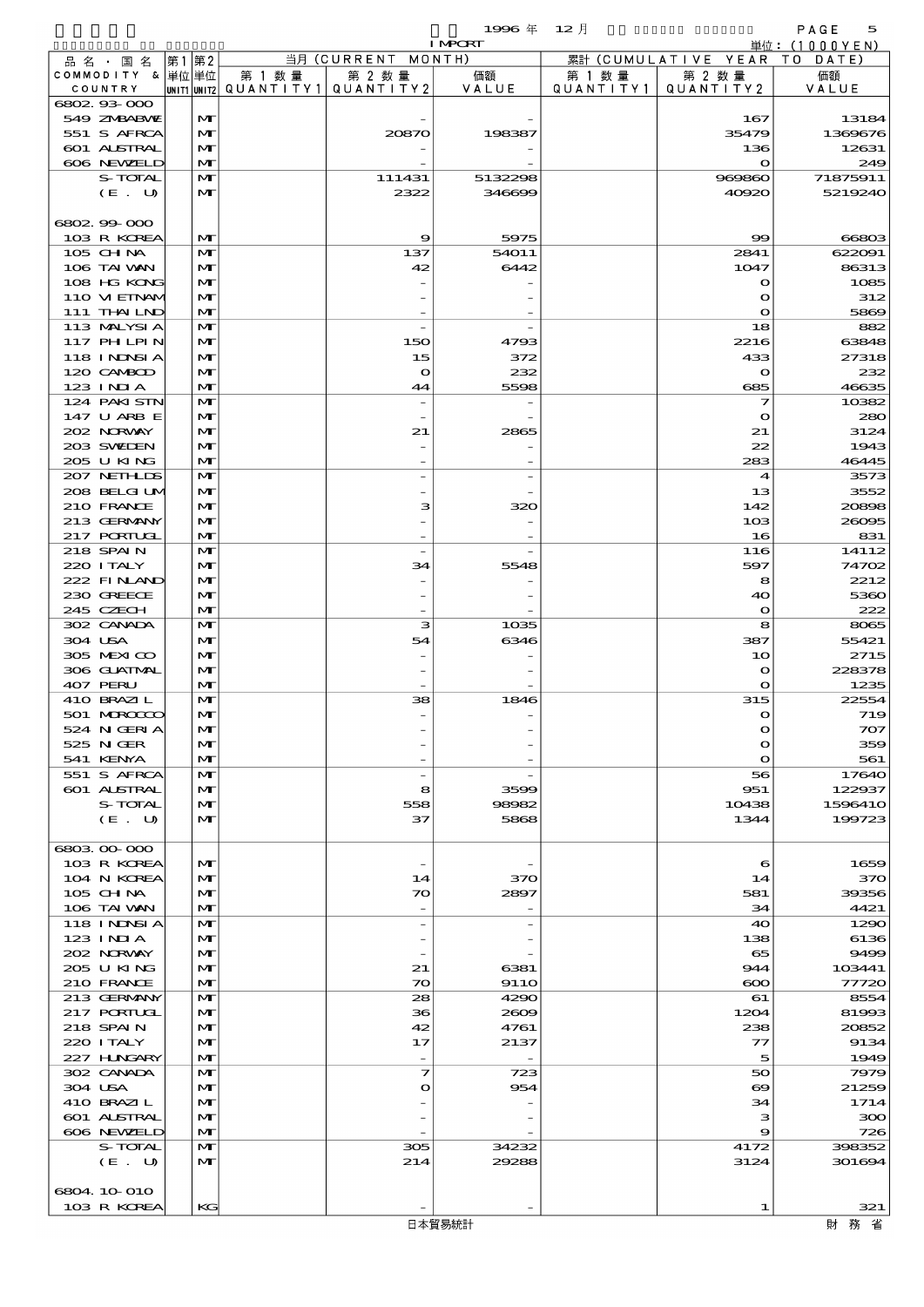1996年 12月 IMPORT

単位：(1000YEN)

| 品名・国名 COMMODITY & COUNTRY | 第1 単位 UNIT1 | 第2 単位 UNIT2 | 当月 (CURRENT MONTH) 第1数量 QUANTITY1 | 第2数量 QUANTITY2 | 価額 VALUE | 累計 (CUMULATIVE YEAR TO DATE) 第1数量 QUANTITY1 | 第2数量 QUANTITY2 | 価額 VALUE |
|---|---|---|---|---|---|---|---|---|
| 6802.93-000 | | | | | | | | |
| 549 ZMBABWE | | MT | | - | - | | 167 | 13184 |
| 551 S AFRCA | | MT | | 20870 | 198387 | | 35479 | 1369676 |
| 601 AUSTRAL | | MT | | - | - | | 136 | 12631 |
| 606 NEWZELD | | MT | | - | - | | 0 | 249 |
| S-TOTAL | | MT | | 111431 | 5132298 | | 969860 | 71875911 |
| (E. U) | | MT | | 2322 | 346699 | | 40920 | 5219240 |
| 6802.99-000 | | | | | | | | |
| 103 R KOREA | | MT | | 9 | 5975 | | 99 | 66803 |
| 105 CHINA | | MT | | 137 | 54011 | | 2841 | 622091 |
| 106 TAIWAN | | MT | | 42 | 6442 | | 1047 | 86313 |
| 108 HG KONG | | MT | | - | - | | 0 | 1085 |
| 110 VIETNAM | | MT | | - | - | | 0 | 312 |
| 111 THAILND | | MT | | - | - | | 0 | 5869 |
| 113 MALYSIA | | MT | | - | - | | 18 | 882 |
| 117 PHILPIN | | MT | | 150 | 4793 | | 2216 | 63848 |
| 118 INDNSIA | | MT | | 15 | 372 | | 433 | 27318 |
| 120 CAMBOD | | MT | | 0 | 232 | | 0 | 232 |
| 123 INDIA | | MT | | 44 | 5598 | | 685 | 46635 |
| 124 PAKISTN | | MT | | - | - | | 7 | 10382 |
| 147 U ARB E | | MT | | - | - | | 0 | 280 |
| 202 NORWAY | | MT | | 21 | 2865 | | 21 | 3124 |
| 203 SWEDEN | | MT | | - | - | | 22 | 1943 |
| 205 U KING | | MT | | - | - | | 283 | 46445 |
| 207 NETHLDS | | MT | | - | - | | 4 | 3573 |
| 208 BELGIUM | | MT | | - | - | | 13 | 3552 |
| 210 FRANCE | | MT | | 3 | 320 | | 142 | 20898 |
| 213 GERMANY | | MT | | - | - | | 103 | 26095 |
| 217 PORTUGL | | MT | | - | - | | 16 | 831 |
| 218 SPAIN | | MT | | - | - | | 116 | 14112 |
| 220 ITALY | | MT | | 34 | 5548 | | 597 | 74702 |
| 222 FINLAND | | MT | | - | - | | 8 | 2212 |
| 230 GREECE | | MT | | - | - | | 40 | 5360 |
| 245 CZECH | | MT | | - | - | | 0 | 222 |
| 302 CANADA | | MT | | 3 | 1035 | | 8 | 8065 |
| 304 USA | | MT | | 54 | 6346 | | 387 | 55421 |
| 305 MEXICO | | MT | | - | - | | 10 | 2715 |
| 306 GUATMAL | | MT | | - | - | | 0 | 228378 |
| 407 PERU | | MT | | - | - | | 0 | 1235 |
| 410 BRAZIL | | MT | | 38 | 1846 | | 315 | 22554 |
| 501 MOROCCO | | MT | | - | - | | 0 | 719 |
| 524 NIGERIA | | MT | | - | - | | 0 | 707 |
| 525 NIGER | | MT | | - | - | | 0 | 359 |
| 541 KENYA | | MT | | - | - | | 0 | 561 |
| 551 S AFRCA | | MT | | - | - | | 56 | 17640 |
| 601 AUSTRAL | | MT | | 8 | 3599 | | 951 | 122937 |
| S-TOTAL | | MT | | 558 | 98982 | | 10438 | 1596410 |
| (E. U) | | MT | | 37 | 5868 | | 1344 | 199723 |
| 6803.00-000 | | | | | | | | |
| 103 R KOREA | | MT | | - | - | | 6 | 1659 |
| 104 N KOREA | | MT | | 14 | 370 | | 14 | 370 |
| 105 CHINA | | MT | | 70 | 2897 | | 581 | 39356 |
| 106 TAIWAN | | MT | | - | - | | 34 | 4421 |
| 118 INDNSIA | | MT | | - | - | | 40 | 1290 |
| 123 INDIA | | MT | | - | - | | 138 | 6136 |
| 202 NORWAY | | MT | | - | - | | 65 | 9499 |
| 205 U KING | | MT | | 21 | 6381 | | 944 | 103441 |
| 210 FRANCE | | MT | | 70 | 9110 | | 600 | 77720 |
| 213 GERMANY | | MT | | 28 | 4290 | | 61 | 8554 |
| 217 PORTUGL | | MT | | 36 | 2609 | | 1204 | 81993 |
| 218 SPAIN | | MT | | 42 | 4761 | | 238 | 20852 |
| 220 ITALY | | MT | | 17 | 2137 | | 77 | 9134 |
| 227 HUNGARY | | MT | | - | - | | 5 | 1949 |
| 302 CANADA | | MT | | 7 | 723 | | 50 | 7979 |
| 304 USA | | MT | | 0 | 954 | | 69 | 21259 |
| 410 BRAZIL | | MT | | - | - | | 34 | 1714 |
| 601 AUSTRAL | | MT | | - | - | | 3 | 300 |
| 606 NEWZELD | | MT | | - | - | | 9 | 726 |
| S-TOTAL | | MT | | 305 | 34232 | | 4172 | 398352 |
| (E. U) | | MT | | 214 | 29288 | | 3124 | 301694 |
| 6804.10-010 | | | | | | | | |
| 103 R KOREA | | KG | | - | - | | 1 | 321 |

日本貿易統計　財務省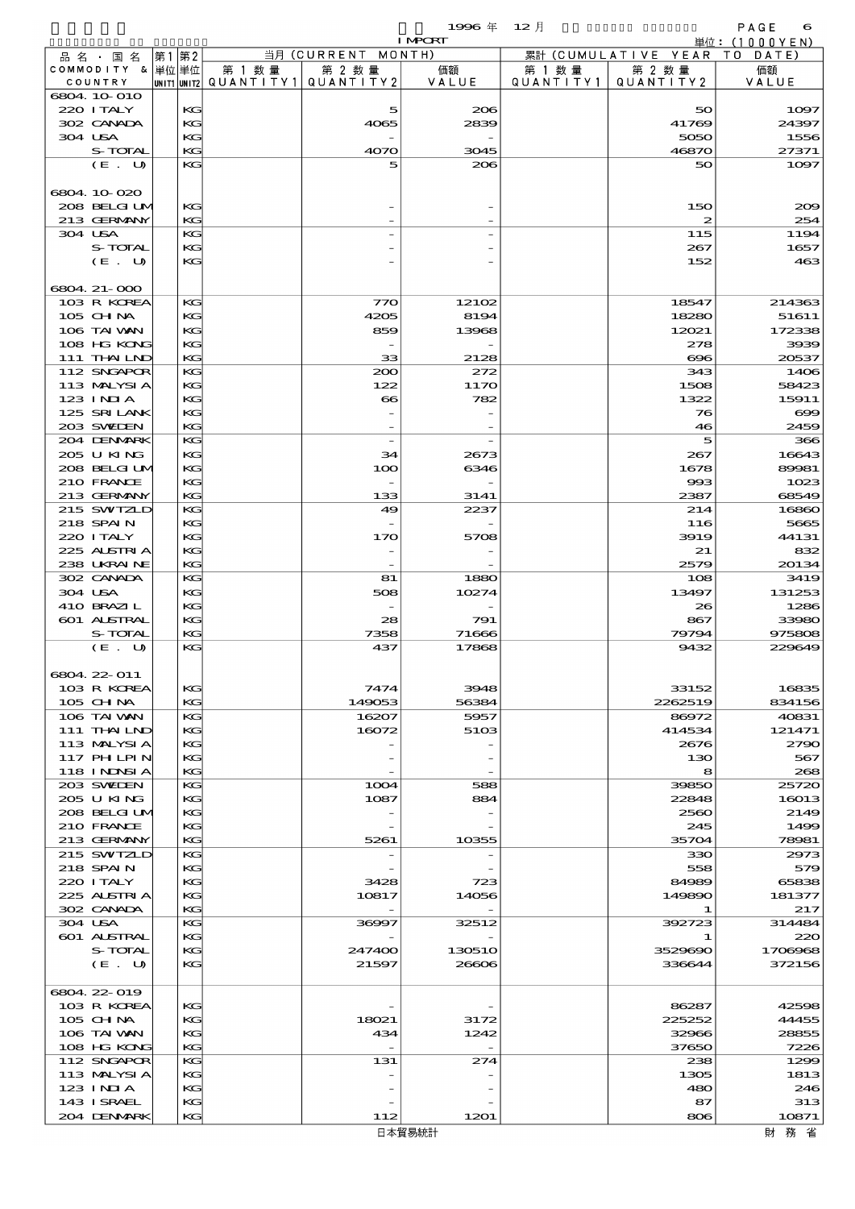1996 年 12 月 IMPORT

単位：(1000YEN)

| 品名・国名 COMMODITY & COUNTRY | 第1 単位 UNIT1 | 第2 単位 UNIT2 | 当月 (CURRENT MONTH) 第1数量 QUANTITY1 | 第2数量 QUANTITY2 | 価額 VALUE | 累計 (CUMULATIVE YEAR TO DATE) 第1数量 QUANTITY1 | 第2数量 QUANTITY2 | 価額 VALUE |
|---|---|---|---|---|---|---|---|---|
| 6804.10-010 | | | | | | | | |
| 220 ITALY | | KG | | 5 | 206 | | 50 | 1097 |
| 302 CANADA | | KG | | 4065 | 2839 | | 41769 | 24397 |
| 304 USA | | KG | | - | - | | 5050 | 1556 |
| S-TOTAL | | KG | | 4070 | 3045 | | 46870 | 27371 |
| (E. U) | | KG | | 5 | 206 | | 50 | 1097 |
| 6804.10-020 | | | | | | | | |
| 208 BELGIUM | | KG | | - | - | | 150 | 209 |
| 213 GERMANY | | KG | | - | - | | 2 | 254 |
| 304 USA | | KG | | - | - | | 115 | 1194 |
| S-TOTAL | | KG | | - | - | | 267 | 1657 |
| (E. U) | | KG | | - | - | | 152 | 463 |
| 6804.21-000 | | | | | | | | |
| 103 R KOREA | | KG | | 770 | 12102 | | 18547 | 214363 |
| 105 CHINA | | KG | | 4205 | 8194 | | 18280 | 51611 |
| 106 TAIWAN | | KG | | 859 | 13968 | | 12021 | 172338 |
| 108 HG KONG | | KG | | - | - | | 278 | 3939 |
| 111 THAILND | | KG | | 33 | 2128 | | 696 | 20537 |
| 112 SNGAPOR | | KG | | 200 | 272 | | 343 | 1406 |
| 113 MALYSIA | | KG | | 122 | 1170 | | 1508 | 58423 |
| 123 INDIA | | KG | | 66 | 782 | | 1322 | 15911 |
| 125 SRI LANK | | KG | | - | - | | 76 | 699 |
| 203 SWEDEN | | KG | | - | - | | 46 | 2459 |
| 204 DENMARK | | KG | | - | - | | 5 | 366 |
| 205 U KING | | KG | | 34 | 2673 | | 267 | 16643 |
| 208 BELGIUM | | KG | | 100 | 6346 | | 1678 | 89981 |
| 210 FRANCE | | KG | | - | - | | 993 | 1023 |
| 213 GERMANY | | KG | | 133 | 3141 | | 2387 | 68549 |
| 215 SWITZLD | | KG | | 49 | 2237 | | 214 | 16860 |
| 218 SPAIN | | KG | | - | - | | 116 | 5665 |
| 220 ITALY | | KG | | 170 | 5708 | | 3919 | 44131 |
| 225 AUSTRIA | | KG | | - | - | | 21 | 832 |
| 238 UKRAINE | | KG | | - | - | | 2579 | 20134 |
| 302 CANADA | | KG | | 81 | 1880 | | 108 | 3419 |
| 304 USA | | KG | | 508 | 10274 | | 13497 | 131253 |
| 410 BRAZIL | | KG | | - | - | | 26 | 1286 |
| 601 AUSTRAL | | KG | | 28 | 791 | | 867 | 33980 |
| S-TOTAL | | KG | | 7358 | 71666 | | 79794 | 975808 |
| (E. U) | | KG | | 437 | 17868 | | 9432 | 229649 |
| 6804.22-011 | | | | | | | | |
| 103 R KOREA | | KG | | 7474 | 3948 | | 33152 | 16835 |
| 105 CHINA | | KG | | 149053 | 56384 | | 2262519 | 834156 |
| 106 TAIWAN | | KG | | 16207 | 5957 | | 86972 | 40831 |
| 111 THAILND | | KG | | 16072 | 5103 | | 414534 | 121471 |
| 113 MALYSIA | | KG | | - | - | | 2676 | 2790 |
| 117 PHLPIN | | KG | | - | - | | 130 | 567 |
| 118 INDNSIA | | KG | | - | - | | 8 | 268 |
| 203 SWEDEN | | KG | | 1004 | 588 | | 39850 | 25720 |
| 205 U KING | | KG | | 1087 | 884 | | 22848 | 16013 |
| 208 BELGIUM | | KG | | - | - | | 2560 | 2149 |
| 210 FRANCE | | KG | | - | - | | 245 | 1499 |
| 213 GERMANY | | KG | | 5261 | 10355 | | 35704 | 78981 |
| 215 SWITZLD | | KG | | - | - | | 330 | 2973 |
| 218 SPAIN | | KG | | - | - | | 558 | 579 |
| 220 ITALY | | KG | | 3428 | 723 | | 84989 | 65838 |
| 225 AUSTRIA | | KG | | 10817 | 14056 | | 149890 | 181377 |
| 302 CANADA | | KG | | - | - | | 1 | 217 |
| 304 USA | | KG | | 36997 | 32512 | | 392723 | 314484 |
| 601 AUSTRAL | | KG | | - | - | | 1 | 220 |
| S-TOTAL | | KG | | 247400 | 130510 | | 3529690 | 1706968 |
| (E. U) | | KG | | 21597 | 26606 | | 336644 | 372156 |
| 6804.22-019 | | | | | | | | |
| 103 R KOREA | | KG | | - | - | | 86287 | 42598 |
| 105 CHINA | | KG | | 18021 | 3172 | | 225252 | 44455 |
| 106 TAIWAN | | KG | | 434 | 1242 | | 32966 | 28855 |
| 108 HG KONG | | KG | | - | - | | 37650 | 7226 |
| 112 SNGAPOR | | KG | | 131 | 274 | | 238 | 1299 |
| 113 MALYSIA | | KG | | - | - | | 1305 | 1813 |
| 123 INDIA | | KG | | - | - | | 480 | 246 |
| 143 ISRAEL | | KG | | - | - | | 87 | 313 |
| 204 DENMARK | | KG | | 112 | 1201 | | 806 | 10871 |

日本貿易統計　　財務省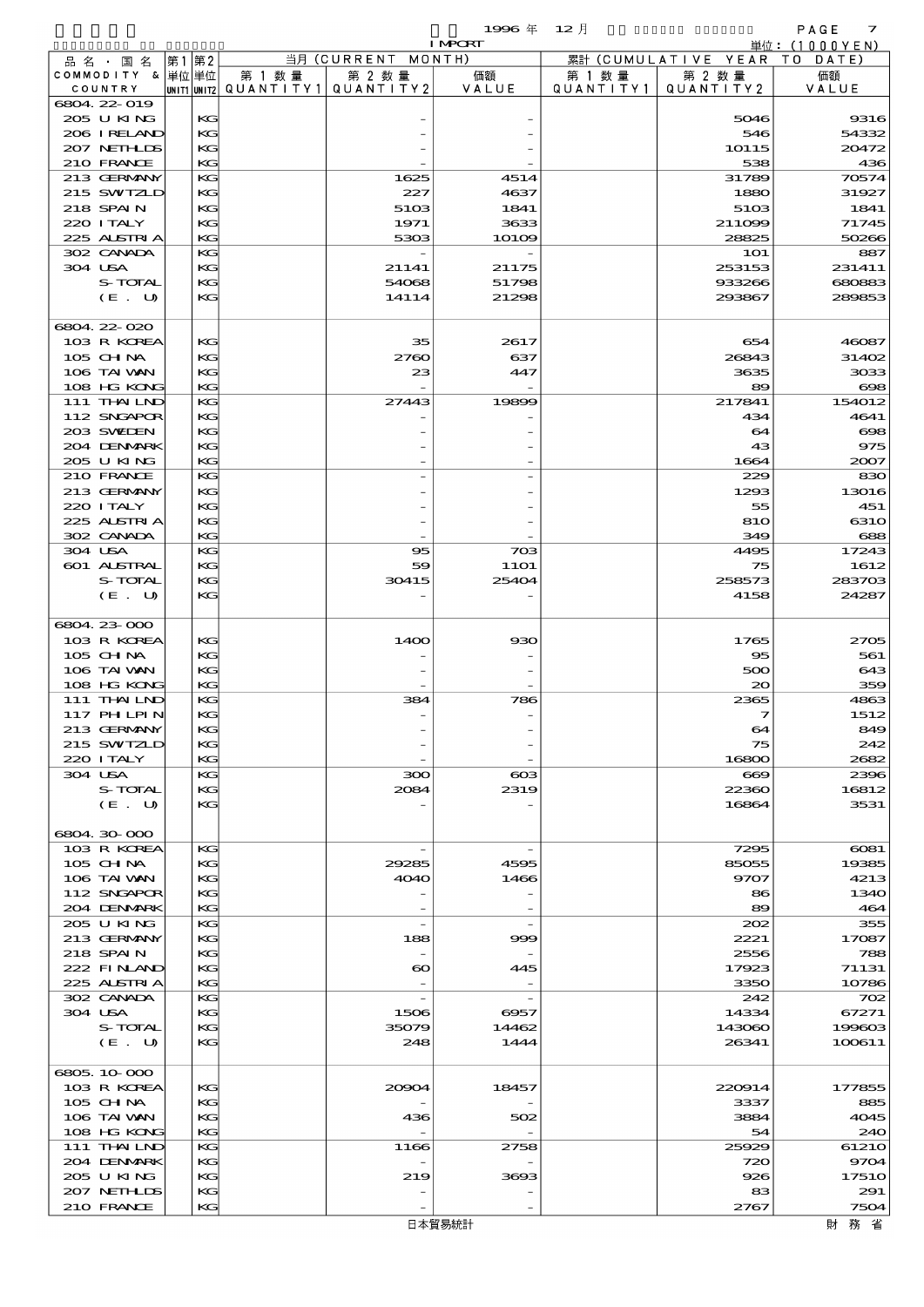1996年 12月 IMPORT

単位：(1000YEN)

| 品名・国名 COMMODITY & COUNTRY | 第1単位 UNIT1 | 第2単位 UNIT2 | 当月 (CURRENT MONTH) 第1数量 QUANTITY1 | 第2数量 QUANTITY2 | 価額 VALUE | 累計 (CUMULATIVE YEAR TO DATE) 第1数量 QUANTITY1 | 第2数量 QUANTITY2 | 価額 VALUE |
|---|---|---|---|---|---|---|---|---|
| 6804.22-019 | | | | | | | | |
| 205 U KING | | KG | | - | - | | 5046 | 9316 |
| 206 IRELAND | | KG | | - | - | | 546 | 54332 |
| 207 NETHLDS | | KG | | - | - | | 10115 | 20472 |
| 210 FRANCE | | KG | | - | - | | 538 | 436 |
| 213 GERMANY | | KG | | 1625 | 4514 | | 31789 | 70574 |
| 215 SWITZLD | | KG | | 227 | 4637 | | 1880 | 31927 |
| 218 SPAIN | | KG | | 5103 | 1841 | | 5103 | 1841 |
| 220 ITALY | | KG | | 1971 | 3633 | | 211099 | 71745 |
| 225 AUSTRIA | | KG | | 5303 | 10109 | | 28825 | 50266 |
| 302 CANADA | | KG | | - | - | | 101 | 887 |
| 304 USA | | KG | | 21141 | 21175 | | 253153 | 231411 |
| S-TOTAL | | KG | | 54068 | 51798 | | 933266 | 680883 |
| (E. U) | | KG | | 14114 | 21298 | | 293867 | 289853 |
| 6804.22-020 | | | | | | | | |
| 103 R KOREA | | KG | | 35 | 2617 | | 654 | 46087 |
| 105 CHINA | | KG | | 2760 | 637 | | 26843 | 31402 |
| 106 TAIWAN | | KG | | 23 | 447 | | 3635 | 3033 |
| 108 HG KONG | | KG | | - | - | | 89 | 698 |
| 111 THAILND | | KG | | 27443 | 19899 | | 217841 | 154012 |
| 112 SNGAPOR | | KG | | - | - | | 434 | 4641 |
| 203 SWEDEN | | KG | | - | - | | 64 | 698 |
| 204 DENMARK | | KG | | - | - | | 43 | 975 |
| 205 U KING | | KG | | - | - | | 1664 | 2007 |
| 210 FRANCE | | KG | | - | - | | 229 | 830 |
| 213 GERMANY | | KG | | - | - | | 1293 | 13016 |
| 220 ITALY | | KG | | - | - | | 55 | 451 |
| 225 AUSTRIA | | KG | | - | - | | 810 | 6310 |
| 302 CANADA | | KG | | - | - | | 349 | 688 |
| 304 USA | | KG | | 95 | 703 | | 4495 | 17243 |
| 601 AUSTRAL | | KG | | 59 | 1101 | | 75 | 1612 |
| S-TOTAL | | KG | | 30415 | 25404 | | 258573 | 283703 |
| (E. U) | | KG | | - | - | | 4158 | 24287 |
| 6804.23-000 | | | | | | | | |
| 103 R KOREA | | KG | | 1400 | 930 | | 1765 | 2705 |
| 105 CHINA | | KG | | - | - | | 95 | 561 |
| 106 TAIWAN | | KG | | - | - | | 500 | 643 |
| 108 HG KONG | | KG | | - | - | | 20 | 359 |
| 111 THAILND | | KG | | 384 | 786 | | 2365 | 4863 |
| 117 PHILPIN | | KG | | - | - | | 7 | 1512 |
| 213 GERMANY | | KG | | - | - | | 64 | 849 |
| 215 SWITZLD | | KG | | - | - | | 75 | 242 |
| 220 ITALY | | KG | | - | - | | 16800 | 2682 |
| 304 USA | | KG | | 300 | 603 | | 669 | 2396 |
| S-TOTAL | | KG | | 2084 | 2319 | | 22360 | 16812 |
| (E. U) | | KG | | - | - | | 16864 | 3531 |
| 6804.30-000 | | | | | | | | |
| 103 R KOREA | | KG | | - | - | | 7295 | 6081 |
| 105 CHINA | | KG | | 29285 | 4595 | | 85055 | 19385 |
| 106 TAIWAN | | KG | | 4040 | 1466 | | 9707 | 4213 |
| 112 SNGAPOR | | KG | | - | - | | 86 | 1340 |
| 204 DENMARK | | KG | | - | - | | 89 | 464 |
| 205 U KING | | KG | | - | - | | 202 | 355 |
| 213 GERMANY | | KG | | 188 | 999 | | 2221 | 17087 |
| 218 SPAIN | | KG | | - | - | | 2556 | 788 |
| 222 FINLAND | | KG | | 60 | 445 | | 17923 | 71131 |
| 225 AUSTRIA | | KG | | - | - | | 3350 | 10786 |
| 302 CANADA | | KG | | - | - | | 242 | 702 |
| 304 USA | | KG | | 1506 | 6957 | | 14334 | 67271 |
| S-TOTAL | | KG | | 35079 | 14462 | | 143060 | 199603 |
| (E. U) | | KG | | 248 | 1444 | | 26341 | 100611 |
| 6805.10-000 | | | | | | | | |
| 103 R KOREA | | KG | | 20904 | 18457 | | 220914 | 177855 |
| 105 CHINA | | KG | | - | - | | 3337 | 885 |
| 106 TAIWAN | | KG | | 436 | 502 | | 3884 | 4045 |
| 108 HG KONG | | KG | | - | - | | 54 | 240 |
| 111 THAILND | | KG | | 1166 | 2758 | | 25929 | 61210 |
| 204 DENMARK | | KG | | - | - | | 720 | 9704 |
| 205 U KING | | KG | | 219 | 3693 | | 926 | 17510 |
| 207 NETHLDS | | KG | | - | - | | 83 | 291 |
| 210 FRANCE | | KG | | - | - | | 2767 | 7504 |

日本貿易統計　　財務省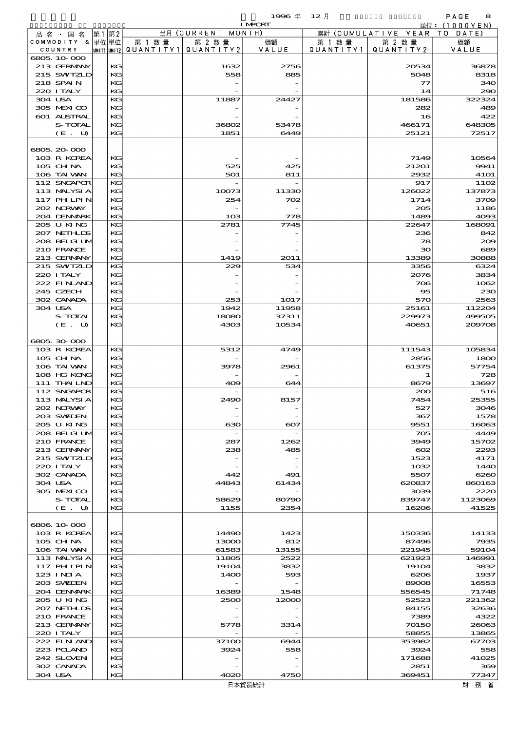1996 年 12 月 IMPORT

単位：(1000YEN)

| 品名・国名 COMMODITY & COUNTRY | 第1 単位 UNIT1 | 第2 単位 UNIT2 | 当月 (CURRENT MONTH) 第1数量 QUANTITY1 | 第2数量 QUANTITY2 | 価額 VALUE | 累計 (CUMULATIVE YEAR TO DATE) 第1数量 QUANTITY1 | 第2数量 QUANTITY2 | 価額 VALUE |
|---|---|---|---|---|---|---|---|---|
| 6805.10-000 | | | | | | | | |
| 213 GERMANY | | KG | | 1632 | 2756 | | 20534 | 36878 |
| 215 SWITZLD | | KG | | 558 | 885 | | 5048 | 8318 |
| 218 SPAIN | | KG | | - | - | | 77 | 340 |
| 220 ITALY | | KG | | - | - | | 14 | 290 |
| 304 USA | | KG | | 11887 | 24427 | | 181586 | 322324 |
| 305 MEXICO | | KG | | - | - | | 282 | 489 |
| 601 AUSTRAL | | KG | | - | - | | 16 | 422 |
| S-TOTAL | | KG | | 36802 | 53478 | | 466171 | 648305 |
| (E. U) | | KG | | 1851 | 6449 | | 25121 | 72517 |
| 6805.20-000 | | | | | | | | |
| 103 R KOREA | | KG | | - | - | | 7149 | 10564 |
| 105 CHINA | | KG | | 525 | 425 | | 21201 | 9941 |
| 106 TAIWAN | | KG | | 501 | 811 | | 2932 | 4101 |
| 112 SNGAPOR | | KG | | - | - | | 917 | 1102 |
| 113 MALYSIA | | KG | | 10073 | 11330 | | 126022 | 137873 |
| 117 PHILPIN | | KG | | 254 | 702 | | 1714 | 3709 |
| 202 NORWAY | | KG | | - | - | | 205 | 1186 |
| 204 DENMARK | | KG | | 103 | 778 | | 1489 | 4093 |
| 205 U KING | | KG | | 2781 | 7745 | | 22647 | 168091 |
| 207 NETHLDS | | KG | | - | - | | 236 | 842 |
| 208 BELGIUM | | KG | | - | - | | 78 | 209 |
| 210 FRANCE | | KG | | - | - | | 30 | 689 |
| 213 GERMANY | | KG | | 1419 | 2011 | | 13389 | 30888 |
| 215 SWITZLD | | KG | | 229 | 534 | | 3356 | 6324 |
| 220 ITALY | | KG | | - | - | | 2076 | 3834 |
| 222 FINLAND | | KG | | - | - | | 706 | 1062 |
| 245 CZECH | | KG | | - | - | | 95 | 230 |
| 302 CANADA | | KG | | 253 | 1017 | | 570 | 2563 |
| 304 USA | | KG | | 1942 | 11958 | | 25161 | 112204 |
| S-TOTAL | | KG | | 18080 | 37311 | | 229973 | 499505 |
| (E. U) | | KG | | 4303 | 10534 | | 40651 | 209708 |
| 6805.30-000 | | | | | | | | |
| 103 R KOREA | | KG | | 5312 | 4749 | | 111543 | 105834 |
| 105 CHINA | | KG | | - | - | | 2856 | 1800 |
| 106 TAIWAN | | KG | | 3978 | 2961 | | 61375 | 57754 |
| 108 HG KONG | | KG | | - | - | | 1 | 728 |
| 111 THAILND | | KG | | 409 | 644 | | 8679 | 13697 |
| 112 SNGAPOR | | KG | | - | - | | 200 | 516 |
| 113 MALYSIA | | KG | | 2490 | 8157 | | 7454 | 25355 |
| 202 NORWAY | | KG | | - | - | | 527 | 3046 |
| 203 SWEDEN | | KG | | - | - | | 367 | 1578 |
| 205 U KING | | KG | | 630 | 607 | | 9551 | 16063 |
| 208 BELGIUM | | KG | | - | - | | 705 | 4449 |
| 210 FRANCE | | KG | | 287 | 1262 | | 3949 | 15702 |
| 213 GERMANY | | KG | | 238 | 485 | | 602 | 2293 |
| 215 SWITZLD | | KG | | - | - | | 1523 | 4171 |
| 220 ITALY | | KG | | - | - | | 1032 | 1440 |
| 302 CANADA | | KG | | 442 | 491 | | 5507 | 6260 |
| 304 USA | | KG | | 44843 | 61434 | | 620837 | 860163 |
| 305 MEXICO | | KG | | - | - | | 3039 | 2220 |
| S-TOTAL | | KG | | 58629 | 80790 | | 839747 | 1123069 |
| (E. U) | | KG | | 1155 | 2354 | | 16206 | 41525 |
| 6806.10-000 | | | | | | | | |
| 103 R KOREA | | KG | | 14490 | 1423 | | 150336 | 14133 |
| 105 CHINA | | KG | | 13000 | 812 | | 87496 | 7935 |
| 106 TAIWAN | | KG | | 61583 | 13155 | | 221945 | 59104 |
| 113 MALYSIA | | KG | | 11805 | 2522 | | 621923 | 146991 |
| 117 PHILPIN | | KG | | 19104 | 3832 | | 19104 | 3832 |
| 123 INDIA | | KG | | 1400 | 593 | | 6206 | 1937 |
| 203 SWEDEN | | KG | | - | - | | 89008 | 16553 |
| 204 DENMARK | | KG | | 16389 | 1548 | | 556545 | 71748 |
| 205 U KING | | KG | | 2500 | 12000 | | 52523 | 221362 |
| 207 NETHLDS | | KG | | - | - | | 84155 | 32636 |
| 210 FRANCE | | KG | | - | - | | 7389 | 4322 |
| 213 GERMANY | | KG | | 5778 | 3314 | | 70150 | 26063 |
| 220 ITALY | | KG | | - | - | | 58855 | 13865 |
| 222 FINLAND | | KG | | 37100 | 6944 | | 353982 | 67703 |
| 223 POLAND | | KG | | 3924 | 558 | | 3924 | 558 |
| 242 SLOVEN | | KG | | - | - | | 171688 | 41025 |
| 302 CANADA | | KG | | - | - | | 2851 | 369 |
| 304 USA | | KG | | 4020 | 4750 | | 369451 | 77347 |

日本貿易統計　財務省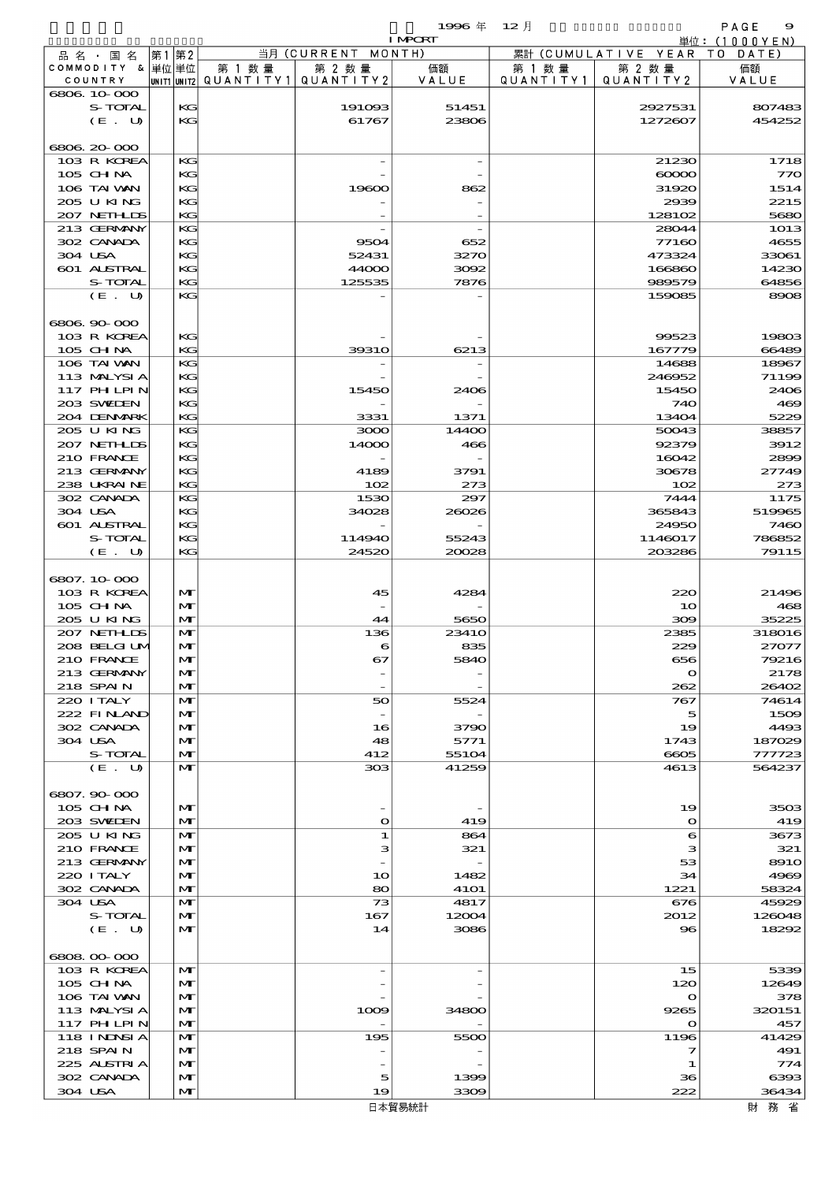1996 年 12 月 IMPORT 単位：(1000YEN)

| 品名・国名 COMMODITY & COUNTRY | 第1 単位 UNIT1 | 第2 単位 UNIT2 | 当月 (CURRENT MONTH) 第1数量 QUANTITY1 | 第2数量 QUANTITY2 | 価額 VALUE | 累計 (CUMULATIVE YEAR TO DATE) 第1数量 QUANTITY1 | 第2数量 QUANTITY2 | 価額 VALUE |
|---|---|---|---|---|---|---|---|---|
| 6806.10-000 | | | | | | | | |
| S-TOTAL | | KG | | 191093 | 51451 | | 2927531 | 807483 |
| (E. U) | | KG | | 61767 | 23806 | | 1272607 | 454252 |
| 6806.20-000 | | | | | | | | |
| 103 R KOREA | | KG | | - | - | | 21230 | 1718 |
| 105 CHINA | | KG | | - | - | | 60000 | 770 |
| 106 TAIWAN | | KG | | 19600 | 862 | | 31920 | 1514 |
| 205 U KING | | KG | | - | - | | 2939 | 2215 |
| 207 NETHLDS | | KG | | - | - | | 128102 | 5680 |
| 213 GERMANY | | KG | | - | - | | 28044 | 1013 |
| 302 CANADA | | KG | | 9504 | 652 | | 77160 | 4655 |
| 304 USA | | KG | | 52431 | 3270 | | 473324 | 33061 |
| 601 AUSTRAL | | KG | | 44000 | 3092 | | 166860 | 14230 |
| S-TOTAL | | KG | | 125535 | 7876 | | 989579 | 64856 |
| (E. U) | | KG | | - | - | | 159085 | 8908 |
| 6806.90-000 | | | | | | | | |
| 103 R KOREA | | KG | | - | - | | 99523 | 19803 |
| 105 CHINA | | KG | | 39310 | 6213 | | 167779 | 66489 |
| 106 TAIWAN | | KG | | - | - | | 14688 | 18967 |
| 113 MALYSIA | | KG | | - | - | | 246952 | 71199 |
| 117 PHILPIN | | KG | | 15450 | 2406 | | 15450 | 2406 |
| 203 SWEDEN | | KG | | - | - | | 740 | 469 |
| 204 DENMARK | | KG | | 3331 | 1371 | | 13404 | 5229 |
| 205 U KING | | KG | | 3000 | 14400 | | 50043 | 38857 |
| 207 NETHLDS | | KG | | 14000 | 466 | | 92379 | 3912 |
| 210 FRANCE | | KG | | - | - | | 16042 | 2899 |
| 213 GERMANY | | KG | | 4189 | 3791 | | 30678 | 27749 |
| 238 UKRAINE | | KG | | 102 | 273 | | 102 | 273 |
| 302 CANADA | | KG | | 1530 | 297 | | 7444 | 1175 |
| 304 USA | | KG | | 34028 | 26026 | | 365843 | 519965 |
| 601 AUSTRAL | | KG | | - | - | | 24950 | 7460 |
| S-TOTAL | | KG | | 114940 | 55243 | | 1146017 | 786852 |
| (E. U) | | KG | | 24520 | 20028 | | 203286 | 79115 |
| 6807.10-000 | | | | | | | | |
| 103 R KOREA | | MT | | 45 | 4284 | | 220 | 21496 |
| 105 CHINA | | MT | | - | - | | 10 | 468 |
| 205 U KING | | MT | | 44 | 5650 | | 309 | 35225 |
| 207 NETHLDS | | MT | | 136 | 23410 | | 2385 | 318016 |
| 208 BELGIUM | | MT | | 6 | 835 | | 229 | 27077 |
| 210 FRANCE | | MT | | 67 | 5840 | | 656 | 79216 |
| 213 GERMANY | | MT | | - | - | | 0 | 2178 |
| 218 SPAIN | | MT | | - | - | | 262 | 26402 |
| 220 ITALY | | MT | | 50 | 5524 | | 767 | 74614 |
| 222 FINLAND | | MT | | - | - | | 5 | 1509 |
| 302 CANADA | | MT | | 16 | 3790 | | 19 | 4493 |
| 304 USA | | MT | | 48 | 5771 | | 1743 | 187029 |
| S-TOTAL | | MT | | 412 | 55104 | | 6605 | 777723 |
| (E. U) | | MT | | 303 | 41259 | | 4613 | 564237 |
| 6807.90-000 | | | | | | | | |
| 105 CHINA | | MT | | - | - | | 19 | 3503 |
| 203 SWEDEN | | MT | | 0 | 419 | | 0 | 419 |
| 205 U KING | | MT | | 1 | 864 | | 6 | 3673 |
| 210 FRANCE | | MT | | 3 | 321 | | 3 | 321 |
| 213 GERMANY | | MT | | - | - | | 53 | 8910 |
| 220 ITALY | | MT | | 10 | 1482 | | 34 | 4969 |
| 302 CANADA | | MT | | 80 | 4101 | | 1221 | 58324 |
| 304 USA | | MT | | 73 | 4817 | | 676 | 45929 |
| S-TOTAL | | MT | | 167 | 12004 | | 2012 | 126048 |
| (E. U) | | MT | | 14 | 3086 | | 96 | 18292 |
| 6808.00-000 | | | | | | | | |
| 103 R KOREA | | MT | | - | - | | 15 | 5339 |
| 105 CHINA | | MT | | - | - | | 120 | 12649 |
| 106 TAIWAN | | MT | | - | - | | 0 | 378 |
| 113 MALYSIA | | MT | | 1009 | 34800 | | 9265 | 320151 |
| 117 PHILPIN | | MT | | - | - | | 0 | 457 |
| 118 INDNSIA | | MT | | 195 | 5500 | | 1196 | 41429 |
| 218 SPAIN | | MT | | - | - | | 7 | 491 |
| 225 AUSTRIA | | MT | | - | - | | 1 | 774 |
| 302 CANADA | | MT | | 5 | 1399 | | 36 | 6393 |
| 304 USA | | MT | | 19 | 3309 | | 222 | 36434 |

日本貿易統計　財務省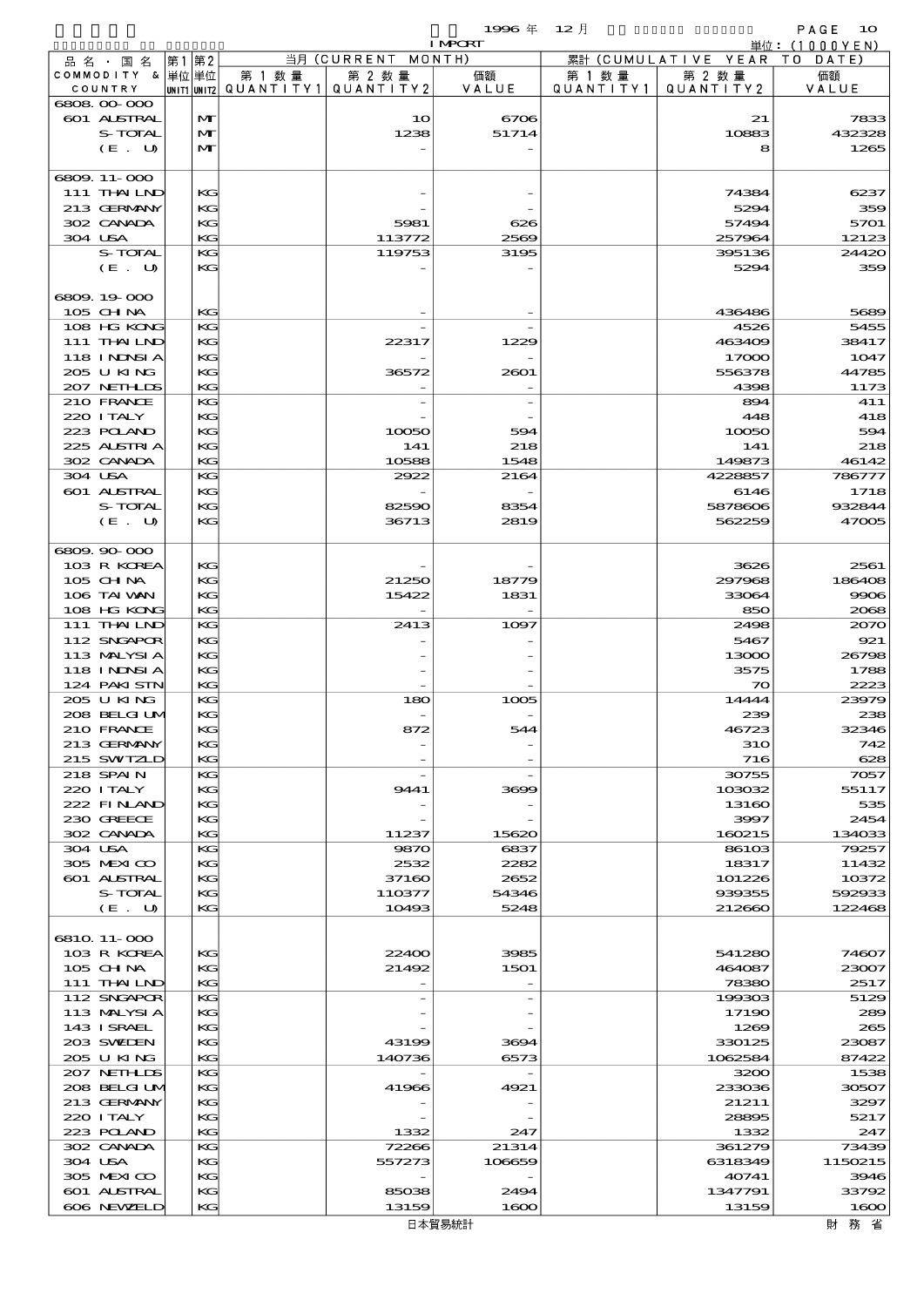1996 年 12 月 IMPORT 単位：(1000YEN)

| 品名・国名 COMMODITY & COUNTRY | 第1単位 UNIT1 | 第2単位 UNIT2 | 当月 (CURRENT MONTH) 第1数量 QUANTITY1 | 第2数量 QUANTITY2 | 価額 VALUE | 累計 (CUMULATIVE YEAR TO DATE) 第1数量 QUANTITY1 | 第2数量 QUANTITY2 | 価額 VALUE |
|---|---|---|---|---|---|---|---|---|
| 6808.00-000 | | | | | | | | |
| 601 AUSTRAL | | MT | | 10 | 6706 | | 21 | 7833 |
| S-TOTAL | | MT | | 1238 | 51714 | | 10883 | 432328 |
| (E. U) | | MT | | - | - | | 8 | 1265 |
| 6809.11-000 | | | | | | | | |
| 111 THAILND | | KG | | - | - | | 74384 | 6237 |
| 213 GERMANY | | KG | | - | - | | 5294 | 359 |
| 302 CANADA | | KG | | 5981 | 626 | | 57494 | 5701 |
| 304 USA | | KG | | 113772 | 2569 | | 257964 | 12123 |
| S-TOTAL | | KG | | 119753 | 3195 | | 395136 | 24420 |
| (E. U) | | KG | | - | - | | 5294 | 359 |
| 6809.19-000 | | | | | | | | |
| 105 CHINA | | KG | | - | - | | 436486 | 5689 |
| 108 HG KONG | | KG | | - | - | | 4526 | 5455 |
| 111 THAILND | | KG | | 22317 | 1229 | | 463409 | 38417 |
| 118 INDNSIA | | KG | | - | - | | 17000 | 1047 |
| 205 U KING | | KG | | 36572 | 2601 | | 556378 | 44785 |
| 207 NETHLDS | | KG | | - | - | | 4398 | 1173 |
| 210 FRANCE | | KG | | - | - | | 894 | 411 |
| 220 ITALY | | KG | | - | - | | 448 | 418 |
| 223 POLAND | | KG | | 10050 | 594 | | 10050 | 594 |
| 225 AUSTRIA | | KG | | 141 | 218 | | 141 | 218 |
| 302 CANADA | | KG | | 10588 | 1548 | | 149873 | 46142 |
| 304 USA | | KG | | 2922 | 2164 | | 4228857 | 786777 |
| 601 AUSTRAL | | KG | | - | - | | 6146 | 1718 |
| S-TOTAL | | KG | | 82590 | 8354 | | 5878606 | 932844 |
| (E. U) | | KG | | 36713 | 2819 | | 562259 | 47005 |
| 6809.90-000 | | | | | | | | |
| 103 R KOREA | | KG | | - | - | | 3626 | 2561 |
| 105 CHINA | | KG | | 21250 | 18779 | | 297968 | 186408 |
| 106 TAIWAN | | KG | | 15422 | 1831 | | 33064 | 9906 |
| 108 HG KONG | | KG | | - | - | | 850 | 2068 |
| 111 THAILND | | KG | | 2413 | 1097 | | 2498 | 2070 |
| 112 SNGAPOR | | KG | | - | - | | 5467 | 921 |
| 113 MALYSIA | | KG | | - | - | | 13000 | 26798 |
| 118 INDNSIA | | KG | | - | - | | 3575 | 1788 |
| 124 PAKISTN | | KG | | - | - | | 70 | 2223 |
| 205 U KING | | KG | | 180 | 1005 | | 14444 | 23979 |
| 208 BELGIUM | | KG | | - | - | | 239 | 238 |
| 210 FRANCE | | KG | | 872 | 544 | | 46723 | 32346 |
| 213 GERMANY | | KG | | - | - | | 310 | 742 |
| 215 SWITZLD | | KG | | - | - | | 716 | 628 |
| 218 SPAIN | | KG | | - | - | | 30755 | 7057 |
| 220 ITALY | | KG | | 9441 | 3699 | | 103032 | 55117 |
| 222 FINLAND | | KG | | - | - | | 13160 | 535 |
| 230 GREECE | | KG | | - | - | | 3997 | 2454 |
| 302 CANADA | | KG | | 11237 | 15620 | | 160215 | 134033 |
| 304 USA | | KG | | 9870 | 6837 | | 86103 | 79257 |
| 305 MEXICO | | KG | | 2532 | 2282 | | 18317 | 11432 |
| 601 AUSTRAL | | KG | | 37160 | 2652 | | 101226 | 10372 |
| S-TOTAL | | KG | | 110377 | 54346 | | 939355 | 592933 |
| (E. U) | | KG | | 10493 | 5248 | | 212660 | 122468 |
| 6810.11-000 | | | | | | | | |
| 103 R KOREA | | KG | | 22400 | 3985 | | 541280 | 74607 |
| 105 CHINA | | KG | | 21492 | 1501 | | 464087 | 23007 |
| 111 THAILND | | KG | | - | - | | 78380 | 2517 |
| 112 SNGAPOR | | KG | | - | - | | 199303 | 5129 |
| 113 MALYSIA | | KG | | - | - | | 17190 | 289 |
| 143 ISRAEL | | KG | | - | - | | 1269 | 265 |
| 203 SWEDEN | | KG | | 43199 | 3694 | | 330125 | 23087 |
| 205 U KING | | KG | | 140736 | 6573 | | 1062584 | 87422 |
| 207 NETHLDS | | KG | | - | - | | 3200 | 1538 |
| 208 BELGIUM | | KG | | 41966 | 4921 | | 233036 | 30507 |
| 213 GERMANY | | KG | | - | - | | 21211 | 3297 |
| 220 ITALY | | KG | | - | - | | 28895 | 5217 |
| 223 POLAND | | KG | | 1332 | 247 | | 1332 | 247 |
| 302 CANADA | | KG | | 72266 | 21314 | | 361279 | 73439 |
| 304 USA | | KG | | 557273 | 106659 | | 6318349 | 1150215 |
| 305 MEXICO | | KG | | - | - | | 40741 | 3946 |
| 601 AUSTRAL | | KG | | 85038 | 2494 | | 1347791 | 33792 |
| 606 NEWZELD | | KG | | 13159 | 1600 | | 13159 | 1600 |

日本貿易統計　財務省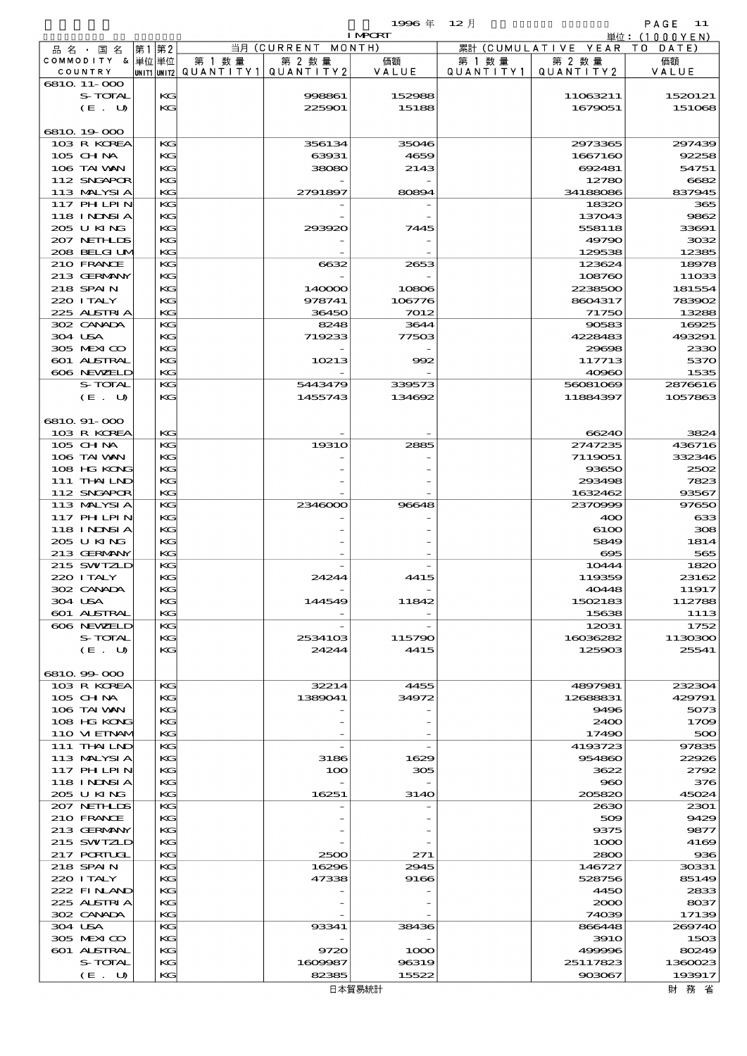1996 年 12 月 IMPORT

単位：(1000YEN)

| 品名・国名 COMMODITY & COUNTRY | 第1 UNIT1 | 第2 UNIT2 | 当月 (CURRENT MONTH) 第1数量 QUANTITY1 | 第2数量 QUANTITY2 | 価額 VALUE | 累計 (CUMULATIVE YEAR TO DATE) 第1数量 QUANTITY1 | 第2数量 QUANTITY2 | 価額 VALUE |
|---|---|---|---|---|---|---|---|---|
| 6810.11-000 | | | | | | | | |
| S-TOTAL | | KG | | 998861 | 152988 | | 11063211 | 1520121 |
| (E. U) | | KG | | 225901 | 15188 | | 1679051 | 151068 |
| 6810.19-000 | | | | | | | | |
| 103 R KOREA | | KG | | 356134 | 35046 | | 2973365 | 297439 |
| 105 CHINA | | KG | | 63931 | 4659 | | 1667160 | 92258 |
| 106 TAIWAN | | KG | | 38080 | 2143 | | 692481 | 54751 |
| 112 SNGAPOR | | KG | | - | - | | 12780 | 6682 |
| 113 MALYSIA | | KG | | 2791897 | 80894 | | 34188086 | 837945 |
| 117 PHLPIN | | KG | | - | - | | 18320 | 365 |
| 118 INDNSIA | | KG | | - | - | | 137043 | 9862 |
| 205 U KING | | KG | | 293920 | 7445 | | 558118 | 33691 |
| 207 NETHLDS | | KG | | - | - | | 49790 | 3032 |
| 208 BELGIUM | | KG | | - | - | | 129538 | 12385 |
| 210 FRANCE | | KG | | 6632 | 2653 | | 123624 | 18978 |
| 213 GERMANY | | KG | | - | - | | 108760 | 11033 |
| 218 SPAIN | | KG | | 140000 | 10806 | | 2238500 | 181554 |
| 220 ITALY | | KG | | 978741 | 106776 | | 8604317 | 783902 |
| 225 AUSTRIA | | KG | | 36450 | 7012 | | 71750 | 13288 |
| 302 CANADA | | KG | | 8248 | 3644 | | 90583 | 16925 |
| 304 USA | | KG | | 719233 | 77503 | | 4228483 | 493291 |
| 305 MEXICO | | KG | | - | - | | 29698 | 2330 |
| 601 AUSTRAL | | KG | | 10213 | 992 | | 117713 | 5370 |
| 606 NEWZELD | | KG | | - | - | | 40960 | 1535 |
| S-TOTAL | | KG | | 5443479 | 339573 | | 56081069 | 2876616 |
| (E. U) | | KG | | 1455743 | 134692 | | 11884397 | 1057863 |
| 6810.91-000 | | | | | | | | |
| 103 R KOREA | | KG | | - | - | | 66240 | 3824 |
| 105 CHINA | | KG | | 19310 | 2885 | | 2747235 | 436716 |
| 106 TAIWAN | | KG | | - | - | | 7119051 | 332346 |
| 108 HG KONG | | KG | | - | - | | 93650 | 2502 |
| 111 THAILND | | KG | | - | - | | 293498 | 7823 |
| 112 SNGAPOR | | KG | | - | - | | 1632462 | 93567 |
| 113 MALYSIA | | KG | | 2346000 | 96648 | | 2370999 | 97650 |
| 117 PHLPIN | | KG | | - | - | | 400 | 633 |
| 118 INDNSIA | | KG | | - | - | | 6100 | 308 |
| 205 U KING | | KG | | - | - | | 5849 | 1814 |
| 213 GERMANY | | KG | | - | - | | 695 | 565 |
| 215 SWITZLD | | KG | | - | - | | 10444 | 1820 |
| 220 ITALY | | KG | | 24244 | 4415 | | 119359 | 23162 |
| 302 CANADA | | KG | | - | - | | 40448 | 11917 |
| 304 USA | | KG | | 144549 | 11842 | | 1502183 | 112788 |
| 601 AUSTRAL | | KG | | - | - | | 15638 | 1113 |
| 606 NEWZELD | | KG | | - | - | | 12031 | 1752 |
| S-TOTAL | | KG | | 2534103 | 115790 | | 16036282 | 1130300 |
| (E. U) | | KG | | 24244 | 4415 | | 125903 | 25541 |
| 6810.99-000 | | | | | | | | |
| 103 R KOREA | | KG | | 32214 | 4455 | | 4897981 | 232304 |
| 105 CHINA | | KG | | 1389041 | 34972 | | 12688831 | 429791 |
| 106 TAIWAN | | KG | | - | - | | 9496 | 5073 |
| 108 HG KONG | | KG | | - | - | | 2400 | 1709 |
| 110 VIETNAM | | KG | | - | - | | 17490 | 500 |
| 111 THAILND | | KG | | - | - | | 4193723 | 97835 |
| 113 MALYSIA | | KG | | 3186 | 1629 | | 954860 | 22926 |
| 117 PHLPIN | | KG | | 100 | 305 | | 3622 | 2792 |
| 118 INDNSIA | | KG | | - | - | | 960 | 376 |
| 205 U KING | | KG | | 16251 | 3140 | | 205820 | 45024 |
| 207 NETHLDS | | KG | | - | - | | 2630 | 2301 |
| 210 FRANCE | | KG | | - | - | | 509 | 9429 |
| 213 GERMANY | | KG | | - | - | | 9375 | 9877 |
| 215 SWITZLD | | KG | | - | - | | 1000 | 4169 |
| 217 PORTUGL | | KG | | 2500 | 271 | | 2800 | 936 |
| 218 SPAIN | | KG | | 16296 | 2945 | | 146727 | 30331 |
| 220 ITALY | | KG | | 47338 | 9166 | | 528756 | 85149 |
| 222 FINLAND | | KG | | - | - | | 4450 | 2833 |
| 225 AUSTRIA | | KG | | - | - | | 2000 | 8037 |
| 302 CANADA | | KG | | - | - | | 74039 | 17139 |
| 304 USA | | KG | | 93341 | 38436 | | 866448 | 269740 |
| 305 MEXICO | | KG | | - | - | | 3910 | 1503 |
| 601 AUSTRAL | | KG | | 9720 | 1000 | | 499996 | 80249 |
| S-TOTAL | | KG | | 1609987 | 96319 | | 25117823 | 1360023 |
| (E. U) | | KG | | 82385 | 15522 | | 903067 | 193917 |

日本貿易統計　　財務省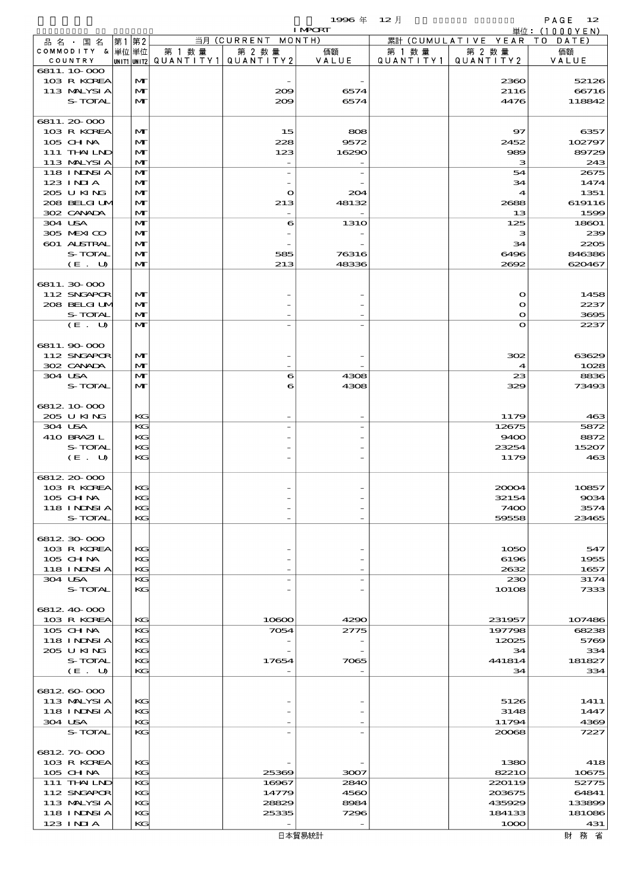1996 年 12 月 IMPORT

単位：(1000YEN)

| 品名・国名 COMMODITY & COUNTRY | 第1単位 UNIT1 | 第2単位 UNIT2 | 当月 (CURRENT MONTH) 第1数量 QUANTITY1 | 第2数量 QUANTITY2 | 価額 VALUE | 累計 (CUMULATIVE YEAR TO DATE) 第1数量 QUANTITY1 | 第2数量 QUANTITY2 | 価額 VALUE |
|---|---|---|---|---|---|---|---|---|
| 6811.10-000 | | | | | | | | |
| 103 R KOREA | | MT | | - | - | | 2360 | 52126 |
| 113 MALYSIA | | MT | | 209 | 6574 | | 2116 | 66716 |
| S-TOTAL | | MT | | 209 | 6574 | | 4476 | 118842 |
| 6811.20-000 | | | | | | | | |
| 103 R KOREA | | MT | | 15 | 808 | | 97 | 6357 |
| 105 CHINA | | MT | | 228 | 9572 | | 2452 | 102797 |
| 111 THAILND | | MT | | 123 | 16290 | | 989 | 89729 |
| 113 MALYSIA | | MT | | - | - | | 3 | 243 |
| 118 INDNSIA | | MT | | - | - | | 54 | 2675 |
| 123 INDIA | | MT | | - | - | | 34 | 1474 |
| 205 U KING | | MT | | 0 | 204 | | 4 | 1351 |
| 208 BELGIUM | | MT | | 213 | 48132 | | 2688 | 619116 |
| 302 CANADA | | MT | | - | - | | 13 | 1599 |
| 304 USA | | MT | | 6 | 1310 | | 125 | 18601 |
| 305 MEXICO | | MT | | - | - | | 3 | 239 |
| 601 AUSTRAL | | MT | | - | - | | 34 | 2205 |
| S-TOTAL | | MT | | 585 | 76316 | | 6496 | 846386 |
| (E. U) | | MT | | 213 | 48336 | | 2692 | 620467 |
| 6811.30-000 | | | | | | | | |
| 112 SNGAPOR | | MT | | - | - | | 0 | 1458 |
| 208 BELGIUM | | MT | | - | - | | 0 | 2237 |
| S-TOTAL | | MT | | - | - | | 0 | 3695 |
| (E. U) | | MT | | - | - | | 0 | 2237 |
| 6811.90-000 | | | | | | | | |
| 112 SNGAPOR | | MT | | - | - | | 302 | 63629 |
| 302 CANADA | | MT | | - | - | | 4 | 1028 |
| 304 USA | | MT | | 6 | 4308 | | 23 | 8836 |
| S-TOTAL | | MT | | 6 | 4308 | | 329 | 73493 |
| 6812.10-000 | | | | | | | | |
| 205 U KING | | KG | | - | - | | 1179 | 463 |
| 304 USA | | KG | | - | - | | 12675 | 5872 |
| 410 BRAZIL | | KG | | - | - | | 9400 | 8872 |
| S-TOTAL | | KG | | - | - | | 23254 | 15207 |
| (E. U) | | KG | | - | - | | 1179 | 463 |
| 6812.20-000 | | | | | | | | |
| 103 R KOREA | | KG | | - | - | | 20004 | 10857 |
| 105 CHINA | | KG | | - | - | | 32154 | 9034 |
| 118 INDNSIA | | KG | | - | - | | 7400 | 3574 |
| S-TOTAL | | KG | | - | - | | 59558 | 23465 |
| 6812.30-000 | | | | | | | | |
| 103 R KOREA | | KG | | - | - | | 1050 | 547 |
| 105 CHINA | | KG | | - | - | | 6196 | 1955 |
| 118 INDNSIA | | KG | | - | - | | 2632 | 1657 |
| 304 USA | | KG | | - | - | | 230 | 3174 |
| S-TOTAL | | KG | | - | - | | 10108 | 7333 |
| 6812.40-000 | | | | | | | | |
| 103 R KOREA | | KG | | 10600 | 4290 | | 231957 | 107486 |
| 105 CHINA | | KG | | 7054 | 2775 | | 197798 | 68238 |
| 118 INDNSIA | | KG | | - | - | | 12025 | 5769 |
| 205 U KING | | KG | | - | - | | 34 | 334 |
| S-TOTAL | | KG | | 17654 | 7065 | | 441814 | 181827 |
| (E. U) | | KG | | - | - | | 34 | 334 |
| 6812.60-000 | | | | | | | | |
| 113 MALYSIA | | KG | | - | - | | 5126 | 1411 |
| 118 INDNSIA | | KG | | - | - | | 3148 | 1447 |
| 304 USA | | KG | | - | - | | 11794 | 4369 |
| S-TOTAL | | KG | | - | - | | 20068 | 7227 |
| 6812.70-000 | | | | | | | | |
| 103 R KOREA | | KG | | - | - | | 1380 | 418 |
| 105 CHINA | | KG | | 25369 | 3007 | | 82210 | 10675 |
| 111 THAILND | | KG | | 16967 | 2840 | | 220119 | 52775 |
| 112 SNGAPOR | | KG | | 14779 | 4560 | | 203675 | 64841 |
| 113 MALYSIA | | KG | | 28829 | 8984 | | 435929 | 133899 |
| 118 INDNSIA | | KG | | 25335 | 7296 | | 184133 | 181086 |
| 123 INDIA | | KG | | - | - | | 1000 | 431 |

日本貿易統計　財務省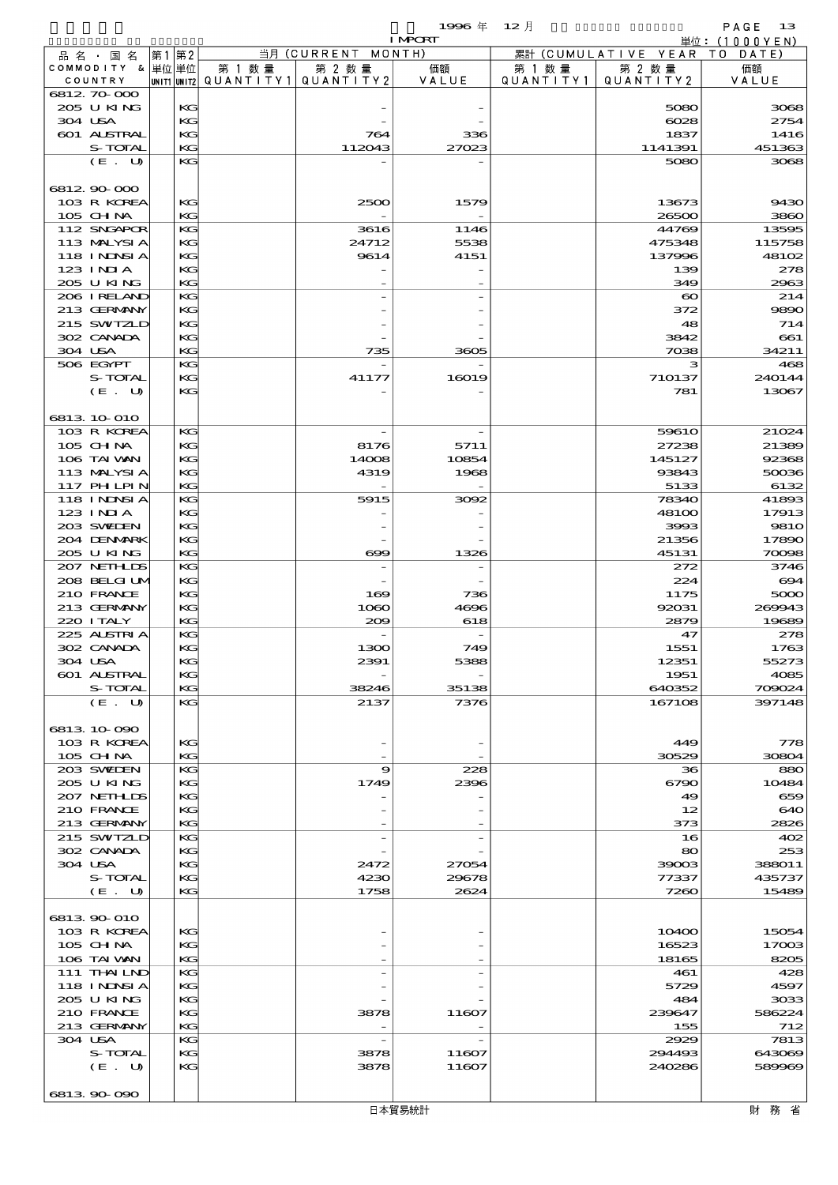1996 年 12 月 IMPORT 単位：(1000YEN)

| 品名・国名 COMMODITY & COUNTRY | 第1 単位 UNIT1 | 第2 単位 UNIT2 | 当月 (CURRENT MONTH) 第1数量 QUANTITY1 | 第2数量 QUANTITY2 | 価額 VALUE | 累計 (CUMULATIVE YEAR TO DATE) 第1数量 QUANTITY1 | 第2数量 QUANTITY2 | 価額 VALUE |
|---|---|---|---|---|---|---|---|---|
| 6812.70-000 | | | | | | | | |
| 205 U KING | | KG | | - | - | | 5080 | 3068 |
| 304 USA | | KG | | - | - | | 6028 | 2754 |
| 601 AUSTRAL | | KG | | 764 | 336 | | 1837 | 1416 |
| S-TOTAL | | KG | | 112043 | 27023 | | 1141391 | 451363 |
| (E. U) | | KG | | - | - | | 5080 | 3068 |
| 6812.90-000 | | | | | | | | |
| 103 R KOREA | | KG | | 2500 | 1579 | | 13673 | 9430 |
| 105 CHINA | | KG | | - | - | | 26500 | 3860 |
| 112 SNGAPOR | | KG | | 3616 | 1146 | | 44769 | 13595 |
| 113 MALYSIA | | KG | | 24712 | 5538 | | 475348 | 115758 |
| 118 INDNSIA | | KG | | 9614 | 4151 | | 137996 | 48102 |
| 123 INDIA | | KG | | - | - | | 139 | 278 |
| 205 U KING | | KG | | - | - | | 349 | 2963 |
| 206 IRELAND | | KG | | - | - | | 60 | 214 |
| 213 GERMANY | | KG | | - | - | | 372 | 9890 |
| 215 SWITZLD | | KG | | - | - | | 48 | 714 |
| 302 CANADA | | KG | | - | - | | 3842 | 661 |
| 304 USA | | KG | | 735 | 3605 | | 7038 | 34211 |
| 506 EGYPT | | KG | | - | - | | 3 | 468 |
| S-TOTAL | | KG | | 41177 | 16019 | | 710137 | 240144 |
| (E. U) | | KG | | - | - | | 781 | 13067 |
| 6813.10-010 | | | | | | | | |
| 103 R KOREA | | KG | | - | - | | 59610 | 21024 |
| 105 CHINA | | KG | | 8176 | 5711 | | 27238 | 21389 |
| 106 TAIWAN | | KG | | 14008 | 10854 | | 145127 | 92368 |
| 113 MALYSIA | | KG | | 4319 | 1968 | | 93843 | 50036 |
| 117 PHLPIN | | KG | | - | - | | 5133 | 6132 |
| 118 INDNSIA | | KG | | 5915 | 3092 | | 78340 | 41893 |
| 123 INDIA | | KG | | - | - | | 48100 | 17913 |
| 203 SWEDEN | | KG | | - | - | | 3993 | 9810 |
| 204 DENMARK | | KG | | - | - | | 21356 | 17890 |
| 205 U KING | | KG | | 699 | 1326 | | 45131 | 70098 |
| 207 NETHLDS | | KG | | - | - | | 272 | 3746 |
| 208 BELGIUM | | KG | | - | - | | 224 | 694 |
| 210 FRANCE | | KG | | 169 | 736 | | 1175 | 5000 |
| 213 GERMANY | | KG | | 1060 | 4696 | | 92031 | 269943 |
| 220 ITALY | | KG | | 209 | 618 | | 2879 | 19689 |
| 225 AUSTRIA | | KG | | - | - | | 47 | 278 |
| 302 CANADA | | KG | | 1300 | 749 | | 1551 | 1763 |
| 304 USA | | KG | | 2391 | 5388 | | 12351 | 55273 |
| 601 AUSTRAL | | KG | | - | - | | 1951 | 4085 |
| S-TOTAL | | KG | | 38246 | 35138 | | 640352 | 709024 |
| (E. U) | | KG | | 2137 | 7376 | | 167108 | 397148 |
| 6813.10-090 | | | | | | | | |
| 103 R KOREA | | KG | | - | - | | 449 | 778 |
| 105 CHINA | | KG | | - | - | | 30529 | 30804 |
| 203 SWEDEN | | KG | | 9 | 228 | | 36 | 880 |
| 205 U KING | | KG | | 1749 | 2396 | | 6790 | 10484 |
| 207 NETHLDS | | KG | | - | - | | 49 | 659 |
| 210 FRANCE | | KG | | - | - | | 12 | 640 |
| 213 GERMANY | | KG | | - | - | | 373 | 2826 |
| 215 SWITZLD | | KG | | - | - | | 16 | 402 |
| 302 CANADA | | KG | | - | - | | 80 | 253 |
| 304 USA | | KG | | 2472 | 27054 | | 39003 | 388011 |
| S-TOTAL | | KG | | 4230 | 29678 | | 77337 | 435737 |
| (E. U) | | KG | | 1758 | 2624 | | 7260 | 15489 |
| 6813.90-010 | | | | | | | | |
| 103 R KOREA | | KG | | - | - | | 10400 | 15054 |
| 105 CHINA | | KG | | - | - | | 16523 | 17003 |
| 106 TAIWAN | | KG | | - | - | | 18165 | 8205 |
| 111 THAILND | | KG | | - | - | | 461 | 428 |
| 118 INDNSIA | | KG | | - | - | | 5729 | 4597 |
| 205 U KING | | KG | | - | - | | 484 | 3033 |
| 210 FRANCE | | KG | | 3878 | 11607 | | 239647 | 586224 |
| 213 GERMANY | | KG | | - | - | | 155 | 712 |
| 304 USA | | KG | | - | - | | 2929 | 7813 |
| S-TOTAL | | KG | | 3878 | 11607 | | 294493 | 643069 |
| (E. U) | | KG | | 3878 | 11607 | | 240286 | 589969 |
| 6813.90-090 | | | | | | | | |

日本貿易統計 財務省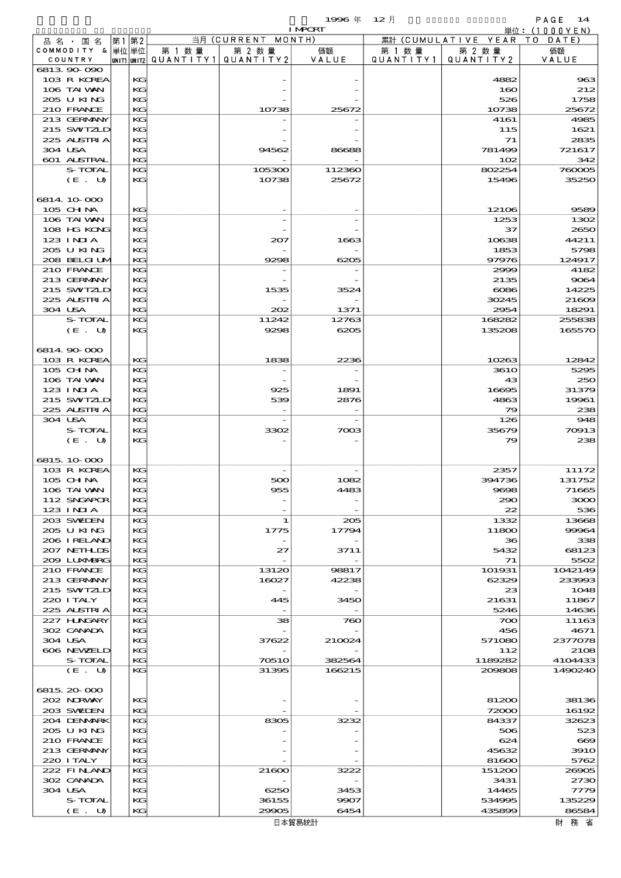1996 年 12 月 IMPORT

単位：(1000YEN)

| 品名・国名 COMMODITY & COUNTRY | 第1 単位 UNIT1 | 第2 単位 UNIT2 | 当月 (CURRENT MONTH) 第1数量 QUANTITY1 | 第2数量 QUANTITY2 | 価額 VALUE | 累計 (CUMULATIVE YEAR TO DATE) 第1数量 QUANTITY1 | 第2数量 QUANTITY2 | 価額 VALUE |
|---|---|---|---|---|---|---|---|---|
| 6813.90-090 | | | | | | | | |
| 103 R KOREA | | KG | | - | - | | 4882 | 963 |
| 106 TAIWAN | | KG | | - | - | | 160 | 212 |
| 205 U KING | | KG | | - | - | | 526 | 1758 |
| 210 FRANCE | | KG | | 10738 | 25672 | | 10738 | 25672 |
| 213 GERMANY | | KG | | - | - | | 4161 | 4985 |
| 215 SWITZLD | | KG | | - | - | | 115 | 1621 |
| 225 AUSTRIA | | KG | | - | - | | 71 | 2835 |
| 304 USA | | KG | | 94562 | 86688 | | 781499 | 721617 |
| 601 AUSTRAL | | KG | | - | - | | 102 | 342 |
| S-TOTAL | | KG | | 105300 | 112360 | | 802254 | 760005 |
| (E. U) | | KG | | 10738 | 25672 | | 15496 | 35250 |
| 6814.10-000 | | | | | | | | |
| 105 CHINA | | KG | | - | - | | 12106 | 9589 |
| 106 TAIWAN | | KG | | - | - | | 1253 | 1302 |
| 108 HG KONG | | KG | | - | - | | 37 | 2650 |
| 123 INDIA | | KG | | 207 | 1663 | | 10638 | 44211 |
| 205 U KING | | KG | | - | - | | 1853 | 5798 |
| 208 BELGIUM | | KG | | 9298 | 6205 | | 97976 | 124917 |
| 210 FRANCE | | KG | | - | - | | 2999 | 4182 |
| 213 GERMANY | | KG | | - | - | | 2135 | 9064 |
| 215 SWITZLD | | KG | | 1535 | 3524 | | 6086 | 14225 |
| 225 AUSTRIA | | KG | | - | - | | 30245 | 21609 |
| 304 USA | | KG | | 202 | 1371 | | 2954 | 18291 |
| S-TOTAL | | KG | | 11242 | 12763 | | 168282 | 255838 |
| (E. U) | | KG | | 9298 | 6205 | | 135208 | 165570 |
| 6814.90-000 | | | | | | | | |
| 103 R KOREA | | KG | | 1838 | 2236 | | 10263 | 12842 |
| 105 CHINA | | KG | | - | - | | 3610 | 5295 |
| 106 TAIWAN | | KG | | - | - | | 43 | 250 |
| 123 INDIA | | KG | | 925 | 1891 | | 16695 | 31379 |
| 215 SWITZLD | | KG | | 539 | 2876 | | 4863 | 19961 |
| 225 AUSTRIA | | KG | | - | - | | 79 | 238 |
| 304 USA | | KG | | - | - | | 126 | 948 |
| S-TOTAL | | KG | | 3302 | 7003 | | 35679 | 70913 |
| (E. U) | | KG | | - | - | | 79 | 238 |
| 6815.10-000 | | | | | | | | |
| 103 R KOREA | | KG | | - | - | | 2357 | 11172 |
| 105 CHINA | | KG | | 500 | 1082 | | 394736 | 131752 |
| 106 TAIWAN | | KG | | 955 | 4483 | | 9698 | 71665 |
| 112 SNGAPOR | | KG | | - | - | | 290 | 3000 |
| 123 INDIA | | KG | | - | - | | 22 | 536 |
| 203 SWEDEN | | KG | | 1 | 205 | | 1332 | 13668 |
| 205 U KING | | KG | | 1775 | 17794 | | 11800 | 99964 |
| 206 IRELAND | | KG | | - | - | | 36 | 338 |
| 207 NETHLDS | | KG | | 27 | 3711 | | 5432 | 68123 |
| 209 LUXMBRG | | KG | | - | - | | 71 | 5502 |
| 210 FRANCE | | KG | | 13120 | 98817 | | 101931 | 1042149 |
| 213 GERMANY | | KG | | 16027 | 42238 | | 62329 | 233993 |
| 215 SWITZLD | | KG | | - | - | | 23 | 1048 |
| 220 ITALY | | KG | | 445 | 3450 | | 21631 | 11867 |
| 225 AUSTRIA | | KG | | - | - | | 5246 | 14636 |
| 227 HUNGARY | | KG | | 38 | 760 | | 700 | 11163 |
| 302 CANADA | | KG | | - | - | | 456 | 4671 |
| 304 USA | | KG | | 37622 | 210024 | | 571080 | 2377078 |
| 606 NEWZELD | | KG | | - | - | | 112 | 2108 |
| S-TOTAL | | KG | | 70510 | 382564 | | 1189282 | 4104433 |
| (E. U) | | KG | | 31395 | 166215 | | 209808 | 1490240 |
| 6815.20-000 | | | | | | | | |
| 202 NORWAY | | KG | | - | - | | 81200 | 38136 |
| 203 SWEDEN | | KG | | - | - | | 72000 | 16192 |
| 204 DENMARK | | KG | | 8305 | 3232 | | 84337 | 32623 |
| 205 U KING | | KG | | - | - | | 506 | 523 |
| 210 FRANCE | | KG | | - | - | | 624 | 669 |
| 213 GERMANY | | KG | | - | - | | 45632 | 3910 |
| 220 ITALY | | KG | | - | - | | 81600 | 5762 |
| 222 FINLAND | | KG | | 21600 | 3222 | | 151200 | 26905 |
| 302 CANADA | | KG | | - | - | | 3431 | 2730 |
| 304 USA | | KG | | 6250 | 3453 | | 14465 | 7779 |
| S-TOTAL | | KG | | 36155 | 9907 | | 534995 | 135229 |
| (E. U) | | KG | | 29905 | 6454 | | 435899 | 86584 |

日本貿易統計　財務省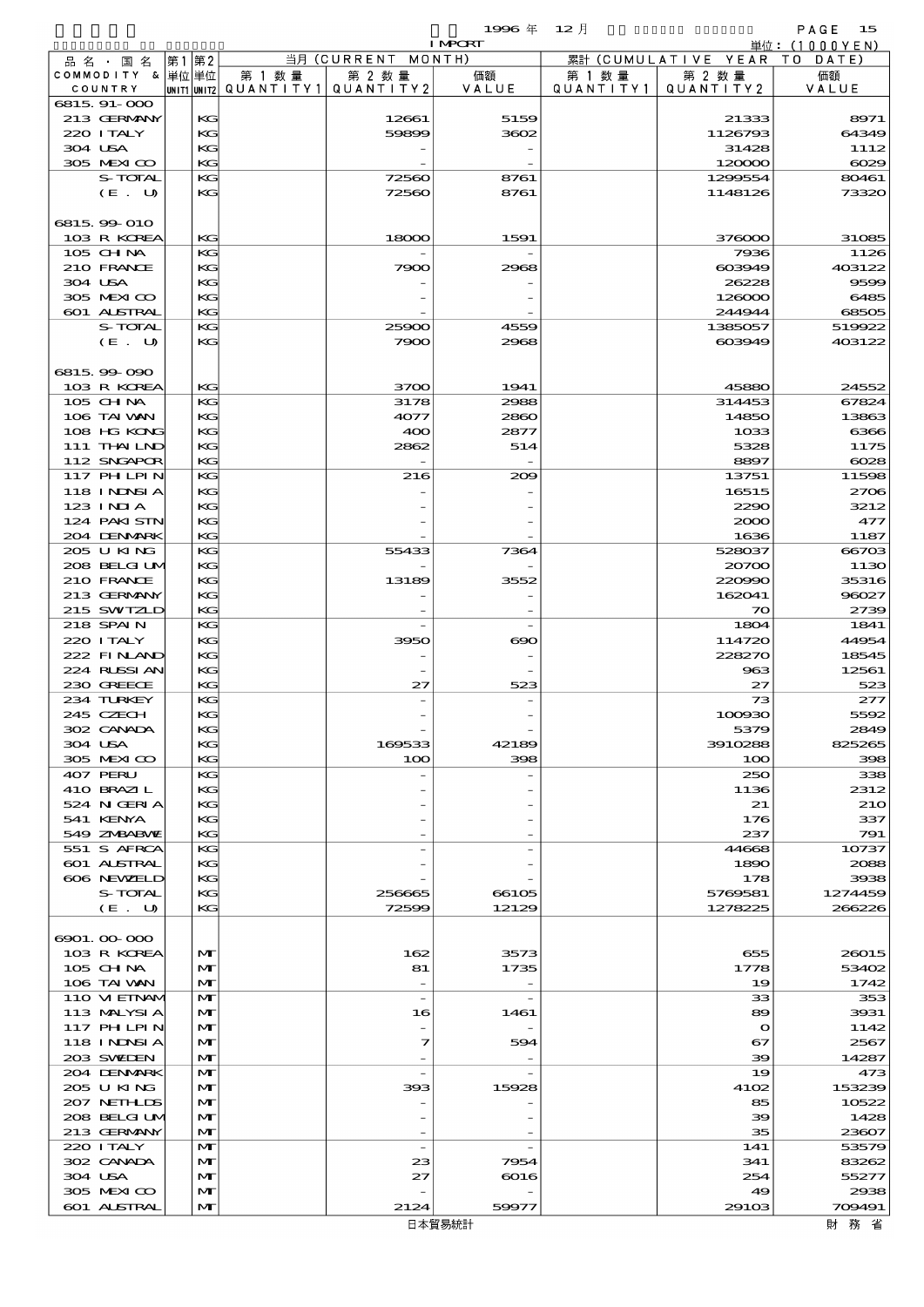1996 年 12 月 IMPORT

単位：(1000YEN)

| 品名・国名 COMMODITY & COUNTRY | 第1 単位 UNIT1 | 第2 単位 UNIT2 | 当月 (CURRENT MONTH) 第1数量 QUANTITY1 | 第2数量 QUANTITY2 | 価額 VALUE | 累計 (CUMULATIVE YEAR TO DATE) 第1数量 QUANTITY1 | 第2数量 QUANTITY2 | 価額 VALUE |
|---|---|---|---|---|---|---|---|---|
| 6815.91-000 | | | | | | | | |
| 213 GERMANY | | KG | | 12661 | 5159 | | 21333 | 8971 |
| 220 ITALY | | KG | | 59899 | 3602 | | 1126793 | 64349 |
| 304 USA | | KG | | - | - | | 31428 | 1112 |
| 305 MEXICO | | KG | | - | - | | 120000 | 6029 |
| S-TOTAL | | KG | | 72560 | 8761 | | 1299554 | 80461 |
| (E. U) | | KG | | 72560 | 8761 | | 1148126 | 73320 |
| 6815.99-010 | | | | | | | | |
| 103 R KOREA | | KG | | 18000 | 1591 | | 376000 | 31085 |
| 105 CHINA | | KG | | - | - | | 7936 | 1126 |
| 210 FRANCE | | KG | | 7900 | 2968 | | 603949 | 403122 |
| 304 USA | | KG | | - | - | | 26228 | 9599 |
| 305 MEXICO | | KG | | - | - | | 126000 | 6485 |
| 601 AUSTRAL | | KG | | - | - | | 244944 | 68505 |
| S-TOTAL | | KG | | 25900 | 4559 | | 1385057 | 519922 |
| (E. U) | | KG | | 7900 | 2968 | | 603949 | 403122 |
| 6815.99-090 | | | | | | | | |
| 103 R KOREA | | KG | | 3700 | 1941 | | 45880 | 24552 |
| 105 CHINA | | KG | | 3178 | 2988 | | 314453 | 67824 |
| 106 TAIWAN | | KG | | 4077 | 2860 | | 14850 | 13863 |
| 108 HG KONG | | KG | | 400 | 2877 | | 1033 | 6366 |
| 111 THAILND | | KG | | 2862 | 514 | | 5328 | 1175 |
| 112 SNGAPOR | | KG | | - | - | | 8897 | 6028 |
| 117 PHILPIN | | KG | | 216 | 209 | | 13751 | 11598 |
| 118 INDNSIA | | KG | | - | - | | 16515 | 2706 |
| 123 INDIA | | KG | | - | - | | 2290 | 3212 |
| 124 PAKISTN | | KG | | - | - | | 2000 | 477 |
| 204 DENMARK | | KG | | - | - | | 1636 | 1187 |
| 205 U KING | | KG | | 55433 | 7364 | | 528037 | 66703 |
| 208 BELGIUM | | KG | | - | - | | 20700 | 1130 |
| 210 FRANCE | | KG | | 13189 | 3552 | | 220990 | 35316 |
| 213 GERMANY | | KG | | - | - | | 162041 | 96027 |
| 215 SWITZLD | | KG | | - | - | | 70 | 2739 |
| 218 SPAIN | | KG | | - | - | | 1804 | 1841 |
| 220 ITALY | | KG | | 3950 | 690 | | 114720 | 44954 |
| 222 FINLAND | | KG | | - | - | | 228270 | 18545 |
| 224 RUSSIAN | | KG | | - | - | | 963 | 12561 |
| 230 GREECE | | KG | | 27 | 523 | | 27 | 523 |
| 234 TURKEY | | KG | | - | - | | 73 | 277 |
| 245 CZECH | | KG | | - | - | | 100930 | 5592 |
| 302 CANADA | | KG | | - | - | | 5379 | 2849 |
| 304 USA | | KG | | 169533 | 42189 | | 3910288 | 825265 |
| 305 MEXICO | | KG | | 100 | 398 | | 100 | 398 |
| 407 PERU | | KG | | - | - | | 250 | 338 |
| 410 BRAZIL | | KG | | - | - | | 1136 | 2312 |
| 524 NIGERIA | | KG | | - | - | | 21 | 210 |
| 541 KENYA | | KG | | - | - | | 176 | 337 |
| 549 ZMBABWE | | KG | | - | - | | 237 | 791 |
| 551 S AFRCA | | KG | | - | - | | 44668 | 10737 |
| 601 AUSTRAL | | KG | | - | - | | 1890 | 2088 |
| 606 NEWZELD | | KG | | - | - | | 178 | 3938 |
| S-TOTAL | | KG | | 256665 | 66105 | | 5769581 | 1274459 |
| (E. U) | | KG | | 72599 | 12129 | | 1278225 | 266226 |
| 6901.00-000 | | | | | | | | |
| 103 R KOREA | | MT | | 162 | 3573 | | 655 | 26015 |
| 105 CHINA | | MT | | 81 | 1735 | | 1778 | 53402 |
| 106 TAIWAN | | MT | | - | - | | 19 | 1742 |
| 110 VIETNAM | | MT | | - | - | | 33 | 353 |
| 113 MALYSIA | | MT | | 16 | 1461 | | 89 | 3931 |
| 117 PHILPIN | | MT | | - | - | | 0 | 1142 |
| 118 INDNSIA | | MT | | 7 | 594 | | 67 | 2567 |
| 203 SWEDEN | | MT | | - | - | | 39 | 14287 |
| 204 DENMARK | | MT | | - | - | | 19 | 473 |
| 205 U KING | | MT | | 393 | 15928 | | 4102 | 153239 |
| 207 NETHLDS | | MT | | - | - | | 85 | 10522 |
| 208 BELGIUM | | MT | | - | - | | 39 | 1428 |
| 213 GERMANY | | MT | | - | - | | 35 | 23607 |
| 220 ITALY | | MT | | - | - | | 141 | 53579 |
| 302 CANADA | | MT | | 23 | 7954 | | 341 | 83262 |
| 304 USA | | MT | | 27 | 6016 | | 254 | 55277 |
| 305 MEXICO | | MT | | - | - | | 49 | 2938 |
| 601 AUSTRAL | | MT | | 2124 | 59977 | | 29103 | 709491 |

日本貿易統計　財務省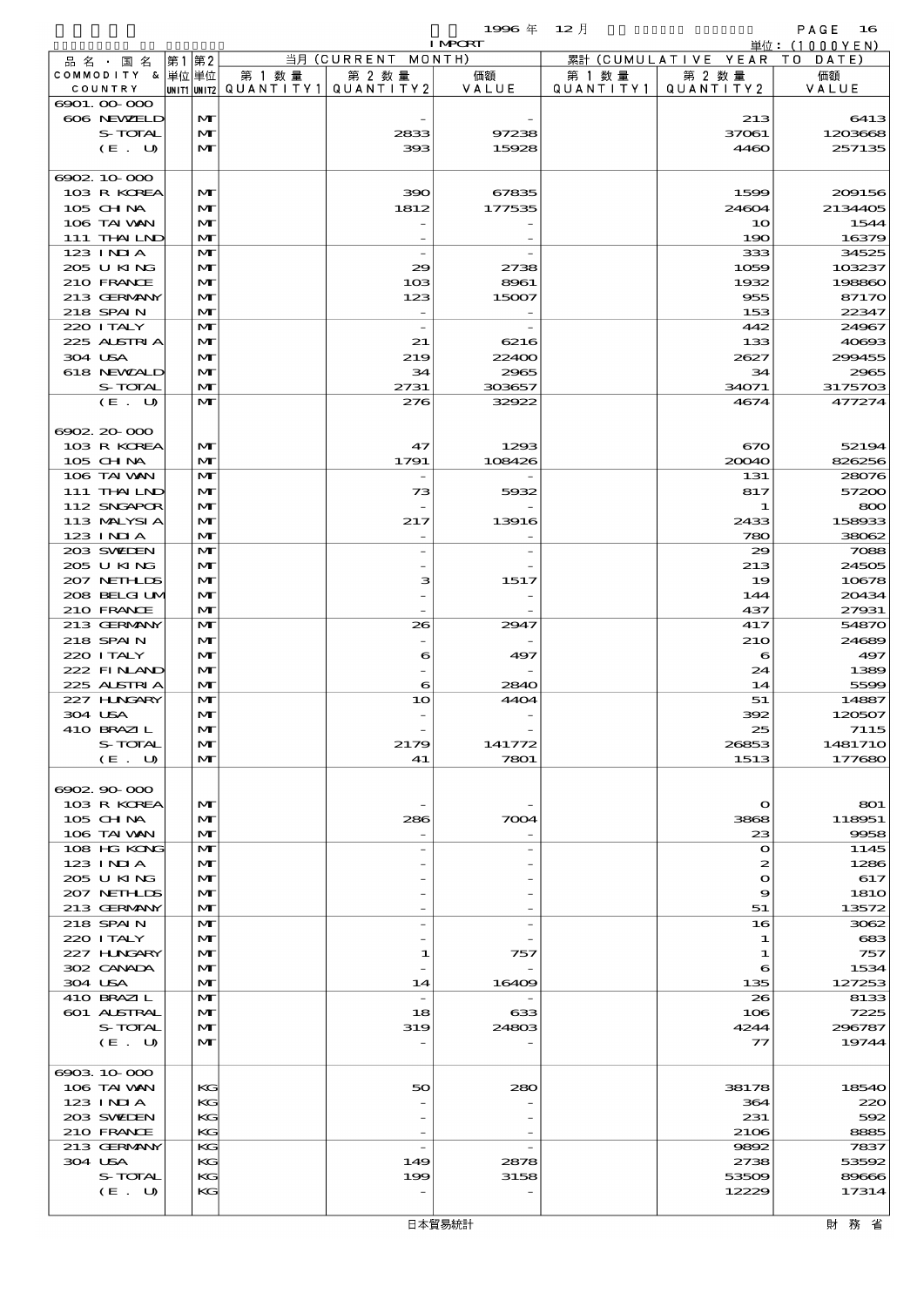1996 年 12 月 IMPORT

単位：(1000YEN)

| 品名・国名 COMMODITY & COUNTRY | 第1 単位 UNIT1 | 第2 単位 UNIT2 | 当月 (CURRENT MONTH) 第1数量 QUANTITY1 | 第2数量 QUANTITY2 | 価額 VALUE | 累計 (CUMULATIVE YEAR TO DATE) 第1数量 QUANTITY1 | 第2数量 QUANTITY2 | 価額 VALUE |
|---|---|---|---|---|---|---|---|---|
| 6901.00-000 | | | | | | | | |
| 606 NEWZELD | | MT | | - | - | | 213 | 6413 |
| S-TOTAL | | MT | | 2833 | 97238 | | 37061 | 1203668 |
| (E. U) | | MT | | 393 | 15928 | | 4460 | 257135 |
| 6902.10-000 | | | | | | | | |
| 103 R KOREA | | MT | | 390 | 67835 | | 1599 | 209156 |
| 105 CHINA | | MT | | 1812 | 177535 | | 24604 | 2134405 |
| 106 TAIWAN | | MT | | - | - | | 10 | 1544 |
| 111 THAILND | | MT | | - | - | | 190 | 16379 |
| 123 INDIA | | MT | | - | - | | 333 | 34525 |
| 205 U KING | | MT | | 29 | 2738 | | 1059 | 103237 |
| 210 FRANCE | | MT | | 103 | 8961 | | 1932 | 198860 |
| 213 GERMANY | | MT | | 123 | 15007 | | 955 | 87170 |
| 218 SPAIN | | MT | | - | - | | 153 | 22347 |
| 220 ITALY | | MT | | - | - | | 442 | 24967 |
| 225 AUSTRIA | | MT | | 21 | 6216 | | 133 | 40693 |
| 304 USA | | MT | | 219 | 22400 | | 2627 | 299455 |
| 618 NEWCALD | | MT | | 34 | 2965 | | 34 | 2965 |
| S-TOTAL | | MT | | 2731 | 303657 | | 34071 | 3175703 |
| (E. U) | | MT | | 276 | 32922 | | 4674 | 477274 |
| 6902.20-000 | | | | | | | | |
| 103 R KOREA | | MT | | 47 | 1293 | | 670 | 52194 |
| 105 CHINA | | MT | | 1791 | 108426 | | 20040 | 826256 |
| 106 TAIWAN | | MT | | - | - | | 131 | 28076 |
| 111 THAILND | | MT | | 73 | 5932 | | 817 | 57200 |
| 112 SNGAPOR | | MT | | - | - | | 1 | 800 |
| 113 MALYSIA | | MT | | 217 | 13916 | | 2433 | 158933 |
| 123 INDIA | | MT | | - | - | | 780 | 38062 |
| 203 SWEDEN | | MT | | - | - | | 29 | 7088 |
| 205 U KING | | MT | | - | - | | 213 | 24505 |
| 207 NETHLDS | | MT | | 3 | 1517 | | 19 | 10678 |
| 208 BELGIUM | | MT | | - | - | | 144 | 20434 |
| 210 FRANCE | | MT | | - | - | | 437 | 27931 |
| 213 GERMANY | | MT | | 26 | 2947 | | 417 | 54870 |
| 218 SPAIN | | MT | | - | - | | 210 | 24689 |
| 220 ITALY | | MT | | 6 | 497 | | 6 | 497 |
| 222 FINLAND | | MT | | - | - | | 24 | 1389 |
| 225 AUSTRIA | | MT | | 6 | 2840 | | 14 | 5599 |
| 227 HUNGARY | | MT | | 10 | 4404 | | 51 | 14887 |
| 304 USA | | MT | | - | - | | 392 | 120507 |
| 410 BRAZIL | | MT | | - | - | | 25 | 7115 |
| S-TOTAL | | MT | | 2179 | 141772 | | 26853 | 1481710 |
| (E. U) | | MT | | 41 | 7801 | | 1513 | 177680 |
| 6902.90-000 | | | | | | | | |
| 103 R KOREA | | MT | | - | - | | 0 | 801 |
| 105 CHINA | | MT | | 286 | 7004 | | 3868 | 118951 |
| 106 TAIWAN | | MT | | - | - | | 23 | 9958 |
| 108 HG KONG | | MT | | - | - | | 0 | 1145 |
| 123 INDIA | | MT | | - | - | | 2 | 1286 |
| 205 U KING | | MT | | - | - | | 0 | 617 |
| 207 NETHLDS | | MT | | - | - | | 9 | 1810 |
| 213 GERMANY | | MT | | - | - | | 51 | 13572 |
| 218 SPAIN | | MT | | - | - | | 16 | 3062 |
| 220 ITALY | | MT | | - | - | | 1 | 683 |
| 227 HUNGARY | | MT | | 1 | 757 | | 1 | 757 |
| 302 CANADA | | MT | | - | - | | 6 | 1534 |
| 304 USA | | MT | | 14 | 16409 | | 135 | 127253 |
| 410 BRAZIL | | MT | | - | - | | 26 | 8133 |
| 601 AUSTRAL | | MT | | 18 | 633 | | 106 | 7225 |
| S-TOTAL | | MT | | 319 | 24803 | | 4244 | 296787 |
| (E. U) | | MT | | - | - | | 77 | 19744 |
| 6903.10-000 | | | | | | | | |
| 106 TAIWAN | | KG | | 50 | 280 | | 38178 | 18540 |
| 123 INDIA | | KG | | - | - | | 364 | 220 |
| 203 SWEDEN | | KG | | - | - | | 231 | 592 |
| 210 FRANCE | | KG | | - | - | | 2106 | 8885 |
| 213 GERMANY | | KG | | - | - | | 9892 | 7837 |
| 304 USA | | KG | | 149 | 2878 | | 2738 | 53592 |
| S-TOTAL | | KG | | 199 | 3158 | | 53509 | 89666 |
| (E. U) | | KG | | - | - | | 12229 | 17314 |

日本貿易統計　　財務省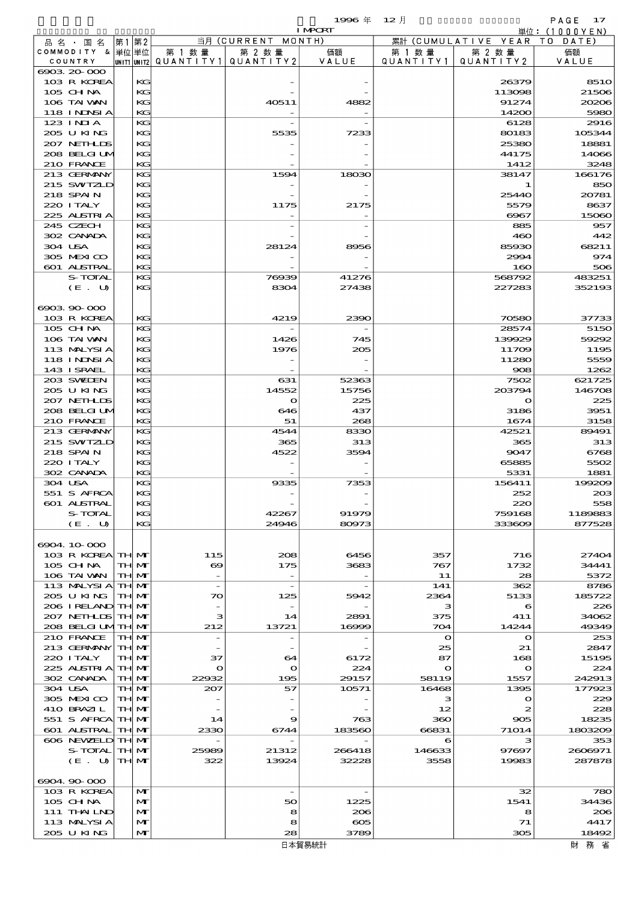| 品名・国名 COMMODITY & COUNTRY | 第1 単位 UNIT1 | 第2 単位 UNIT2 | 当月 (CURRENT MONTH) 第1数量 QUANTITY1 | 第2数量 QUANTITY2 | 価額 VALUE | 累計 (CUMULATIVE YEAR TO DATE) 第1数量 QUANTITY1 | 第2数量 QUANTITY2 | 価額 VALUE |
|---|---|---|---|---|---|---|---|---|
| 6903.20-000 | | | | | | | | |
| 103 R KOREA | | KG | | - | - | | 26379 | 8510 |
| 105 CHINA | | KG | | - | - | | 113098 | 21506 |
| 106 TAIWAN | | KG | | 40511 | 4882 | | 91274 | 20206 |
| 118 INDNSIA | | KG | | - | - | | 14200 | 5980 |
| 123 INDIA | | KG | | - | - | | 6128 | 2916 |
| 205 U KING | | KG | | 5535 | 7233 | | 80183 | 105344 |
| 207 NETHLDS | | KG | | - | - | | 25380 | 18881 |
| 208 BELGIUM | | KG | | - | - | | 44175 | 14066 |
| 210 FRANCE | | KG | | - | - | | 1412 | 3248 |
| 213 GERMANY | | KG | | 1594 | 18030 | | 38147 | 166176 |
| 215 SWITZLD | | KG | | - | - | | 1 | 850 |
| 218 SPAIN | | KG | | - | - | | 25440 | 20781 |
| 220 ITALY | | KG | | 1175 | 2175 | | 5579 | 8637 |
| 225 AUSTRIA | | KG | | - | - | | 6967 | 15060 |
| 245 CZECH | | KG | | - | - | | 885 | 957 |
| 302 CANADA | | KG | | - | - | | 460 | 442 |
| 304 USA | | KG | | 28124 | 8956 | | 85930 | 68211 |
| 305 MEXICO | | KG | | - | - | | 2994 | 974 |
| 601 AUSTRAL | | KG | | - | - | | 160 | 506 |
| S-TOTAL | | KG | | 76939 | 41276 | | 568792 | 483251 |
| (E. U) | | KG | | 8304 | 27438 | | 227283 | 352193 |
| 6903.90-000 | | | | | | | | |
| 103 R KOREA | | KG | | 4219 | 2390 | | 70580 | 37733 |
| 105 CHINA | | KG | | - | - | | 28574 | 5150 |
| 106 TAIWAN | | KG | | 1426 | 745 | | 139929 | 59292 |
| 113 MALYSIA | | KG | | 1976 | 205 | | 11709 | 1195 |
| 118 INDNSIA | | KG | | - | - | | 11280 | 5559 |
| 143 ISRAEL | | KG | | - | - | | 908 | 1262 |
| 203 SWEDEN | | KG | | 631 | 52363 | | 7502 | 621725 |
| 205 U KING | | KG | | 14552 | 15756 | | 203794 | 146708 |
| 207 NETHLDS | | KG | | 0 | 225 | | 0 | 225 |
| 208 BELGIUM | | KG | | 646 | 437 | | 3186 | 3951 |
| 210 FRANCE | | KG | | 51 | 268 | | 1674 | 3158 |
| 213 GERMANY | | KG | | 4544 | 8330 | | 42521 | 89491 |
| 215 SWITZLD | | KG | | 365 | 313 | | 365 | 313 |
| 218 SPAIN | | KG | | 4522 | 3594 | | 9047 | 6768 |
| 220 ITALY | | KG | | - | - | | 65885 | 5502 |
| 302 CANADA | | KG | | - | - | | 5331 | 1881 |
| 304 USA | | KG | | 9335 | 7353 | | 156411 | 199209 |
| 551 S AFRCA | | KG | | - | - | | 252 | 203 |
| 601 AUSTRAL | | KG | | - | - | | 220 | 558 |
| S-TOTAL | | KG | | 42267 | 91979 | | 759168 | 1189883 |
| (E. U) | | KG | | 24946 | 80973 | | 333609 | 877528 |
| 6904.10-000 | | | | | | | | |
| 103 R KOREA | TH | MT | 115 | 208 | 6456 | 357 | 716 | 27404 |
| 105 CHINA | TH | MT | 69 | 175 | 3683 | 767 | 1732 | 34441 |
| 106 TAIWAN | TH | MT | - | - | - | 11 | 28 | 5372 |
| 113 MALYSIA | TH | MT | - | - | - | 141 | 362 | 8786 |
| 205 U KING | TH | MT | 70 | 125 | 5942 | 2364 | 5133 | 185722 |
| 206 IRELAND | TH | MT | - | - | - | 3 | 6 | 226 |
| 207 NETHLDS | TH | MT | 3 | 14 | 2891 | 375 | 411 | 34062 |
| 208 BELGIUM | TH | MT | 212 | 13721 | 16999 | 704 | 14244 | 49349 |
| 210 FRANCE | TH | MT | - | - | - | 0 | 0 | 253 |
| 213 GERMANY | TH | MT | - | - | - | 25 | 21 | 2847 |
| 220 ITALY | TH | MT | 37 | 64 | 6172 | 87 | 168 | 15195 |
| 225 AUSTRIA | TH | MT | 0 | 0 | 224 | 0 | 0 | 224 |
| 302 CANADA | TH | MT | 22932 | 195 | 29157 | 58119 | 1557 | 242913 |
| 304 USA | TH | MT | 207 | 57 | 10571 | 16468 | 1395 | 177923 |
| 305 MEXICO | TH | MT | - | - | - | 3 | 0 | 229 |
| 410 BRAZIL | TH | MT | - | - | - | 12 | 2 | 228 |
| 551 S AFRCA | TH | MT | 14 | 9 | 763 | 360 | 905 | 18235 |
| 601 AUSTRAL | TH | MT | 2330 | 6744 | 183560 | 66831 | 71014 | 1803209 |
| 606 NEWZELD | TH | MT | - | - | - | 6 | 3 | 353 |
| S-TOTAL | TH | MT | 25989 | 21312 | 266418 | 146633 | 97697 | 2606971 |
| (E. U) | TH | MT | 322 | 13924 | 32228 | 3558 | 19983 | 287878 |
| 6904.90-000 | | | | | | | | |
| 103 R KOREA | | MT | | - | - | | 32 | 780 |
| 105 CHINA | | MT | | 50 | 1225 | | 1541 | 34436 |
| 111 THAILND | | MT | | 8 | 206 | | 8 | 206 |
| 113 MALYSIA | | MT | | 8 | 605 | | 71 | 4417 |
| 205 U KING | | MT | | 28 | 3789 | | 305 | 18492 |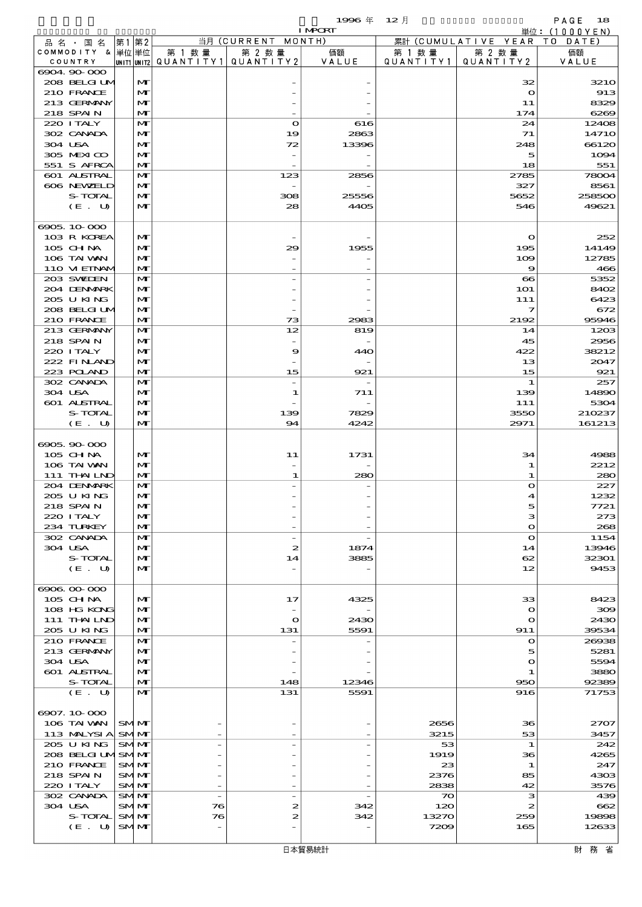1996 年 12 月 IMPORT 単位：(1000YEN)

| 品名・国名 COMMODITY & COUNTRY | 第1 単位 UNIT1 | 第2 単位 UNIT2 | 当月 (CURRENT MONTH) 第1数量 QUANTITY1 | 第2数量 QUANTITY2 | 価額 VALUE | 累計 (CUMULATIVE YEAR TO DATE) 第1数量 QUANTITY1 | 第2数量 QUANTITY2 | 価額 VALUE |
|---|---|---|---|---|---|---|---|---|
| 6904.90-000 | | | | | | | | |
| 208 BELGIUM | | MT | | - | - | | 32 | 3210 |
| 210 FRANCE | | MT | | - | - | | 0 | 913 |
| 213 GERMANY | | MT | | - | - | | 11 | 8329 |
| 218 SPAIN | | MT | | - | - | | 174 | 6269 |
| 220 ITALY | | MT | | 0 | 616 | | 24 | 12408 |
| 302 CANADA | | MT | | 19 | 2863 | | 71 | 14710 |
| 304 USA | | MT | | 72 | 13396 | | 248 | 66120 |
| 305 MEXICO | | MT | | - | - | | 5 | 1094 |
| 551 S AFRCA | | MT | | - | - | | 18 | 551 |
| 601 AUSTRAL | | MT | | 123 | 2856 | | 2785 | 78004 |
| 606 NEWZELD | | MT | | - | - | | 327 | 8561 |
| S-TOTAL | | MT | | 308 | 25556 | | 5652 | 258500 |
| (E. U) | | MT | | 28 | 4405 | | 546 | 49621 |
| 6905.10-000 | | | | | | | | |
| 103 R KOREA | | MT | | - | - | | 0 | 252 |
| 105 CHINA | | MT | | 29 | 1955 | | 195 | 14149 |
| 106 TAIWAN | | MT | | - | - | | 109 | 12785 |
| 110 VIETNAM | | MT | | - | - | | 9 | 466 |
| 203 SWEDEN | | MT | | - | - | | 66 | 5352 |
| 204 DENMARK | | MT | | - | - | | 101 | 8402 |
| 205 U KING | | MT | | - | - | | 111 | 6423 |
| 208 BELGIUM | | MT | | - | - | | 7 | 672 |
| 210 FRANCE | | MT | | 73 | 2983 | | 2192 | 95946 |
| 213 GERMANY | | MT | | 12 | 819 | | 14 | 1203 |
| 218 SPAIN | | MT | | - | - | | 45 | 2956 |
| 220 ITALY | | MT | | 9 | 440 | | 422 | 38212 |
| 222 FINLAND | | MT | | - | - | | 13 | 2047 |
| 223 POLAND | | MT | | 15 | 921 | | 15 | 921 |
| 302 CANADA | | MT | | - | - | | 1 | 257 |
| 304 USA | | MT | | 1 | 711 | | 139 | 14890 |
| 601 AUSTRAL | | MT | | - | - | | 111 | 5304 |
| S-TOTAL | | MT | | 139 | 7829 | | 3550 | 210237 |
| (E. U) | | MT | | 94 | 4242 | | 2971 | 161213 |
| 6905.90-000 | | | | | | | | |
| 105 CHINA | | MT | | 11 | 1731 | | 34 | 4988 |
| 106 TAIWAN | | MT | | - | - | | 1 | 2212 |
| 111 THAILND | | MT | | 1 | 280 | | 1 | 280 |
| 204 DENMARK | | MT | | - | - | | 0 | 227 |
| 205 U KING | | MT | | - | - | | 4 | 1232 |
| 218 SPAIN | | MT | | - | - | | 5 | 7721 |
| 220 ITALY | | MT | | - | - | | 3 | 273 |
| 234 TURKEY | | MT | | - | - | | 0 | 268 |
| 302 CANADA | | MT | | - | - | | 0 | 1154 |
| 304 USA | | MT | | 2 | 1874 | | 14 | 13946 |
| S-TOTAL | | MT | | 14 | 3885 | | 62 | 32301 |
| (E. U) | | MT | | - | - | | 12 | 9453 |
| 6906.00-000 | | | | | | | | |
| 105 CHINA | | MT | | 17 | 4325 | | 33 | 8423 |
| 108 HG KONG | | MT | | - | - | | 0 | 309 |
| 111 THAILND | | MT | | 0 | 2430 | | 0 | 2430 |
| 205 U KING | | MT | | 131 | 5591 | | 911 | 39534 |
| 210 FRANCE | | MT | | - | - | | 0 | 26938 |
| 213 GERMANY | | MT | | - | - | | 5 | 5281 |
| 304 USA | | MT | | - | - | | 0 | 5594 |
| 601 AUSTRAL | | MT | | - | - | | 1 | 3880 |
| S-TOTAL | | MT | | 148 | 12346 | | 950 | 92389 |
| (E. U) | | MT | | 131 | 5591 | | 916 | 71753 |
| 6907.10-000 | | | | | | | | |
| 106 TAIWAN | SM | MT | - | - | - | 2656 | 36 | 2707 |
| 113 MALYSIA | SM | MT | - | - | - | 3215 | 53 | 3457 |
| 205 U KING | SM | MT | - | - | - | 53 | 1 | 242 |
| 208 BELGIUM | SM | MT | - | - | - | 1919 | 36 | 4265 |
| 210 FRANCE | SM | MT | - | - | - | 23 | 1 | 247 |
| 218 SPAIN | SM | MT | - | - | - | 2376 | 85 | 4303 |
| 220 ITALY | SM | MT | - | - | - | 2838 | 42 | 3576 |
| 302 CANADA | SM | MT | - | - | - | 70 | 3 | 439 |
| 304 USA | SM | MT | 76 | 2 | 342 | 120 | 2 | 662 |
| S-TOTAL | SM | MT | 76 | 2 | 342 | 13270 | 259 | 19898 |
| (E. U) | SM | MT | - | - | - | 7209 | 165 | 12633 |

日本貿易統計　財務省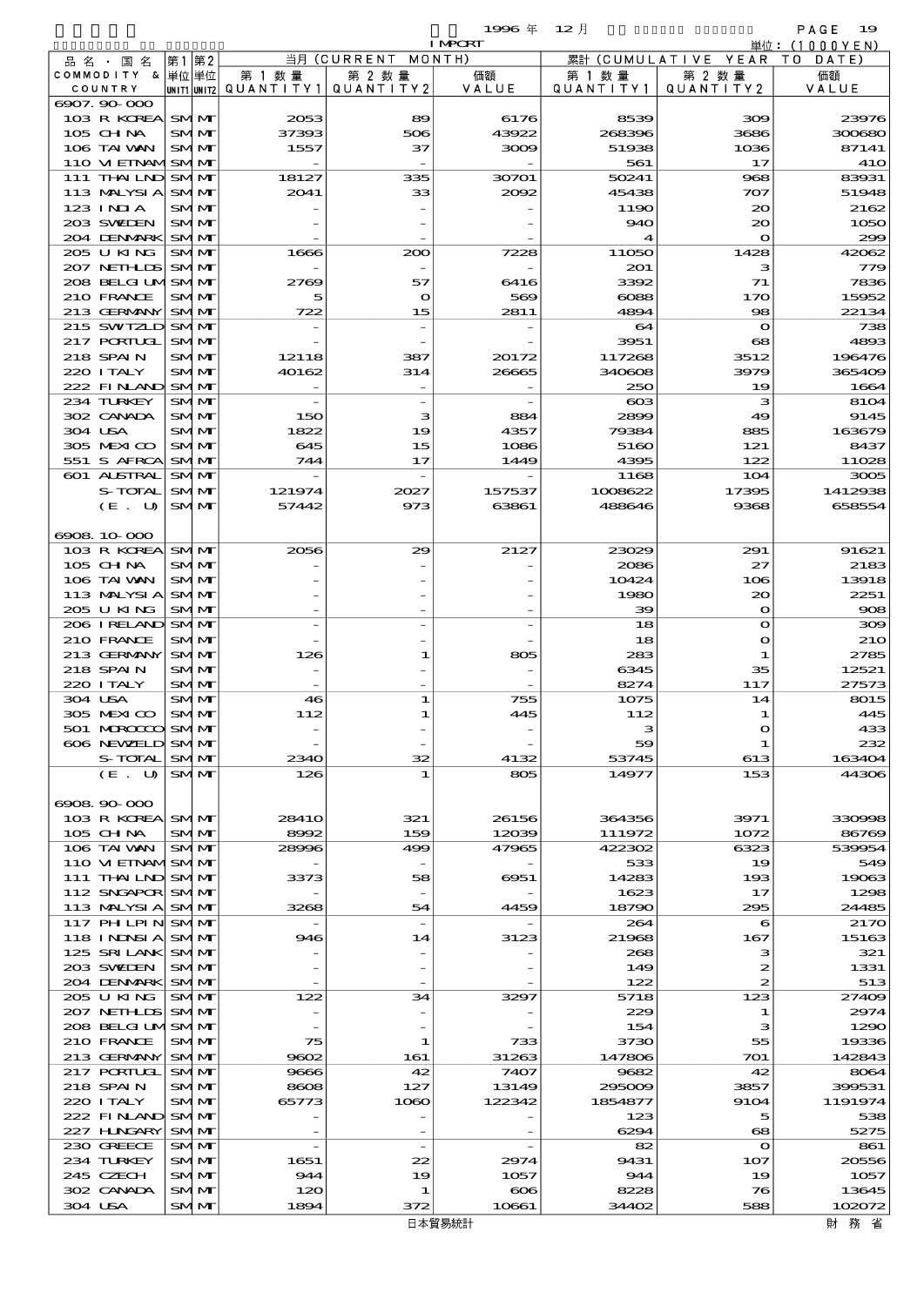1996 年 12 月 IMPORT

単位：(1000YEN)

| 品名・国名 COMMODITY & COUNTRY | 第1 単位 UNIT1 | 第2 単位 UNIT2 | 当月 (CURRENT MONTH) 第1数量 QUANTITY1 | 第2数量 QUANTITY2 | 価額 VALUE | 累計 (CUMULATIVE YEAR TO DATE) 第1数量 QUANTITY1 | 第2数量 QUANTITY2 | 価額 VALUE |
|---|---|---|---|---|---|---|---|---|
| 6907.90-000 | | | | | | | | |
| 103 R KOREA | SM | MT | 2053 | 89 | 6176 | 8539 | 309 | 23976 |
| 105 CHINA | SM | MT | 37393 | 506 | 43922 | 268396 | 3686 | 300680 |
| 106 TAIWAN | SM | MT | 1557 | 37 | 3009 | 51938 | 1036 | 87141 |
| 110 VIETNAM | SM | MT | - | - | - | 561 | 17 | 410 |
| 111 THAILND | SM | MT | 18127 | 335 | 30701 | 50241 | 968 | 83931 |
| 113 MALYSIA | SM | MT | 2041 | 33 | 2092 | 45438 | 707 | 51948 |
| 123 INDIA | SM | MT | - | - | - | 1190 | 20 | 2162 |
| 203 SWEDEN | SM | MT | - | - | - | 940 | 20 | 1050 |
| 204 DENMARK | SM | MT | - | - | - | 4 | 0 | 299 |
| 205 U KING | SM | MT | 1666 | 200 | 7228 | 11050 | 1428 | 42062 |
| 207 NETHLDS | SM | MT | - | - | - | 201 | 3 | 779 |
| 208 BELGIUM | SM | MT | 2769 | 57 | 6416 | 3392 | 71 | 7836 |
| 210 FRANCE | SM | MT | 5 | 0 | 569 | 6088 | 170 | 15952 |
| 213 GERMANY | SM | MT | 722 | 15 | 2811 | 4894 | 98 | 22134 |
| 215 SWITZLD | SM | MT | - | - | - | 64 | 0 | 738 |
| 217 PORTUGL | SM | MT | - | - | - | 3951 | 68 | 4893 |
| 218 SPAIN | SM | MT | 12118 | 387 | 20172 | 117268 | 3512 | 196476 |
| 220 ITALY | SM | MT | 40162 | 314 | 26665 | 340608 | 3979 | 365409 |
| 222 FINLAND | SM | MT | - | - | - | 250 | 19 | 1664 |
| 234 TURKEY | SM | MT | - | - | - | 603 | 3 | 8104 |
| 302 CANADA | SM | MT | 150 | 3 | 884 | 2899 | 49 | 9145 |
| 304 USA | SM | MT | 1822 | 19 | 4357 | 79384 | 885 | 163679 |
| 305 MEXICO | SM | MT | 645 | 15 | 1086 | 5160 | 121 | 8437 |
| 551 S AFRCA | SM | MT | 744 | 17 | 1449 | 4395 | 122 | 11028 |
| 601 AUSTRAL | SM | MT | - | - | - | 1168 | 104 | 3005 |
| S-TOTAL | SM | MT | 121974 | 2027 | 157537 | 1008622 | 17395 | 1412938 |
| (E. U) | SM | MT | 57442 | 973 | 63861 | 488646 | 9368 | 658554 |
| 6908.10-000 | | | | | | | | |
| 103 R KOREA | SM | MT | 2056 | 29 | 2127 | 23029 | 291 | 91621 |
| 105 CHINA | SM | MT | - | - | - | 2086 | 27 | 2183 |
| 106 TAIWAN | SM | MT | - | - | - | 10424 | 106 | 13918 |
| 113 MALYSIA | SM | MT | - | - | - | 1980 | 20 | 2251 |
| 205 U KING | SM | MT | - | - | - | 39 | 0 | 908 |
| 206 IRELAND | SM | MT | - | - | - | 18 | 0 | 309 |
| 210 FRANCE | SM | MT | - | - | - | 18 | 0 | 210 |
| 213 GERMANY | SM | MT | 126 | 1 | 805 | 283 | 1 | 2785 |
| 218 SPAIN | SM | MT | - | - | - | 6345 | 35 | 12521 |
| 220 ITALY | SM | MT | - | - | - | 8274 | 117 | 27573 |
| 304 USA | SM | MT | 46 | 1 | 755 | 1075 | 14 | 8015 |
| 305 MEXICO | SM | MT | 112 | 1 | 445 | 112 | 1 | 445 |
| 501 MOROCCO | SM | MT | - | - | - | 3 | 0 | 433 |
| 606 NEWZELD | SM | MT | - | - | - | 59 | 1 | 232 |
| S-TOTAL | SM | MT | 2340 | 32 | 4132 | 53745 | 613 | 163404 |
| (E. U) | SM | MT | 126 | 1 | 805 | 14977 | 153 | 44306 |
| 6908.90-000 | | | | | | | | |
| 103 R KOREA | SM | MT | 28410 | 321 | 26156 | 364356 | 3971 | 330998 |
| 105 CHINA | SM | MT | 8992 | 159 | 12039 | 111972 | 1072 | 86769 |
| 106 TAIWAN | SM | MT | 28996 | 499 | 47965 | 422302 | 6323 | 539954 |
| 110 VIETNAM | SM | MT | - | - | - | 533 | 19 | 549 |
| 111 THAILND | SM | MT | 3373 | 58 | 6951 | 14283 | 193 | 19063 |
| 112 SNGAPOR | SM | MT | - | - | - | 1623 | 17 | 1298 |
| 113 MALYSIA | SM | MT | 3268 | 54 | 4459 | 18790 | 295 | 24485 |
| 117 PHLPIN | SM | MT | - | - | - | 264 | 6 | 2170 |
| 118 INDNSIA | SM | MT | 946 | 14 | 3123 | 21968 | 167 | 15163 |
| 125 SRI LANK | SM | MT | - | - | - | 268 | 3 | 321 |
| 203 SWEDEN | SM | MT | - | - | - | 149 | 2 | 1331 |
| 204 DENMARK | SM | MT | - | - | - | 122 | 2 | 513 |
| 205 U KING | SM | MT | 122 | 34 | 3297 | 5718 | 123 | 27409 |
| 207 NETHLDS | SM | MT | - | - | - | 229 | 1 | 2974 |
| 208 BELGIUM | SM | MT | - | - | - | 154 | 3 | 1290 |
| 210 FRANCE | SM | MT | 75 | 1 | 733 | 3730 | 55 | 19336 |
| 213 GERMANY | SM | MT | 9602 | 161 | 31263 | 147806 | 701 | 142843 |
| 217 PORTUGL | SM | MT | 9666 | 42 | 7407 | 9682 | 42 | 8064 |
| 218 SPAIN | SM | MT | 8608 | 127 | 13149 | 295009 | 3857 | 399531 |
| 220 ITALY | SM | MT | 65773 | 1060 | 122342 | 1854877 | 9104 | 1191974 |
| 222 FINLAND | SM | MT | - | - | - | 123 | 5 | 538 |
| 227 HUNGARY | SM | MT | - | - | - | 6294 | 68 | 5275 |
| 230 GREECE | SM | MT | - | - | - | 82 | 0 | 861 |
| 234 TURKEY | SM | MT | 1651 | 22 | 2974 | 9431 | 107 | 20556 |
| 245 CZECH | SM | MT | 944 | 19 | 1057 | 944 | 19 | 1057 |
| 302 CANADA | SM | MT | 120 | 1 | 606 | 8228 | 76 | 13645 |
| 304 USA | SM | MT | 1894 | 372 | 10661 | 34402 | 588 | 102072 |

日本貿易統計　財務省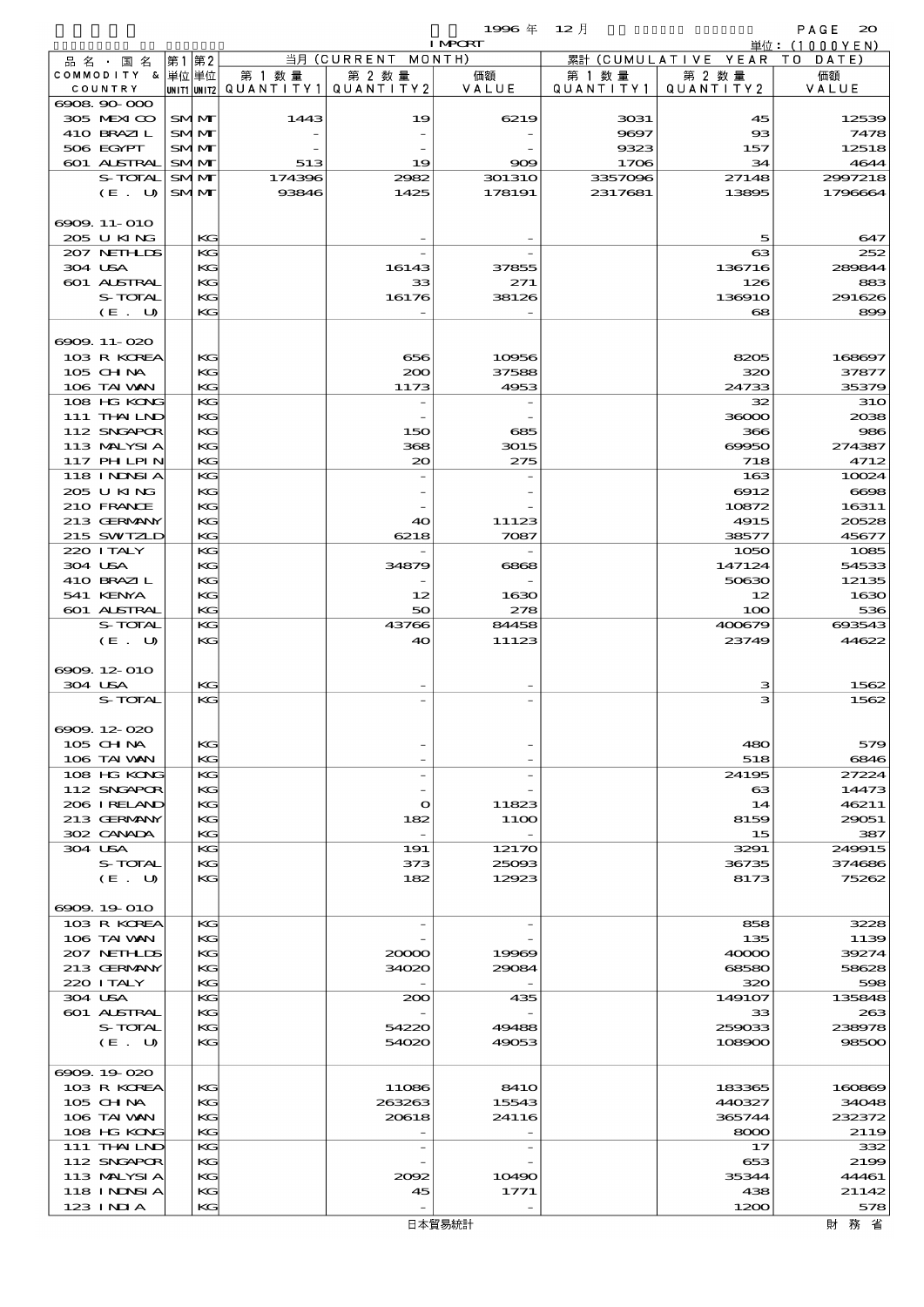1996 年 12 月 IMPORT

単位：(1000YEN)

| 品名・国名 COMMODITY & COUNTRY | 第1 単位 UNIT1 | 第2 単位 UNIT2 | 当月 (CURRENT MONTH) 第1数量 QUANTITY1 | 第2数量 QUANTITY2 | 価額 VALUE | 累計 (CUMULATIVE YEAR TO DATE) 第1数量 QUANTITY1 | 第2数量 QUANTITY2 | 価額 VALUE |
|---|---|---|---|---|---|---|---|---|
| 6908.90-000 | | | | | | | | |
| 305 MEXICO | SM | MT | 1443 | 19 | 6219 | 3031 | 45 | 12539 |
| 410 BRAZIL | SM | MT | - | - | - | 9697 | 93 | 7478 |
| 506 EGYPT | SM | MT | - | - | - | 9323 | 157 | 12518 |
| 601 AUSTRAL | SM | MT | 513 | 19 | 909 | 1706 | 34 | 4644 |
| S-TOTAL | SM | MT | 174396 | 2982 | 301310 | 3357096 | 27148 | 2997218 |
| (E. U) | SM | MT | 93846 | 1425 | 178191 | 2317681 | 13895 | 1796664 |
| 6909.11-010 | | | | | | | | |
| 205 U KING | | KG | | - | - | | 5 | 647 |
| 207 NETHLDS | | KG | | - | - | | 63 | 252 |
| 304 USA | | KG | | 16143 | 37855 | | 136716 | 289844 |
| 601 AUSTRAL | | KG | | 33 | 271 | | 126 | 883 |
| S-TOTAL | | KG | | 16176 | 38126 | | 136910 | 291626 |
| (E. U) | | KG | | - | - | | 68 | 899 |
| 6909.11-020 | | | | | | | | |
| 103 R KOREA | | KG | | 656 | 10956 | | 8205 | 168697 |
| 105 CHINA | | KG | | 200 | 37588 | | 320 | 37877 |
| 106 TAIWAN | | KG | | 1173 | 4953 | | 24733 | 35379 |
| 108 HG KONG | | KG | | - | - | | 32 | 310 |
| 111 THAILND | | KG | | - | - | | 36000 | 2038 |
| 112 SNGAPOR | | KG | | 150 | 685 | | 366 | 986 |
| 113 MALYSIA | | KG | | 368 | 3015 | | 69950 | 274387 |
| 117 PHILPIN | | KG | | 20 | 275 | | 718 | 4712 |
| 118 INDNSIA | | KG | | - | - | | 163 | 10024 |
| 205 U KING | | KG | | - | - | | 6912 | 6698 |
| 210 FRANCE | | KG | | - | - | | 10872 | 16311 |
| 213 GERMANY | | KG | | 40 | 11123 | | 4915 | 20528 |
| 215 SWITZLD | | KG | | 6218 | 7087 | | 38577 | 45677 |
| 220 ITALY | | KG | | - | - | | 1050 | 1085 |
| 304 USA | | KG | | 34879 | 6868 | | 147124 | 54533 |
| 410 BRAZIL | | KG | | - | - | | 50630 | 12135 |
| 541 KENYA | | KG | | 12 | 1630 | | 12 | 1630 |
| 601 AUSTRAL | | KG | | 50 | 278 | | 100 | 536 |
| S-TOTAL | | KG | | 43766 | 84458 | | 400679 | 693543 |
| (E. U) | | KG | | 40 | 11123 | | 23749 | 44622 |
| 6909.12-010 | | | | | | | | |
| 304 USA | | KG | | - | - | | 3 | 1562 |
| S-TOTAL | | KG | | - | - | | 3 | 1562 |
| 6909.12-020 | | | | | | | | |
| 105 CHINA | | KG | | - | - | | 480 | 579 |
| 106 TAIWAN | | KG | | - | - | | 518 | 6846 |
| 108 HG KONG | | KG | | - | - | | 24195 | 27224 |
| 112 SNGAPOR | | KG | | - | - | | 63 | 14473 |
| 206 IRELAND | | KG | | 0 | 11823 | | 14 | 46211 |
| 213 GERMANY | | KG | | 182 | 1100 | | 8159 | 29051 |
| 302 CANADA | | KG | | - | - | | 15 | 387 |
| 304 USA | | KG | | 191 | 12170 | | 3291 | 249915 |
| S-TOTAL | | KG | | 373 | 25093 | | 36735 | 374686 |
| (E. U) | | KG | | 182 | 12923 | | 8173 | 75262 |
| 6909.19-010 | | | | | | | | |
| 103 R KOREA | | KG | | - | - | | 858 | 3228 |
| 106 TAIWAN | | KG | | - | - | | 135 | 1139 |
| 207 NETHLDS | | KG | | 20000 | 19969 | | 40000 | 39274 |
| 213 GERMANY | | KG | | 34020 | 29084 | | 68580 | 58628 |
| 220 ITALY | | KG | | - | - | | 320 | 598 |
| 304 USA | | KG | | 200 | 435 | | 149107 | 135848 |
| 601 AUSTRAL | | KG | | - | - | | 33 | 263 |
| S-TOTAL | | KG | | 54220 | 49488 | | 259033 | 238978 |
| (E. U) | | KG | | 54020 | 49053 | | 108900 | 98500 |
| 6909.19-020 | | | | | | | | |
| 103 R KOREA | | KG | | 11086 | 8410 | | 183365 | 160869 |
| 105 CHINA | | KG | | 263263 | 15543 | | 440327 | 34048 |
| 106 TAIWAN | | KG | | 20618 | 24116 | | 365744 | 232372 |
| 108 HG KONG | | KG | | - | - | | 8000 | 2119 |
| 111 THAILND | | KG | | - | - | | 17 | 332 |
| 112 SNGAPOR | | KG | | - | - | | 653 | 2199 |
| 113 MALYSIA | | KG | | 2092 | 10490 | | 35344 | 44461 |
| 118 INDNSIA | | KG | | 45 | 1771 | | 438 | 21142 |
| 123 INDIA | | KG | | - | - | | 1200 | 578 |

日本貿易統計　　財務省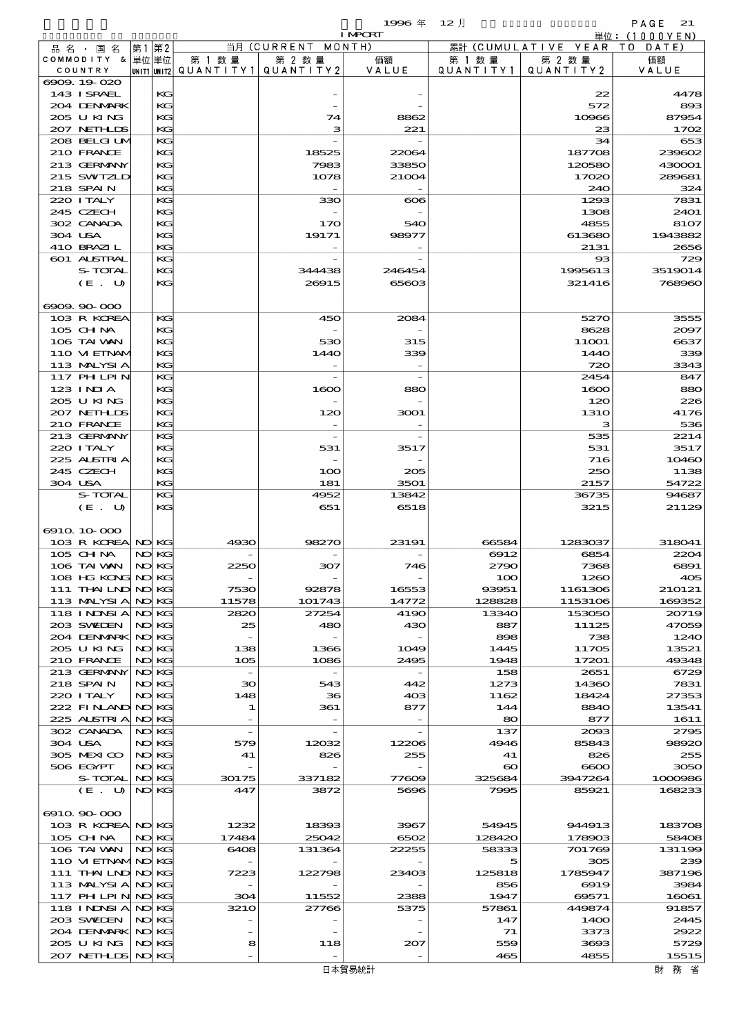1996 年 12 月 IMPORT

単位：(1000YEN)

| 品名・国名 COMMODITY & COUNTRY | 第1 単位 UNIT1 | 第2 単位 UNIT2 | 当月 (CURRENT MONTH) 第1数量 QUANTITY1 | 第2数量 QUANTITY2 | 価額 VALUE | 累計 (CUMULATIVE YEAR TO DATE) 第1数量 QUANTITY1 | 第2数量 QUANTITY2 | 価額 VALUE |
|---|---|---|---|---|---|---|---|---|
| 6909.19-020 | | | | | | | | |
| 143 ISRAEL | | KG | | - | - | | 22 | 4478 |
| 204 DENMARK | | KG | | - | - | | 572 | 893 |
| 205 U KING | | KG | | 74 | 8862 | | 10966 | 87954 |
| 207 NETHLDS | | KG | | 3 | 221 | | 23 | 1702 |
| 208 BELGIUM | | KG | | - | - | | 34 | 653 |
| 210 FRANCE | | KG | | 18525 | 22064 | | 187708 | 239602 |
| 213 GERMANY | | KG | | 7983 | 33850 | | 120580 | 430001 |
| 215 SWTZLD | | KG | | 1078 | 21004 | | 17020 | 289681 |
| 218 SPAIN | | KG | | - | - | | 240 | 324 |
| 220 ITALY | | KG | | 330 | 606 | | 1293 | 7831 |
| 245 CZECH | | KG | | - | - | | 1308 | 2401 |
| 302 CANADA | | KG | | 170 | 540 | | 4855 | 8107 |
| 304 USA | | KG | | 19171 | 98977 | | 613680 | 1943882 |
| 410 BRAZIL | | KG | | - | - | | 2131 | 2656 |
| 601 AUSTRAL | | KG | | - | - | | 93 | 729 |
| S-TOTAL | | KG | | 344438 | 246454 | | 1995613 | 3519014 |
| (E. U) | | KG | | 26915 | 65603 | | 321416 | 768960 |
| 6909.90-000 | | | | | | | | |
| 103 R KOREA | | KG | | 450 | 2084 | | 5270 | 3555 |
| 105 CHINA | | KG | | - | - | | 8628 | 2097 |
| 106 TAIWAN | | KG | | 530 | 315 | | 11001 | 6637 |
| 110 VIETNAM | | KG | | 1440 | 339 | | 1440 | 339 |
| 113 MALYSIA | | KG | | - | - | | 720 | 3343 |
| 117 PHLPIN | | KG | | - | - | | 2454 | 847 |
| 123 INDIA | | KG | | 1600 | 880 | | 1600 | 880 |
| 205 U KING | | KG | | - | - | | 120 | 226 |
| 207 NETHLDS | | KG | | 120 | 3001 | | 1310 | 4176 |
| 210 FRANCE | | KG | | - | - | | 3 | 536 |
| 213 GERMANY | | KG | | - | - | | 535 | 2214 |
| 220 ITALY | | KG | | 531 | 3517 | | 531 | 3517 |
| 225 AUSTRIA | | KG | | - | - | | 716 | 10460 |
| 245 CZECH | | KG | | 100 | 205 | | 250 | 1138 |
| 304 USA | | KG | | 181 | 3501 | | 2157 | 54722 |
| S-TOTAL | | KG | | 4952 | 13842 | | 36735 | 94687 |
| (E. U) | | KG | | 651 | 6518 | | 3215 | 21129 |
| 6910.10-000 | | | | | | | | |
| 103 R KOREA | NO | KG | 4930 | 98270 | 23191 | 66584 | 1283037 | 318041 |
| 105 CHINA | NO | KG | - | - | - | 6912 | 6854 | 2204 |
| 106 TAIWAN | NO | KG | 2250 | 307 | 746 | 2790 | 7368 | 6891 |
| 108 HG KONG | NO | KG | - | - | - | 100 | 1260 | 405 |
| 111 THAILND | NO | KG | 7530 | 92878 | 16553 | 93951 | 1161306 | 210121 |
| 113 MALYSIA | NO | KG | 11578 | 101743 | 14772 | 128828 | 1153106 | 169352 |
| 118 INDNSIA | NO | KG | 2820 | 27254 | 4190 | 13340 | 153050 | 20719 |
| 203 SWEDEN | NO | KG | 25 | 480 | 430 | 887 | 11125 | 47059 |
| 204 DENMARK | NO | KG | - | - | - | 898 | 738 | 1240 |
| 205 U KING | NO | KG | 138 | 1366 | 1049 | 1445 | 11705 | 13521 |
| 210 FRANCE | NO | KG | 105 | 1086 | 2495 | 1948 | 17201 | 49348 |
| 213 GERMANY | NO | KG | - | - | - | 158 | 2651 | 6729 |
| 218 SPAIN | NO | KG | 30 | 543 | 442 | 1273 | 14360 | 7831 |
| 220 ITALY | NO | KG | 148 | 36 | 403 | 1162 | 18424 | 27353 |
| 222 FINLAND | NO | KG | 1 | 361 | 877 | 144 | 8840 | 13541 |
| 225 AUSTRIA | NO | KG | - | - | - | 80 | 877 | 1611 |
| 302 CANADA | NO | KG | - | - | - | 137 | 2093 | 2795 |
| 304 USA | NO | KG | 579 | 12032 | 12206 | 4946 | 85843 | 98920 |
| 305 MEXICO | NO | KG | 41 | 826 | 255 | 41 | 826 | 255 |
| 506 EGYPT | NO | KG | - | - | - | 60 | 6600 | 3050 |
| S-TOTAL | NO | KG | 30175 | 337182 | 77609 | 325684 | 3947264 | 1000986 |
| (E. U) | NO | KG | 447 | 3872 | 5696 | 7995 | 85921 | 168233 |
| 6910.90-000 | | | | | | | | |
| 103 R KOREA | NO | KG | 1232 | 18393 | 3967 | 54945 | 944913 | 183708 |
| 105 CHINA | NO | KG | 17484 | 25042 | 6502 | 128420 | 178903 | 58408 |
| 106 TAIWAN | NO | KG | 6408 | 131364 | 22255 | 58333 | 701769 | 131199 |
| 110 VIETNAM | NO | KG | - | - | - | 5 | 305 | 239 |
| 111 THAILND | NO | KG | 7223 | 122798 | 23403 | 125818 | 1785947 | 387196 |
| 113 MALYSIA | NO | KG | - | - | - | 856 | 6919 | 3984 |
| 117 PHLPIN | NO | KG | 304 | 11552 | 2388 | 1947 | 69571 | 16061 |
| 118 INDNSIA | NO | KG | 3210 | 27766 | 5375 | 57861 | 449874 | 91857 |
| 203 SWEDEN | NO | KG | - | - | - | 147 | 1400 | 2445 |
| 204 DENMARK | NO | KG | - | - | - | 71 | 3373 | 2922 |
| 205 U KING | NO | KG | 8 | 118 | 207 | 559 | 3693 | 5729 |
| 207 NETHLDS | NO | KG | - | - | - | 465 | 4855 | 15515 |

日本貿易統計　財務省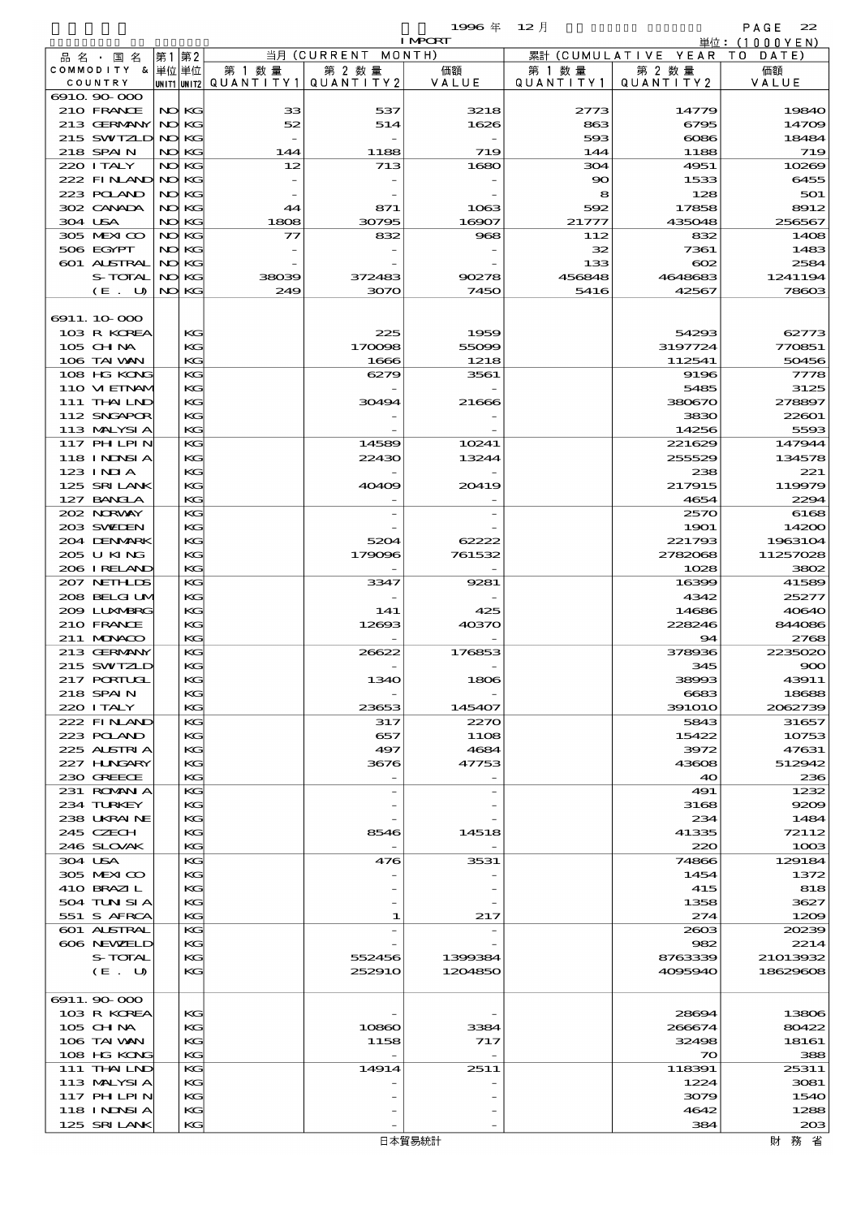1996 年 12 月 IMPORT 単位：(1000YEN)

| 品名・国名 COMMODITY & COUNTRY | 第1 単位 UNIT1 | 第2 単位 UNIT2 | 当月 (CURRENT MONTH) 第1数量 QUANTITY1 | 第2数量 QUANTITY2 | 価額 VALUE | 累計 (CUMULATIVE YEAR TO DATE) 第1数量 QUANTITY1 | 第2数量 QUANTITY2 | 価額 VALUE |
|---|---|---|---|---|---|---|---|---|
| 6910.90-000 | | | | | | | | |
| 210 FRANCE | NO | KG | 33 | 537 | 3218 | 2773 | 14779 | 19840 |
| 213 GERMANY | NO | KG | 52 | 514 | 1626 | 863 | 6795 | 14709 |
| 215 SWITZLD | NO | KG | - | - | - | 593 | 6086 | 18484 |
| 218 SPAIN | NO | KG | 144 | 1188 | 719 | 144 | 1188 | 719 |
| 220 ITALY | NO | KG | 12 | 713 | 1680 | 304 | 4951 | 10269 |
| 222 FINLAND | NO | KG | - | - | - | 90 | 1533 | 6455 |
| 223 POLAND | NO | KG | - | - | - | 8 | 128 | 501 |
| 302 CANADA | NO | KG | 44 | 871 | 1063 | 592 | 17858 | 8912 |
| 304 USA | NO | KG | 1808 | 30795 | 16907 | 21777 | 435048 | 256567 |
| 305 MEXICO | NO | KG | 77 | 832 | 968 | 112 | 832 | 1408 |
| 506 EGYPT | NO | KG | - | - | - | 32 | 7361 | 1483 |
| 601 AUSTRAL | NO | KG | - | - | - | 133 | 602 | 2584 |
| S-TOTAL | NO | KG | 38039 | 372483 | 90278 | 456848 | 4648683 | 1241194 |
| (E. U) | NO | KG | 249 | 3070 | 7450 | 5416 | 42567 | 78603 |
| 6911.10-000 | | | | | | | | |
| 103 R KOREA | | KG | | 225 | 1959 | | 54293 | 62773 |
| 105 CHINA | | KG | | 170098 | 55099 | | 3197724 | 770851 |
| 106 TAIWAN | | KG | | 1666 | 1218 | | 112541 | 50456 |
| 108 HG KONG | | KG | | 6279 | 3561 | | 9196 | 7778 |
| 110 VIETNAM | | KG | | - | - | | 5485 | 3125 |
| 111 THAILND | | KG | | 30494 | 21666 | | 380670 | 278897 |
| 112 SNGAPOR | | KG | | - | - | | 3830 | 22601 |
| 113 MALYSIA | | KG | | - | - | | 14256 | 5593 |
| 117 PHLPIN | | KG | | 14589 | 10241 | | 221629 | 147944 |
| 118 INDNSIA | | KG | | 22430 | 13244 | | 255529 | 134578 |
| 123 INDIA | | KG | | - | - | | 238 | 221 |
| 125 SRI LANK | | KG | | 40409 | 20419 | | 217915 | 119979 |
| 127 BANGLA | | KG | | - | - | | 4654 | 2294 |
| 202 NORWAY | | KG | | - | - | | 2570 | 6168 |
| 203 SWEDEN | | KG | | - | - | | 1901 | 14200 |
| 204 DENMARK | | KG | | 5204 | 62222 | | 221793 | 1963104 |
| 205 U KING | | KG | | 179096 | 761532 | | 2782068 | 11257028 |
| 206 IRELAND | | KG | | - | - | | 1028 | 3802 |
| 207 NETHLDS | | KG | | 3347 | 9281 | | 16399 | 41589 |
| 208 BELGIUM | | KG | | - | - | | 4342 | 25277 |
| 209 LUXMBRG | | KG | | 141 | 425 | | 14686 | 40640 |
| 210 FRANCE | | KG | | 12693 | 40370 | | 228246 | 844086 |
| 211 MONACO | | KG | | - | - | | 94 | 2768 |
| 213 GERMANY | | KG | | 26622 | 176853 | | 378936 | 2235020 |
| 215 SWITZLD | | KG | | - | - | | 345 | 900 |
| 217 PORTUGL | | KG | | 1340 | 1806 | | 38993 | 43911 |
| 218 SPAIN | | KG | | - | - | | 6683 | 18688 |
| 220 ITALY | | KG | | 23653 | 145407 | | 391010 | 2062739 |
| 222 FINLAND | | KG | | 317 | 2270 | | 5843 | 31657 |
| 223 POLAND | | KG | | 657 | 1108 | | 15422 | 10753 |
| 225 AUSTRIA | | KG | | 497 | 4684 | | 3972 | 47631 |
| 227 HUNGARY | | KG | | 3676 | 47753 | | 43608 | 512942 |
| 230 GREECE | | KG | | - | - | | 40 | 236 |
| 231 ROMANIA | | KG | | - | - | | 491 | 1232 |
| 234 TURKEY | | KG | | - | - | | 3168 | 9209 |
| 238 UKRAINE | | KG | | - | - | | 234 | 1484 |
| 245 CZECH | | KG | | 8546 | 14518 | | 41335 | 72112 |
| 246 SLOVAK | | KG | | - | - | | 220 | 1003 |
| 304 USA | | KG | | 476 | 3531 | | 74866 | 129184 |
| 305 MEXICO | | KG | | - | - | | 1454 | 1372 |
| 410 BRAZIL | | KG | | - | - | | 415 | 818 |
| 504 TUNISIA | | KG | | - | - | | 1358 | 3627 |
| 551 S AFRCA | | KG | | 1 | 217 | | 274 | 1209 |
| 601 AUSTRAL | | KG | | - | - | | 2603 | 20239 |
| 606 NEWZELD | | KG | | - | - | | 982 | 2214 |
| S-TOTAL | | KG | | 552456 | 1399384 | | 8763339 | 21013932 |
| (E. U) | | KG | | 252910 | 1204850 | | 4095940 | 18629608 |
| 6911.90-000 | | | | | | | | |
| 103 R KOREA | | KG | | - | - | | 28694 | 13806 |
| 105 CHINA | | KG | | 10860 | 3384 | | 266674 | 80422 |
| 106 TAIWAN | | KG | | 1158 | 717 | | 32498 | 18161 |
| 108 HG KONG | | KG | | - | - | | 70 | 388 |
| 111 THAILND | | KG | | 14914 | 2511 | | 118391 | 25311 |
| 113 MALYSIA | | KG | | - | - | | 1224 | 3081 |
| 117 PHLPIN | | KG | | - | - | | 3079 | 1540 |
| 118 INDNSIA | | KG | | - | - | | 4642 | 1288 |
| 125 SRI LANK | | KG | | - | - | | 384 | 203 |

日本貿易統計 財務省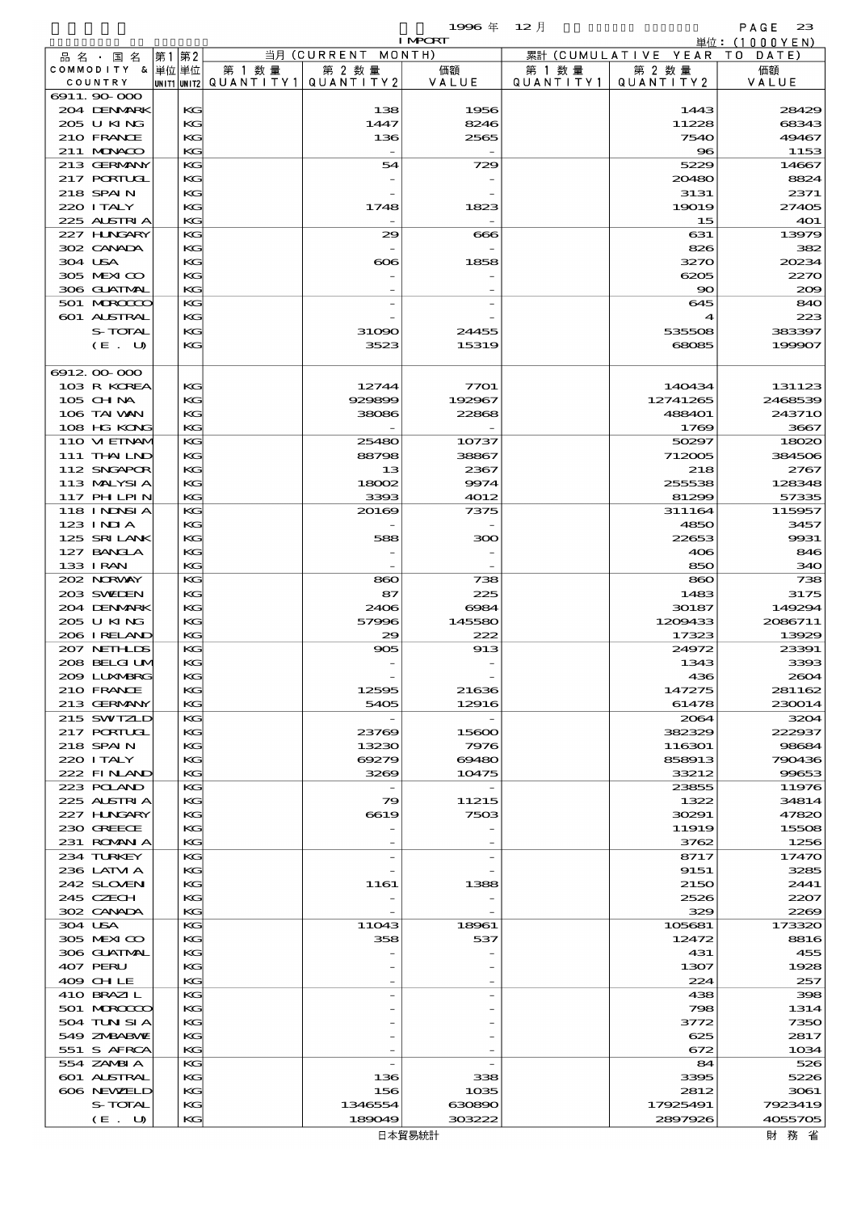1996 年 12 月 IMPORT

単位：(1000YEN)

| 品名・国名 COMMODITY & COUNTRY | 第1 単位 UNIT1 | 第2 単位 UNIT2 | 当月 (CURRENT MONTH) 第1数量 QUANTITY1 | 第2数量 QUANTITY2 | 価額 VALUE | 累計 (CUMULATIVE YEAR TO DATE) 第1数量 QUANTITY1 | 第2数量 QUANTITY2 | 価額 VALUE |
|---|---|---|---|---|---|---|---|---|
| 6911.90-000 | | | | | | | | |
| 204 DENMARK | | KG | | 138 | 1956 | | 1443 | 28429 |
| 205 U KING | | KG | | 1447 | 8246 | | 11228 | 68343 |
| 210 FRANCE | | KG | | 136 | 2565 | | 7540 | 49467 |
| 211 MONACO | | KG | | - | - | | 96 | 1153 |
| 213 GERMANY | | KG | | 54 | 729 | | 5229 | 14667 |
| 217 PORTUGL | | KG | | - | - | | 20480 | 8824 |
| 218 SPAIN | | KG | | - | - | | 3131 | 2371 |
| 220 ITALY | | KG | | 1748 | 1823 | | 19019 | 27405 |
| 225 AUSTRIA | | KG | | - | - | | 15 | 401 |
| 227 HUNGARY | | KG | | 29 | 666 | | 631 | 13979 |
| 302 CANADA | | KG | | - | - | | 826 | 382 |
| 304 USA | | KG | | 606 | 1858 | | 3270 | 20234 |
| 305 MEXICO | | KG | | - | - | | 6205 | 2270 |
| 306 GUATMAL | | KG | | - | - | | 90 | 209 |
| 501 MOROCCO | | KG | | - | - | | 645 | 840 |
| 601 AUSTRAL | | KG | | - | - | | 4 | 223 |
| S-TOTAL | | KG | | 31090 | 24455 | | 535508 | 383397 |
| (E. U) | | KG | | 3523 | 15319 | | 68085 | 199907 |
| 6912.00-000 | | | | | | | | |
| 103 R KOREA | | KG | | 12744 | 7701 | | 140434 | 131123 |
| 105 CHINA | | KG | | 929899 | 192967 | | 12741265 | 2468539 |
| 106 TAIWAN | | KG | | 38086 | 22868 | | 488401 | 243710 |
| 108 HG KONG | | KG | | - | - | | 1769 | 3667 |
| 110 VIETNAM | | KG | | 25480 | 10737 | | 50297 | 18020 |
| 111 THAILND | | KG | | 88798 | 38867 | | 712005 | 384506 |
| 112 SNGAPOR | | KG | | 13 | 2367 | | 218 | 2767 |
| 113 MALYSIA | | KG | | 18002 | 9974 | | 255538 | 128348 |
| 117 PHILPIN | | KG | | 3393 | 4012 | | 81299 | 57335 |
| 118 INDNSIA | | KG | | 20169 | 7375 | | 311164 | 115957 |
| 123 INDIA | | KG | | - | - | | 4850 | 3457 |
| 125 SRI LANK | | KG | | 588 | 300 | | 22653 | 9931 |
| 127 BANGLA | | KG | | - | - | | 406 | 846 |
| 133 IRAN | | KG | | - | - | | 850 | 340 |
| 202 NORWAY | | KG | | 860 | 738 | | 860 | 738 |
| 203 SWEDEN | | KG | | 87 | 225 | | 1483 | 3175 |
| 204 DENMARK | | KG | | 2406 | 6984 | | 30187 | 149294 |
| 205 U KING | | KG | | 57996 | 145580 | | 1209433 | 2086711 |
| 206 IRELAND | | KG | | 29 | 222 | | 17323 | 13929 |
| 207 NETHLDS | | KG | | 905 | 913 | | 24972 | 23391 |
| 208 BELGIUM | | KG | | - | - | | 1343 | 3393 |
| 209 LUXMBRG | | KG | | - | - | | 436 | 2604 |
| 210 FRANCE | | KG | | 12595 | 21636 | | 147275 | 281162 |
| 213 GERMANY | | KG | | 5405 | 12916 | | 61478 | 230014 |
| 215 SWITZLD | | KG | | - | - | | 2064 | 3204 |
| 217 PORTUGL | | KG | | 23769 | 15600 | | 382329 | 222937 |
| 218 SPAIN | | KG | | 13230 | 7976 | | 116301 | 98684 |
| 220 ITALY | | KG | | 69279 | 69480 | | 858913 | 790436 |
| 222 FINLAND | | KG | | 3269 | 10475 | | 33212 | 99653 |
| 223 POLAND | | KG | | - | - | | 23855 | 11976 |
| 225 AUSTRIA | | KG | | 79 | 11215 | | 1322 | 34814 |
| 227 HUNGARY | | KG | | 6619 | 7503 | | 30291 | 47820 |
| 230 GREECE | | KG | | - | - | | 11919 | 15508 |
| 231 ROMANIA | | KG | | - | - | | 3762 | 1256 |
| 234 TURKEY | | KG | | - | - | | 8717 | 17470 |
| 236 LATVIA | | KG | | - | - | | 9151 | 3285 |
| 242 SLOVEN | | KG | | 1161 | 1388 | | 2150 | 2441 |
| 245 CZECH | | KG | | - | - | | 2526 | 2207 |
| 302 CANADA | | KG | | - | - | | 329 | 2269 |
| 304 USA | | KG | | 11043 | 18961 | | 105681 | 173320 |
| 305 MEXICO | | KG | | 358 | 537 | | 12472 | 8816 |
| 306 GUATMAL | | KG | | - | - | | 431 | 455 |
| 407 PERU | | KG | | - | - | | 1307 | 1928 |
| 409 CHILE | | KG | | - | - | | 224 | 257 |
| 410 BRAZIL | | KG | | - | - | | 438 | 398 |
| 501 MOROCCO | | KG | | - | - | | 798 | 1314 |
| 504 TUNISIA | | KG | | - | - | | 3772 | 7350 |
| 549 ZMBABWE | | KG | | - | - | | 625 | 2817 |
| 551 S AFRCA | | KG | | - | - | | 672 | 1034 |
| 554 ZAMBIA | | KG | | - | - | | 84 | 526 |
| 601 AUSTRAL | | KG | | 136 | 338 | | 3395 | 5226 |
| 606 NEWZELD | | KG | | 156 | 1035 | | 2812 | 3061 |
| S-TOTAL | | KG | | 1346554 | 630890 | | 17925491 | 7923419 |
| (E. U) | | KG | | 189049 | 303222 | | 2897926 | 4055705 |

日本貿易統計　財務省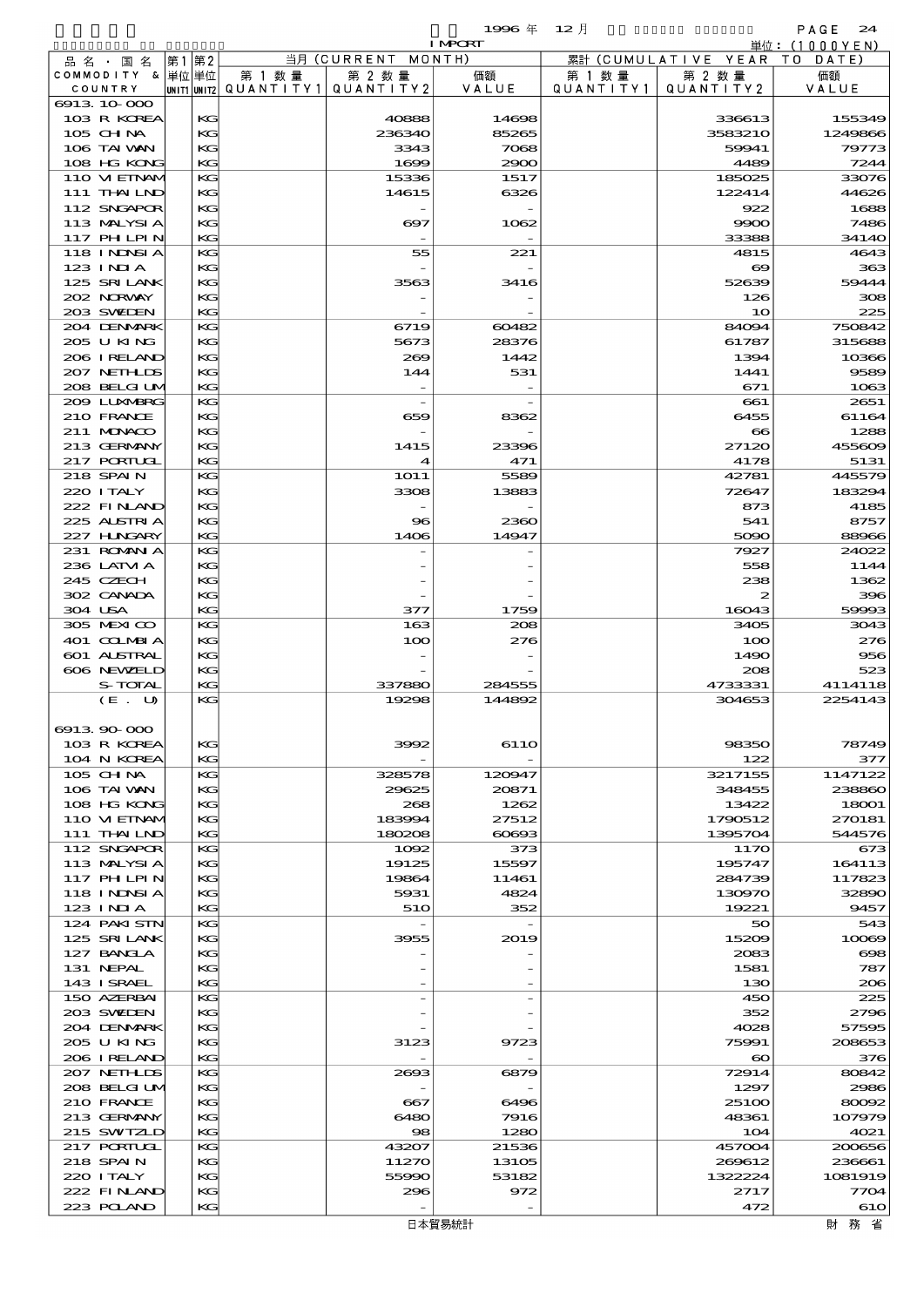1996 年 12 月 IMPORT

単位：(1000YEN)

| 品名・国名 COMMODITY & COUNTRY | 第1 単位 UNIT1 | 第2 単位 UNIT2 | 当月 (CURRENT MONTH) 第1数量 QUANTITY1 | 第2数量 QUANTITY2 | 価額 VALUE | 累計 (CUMULATIVE YEAR TO DATE) 第1数量 QUANTITY1 | 第2数量 QUANTITY2 | 価額 VALUE |
|---|---|---|---|---|---|---|---|---|
| 6913.10-000 | | | | | | | | |
| 103 R KOREA | | KG | | 40888 | 14698 | | 336613 | 155349 |
| 105 CHINA | | KG | | 236340 | 85265 | | 3583210 | 1249866 |
| 106 TAIWAN | | KG | | 3343 | 7068 | | 59941 | 79773 |
| 108 HG KONG | | KG | | 1699 | 2900 | | 4489 | 7244 |
| 110 VIETNAM | | KG | | 15336 | 1517 | | 185025 | 33076 |
| 111 THAILND | | KG | | 14615 | 6326 | | 122414 | 44626 |
| 112 SNGAPOR | | KG | | - | - | | 922 | 1688 |
| 113 MALYSIA | | KG | | 697 | 1062 | | 9900 | 7486 |
| 117 PHLPIN | | KG | | - | - | | 33388 | 34140 |
| 118 INDNSIA | | KG | | 55 | 221 | | 4815 | 4643 |
| 123 INDIA | | KG | | - | - | | 69 | 363 |
| 125 SRI LANK | | KG | | 3563 | 3416 | | 52639 | 59444 |
| 202 NORWAY | | KG | | - | - | | 126 | 308 |
| 203 SWEDEN | | KG | | - | - | | 10 | 225 |
| 204 DENMARK | | KG | | 6719 | 60482 | | 84094 | 750842 |
| 205 U KING | | KG | | 5673 | 28376 | | 61787 | 315688 |
| 206 IRELAND | | KG | | 269 | 1442 | | 1394 | 10366 |
| 207 NETHLDS | | KG | | 144 | 531 | | 1441 | 9589 |
| 208 BELGIUM | | KG | | - | - | | 671 | 1063 |
| 209 LUXMBRG | | KG | | - | - | | 661 | 2651 |
| 210 FRANCE | | KG | | 659 | 8362 | | 6455 | 61164 |
| 211 MONACO | | KG | | - | - | | 66 | 1288 |
| 213 GERMANY | | KG | | 1415 | 23396 | | 27120 | 455609 |
| 217 PORTUGL | | KG | | 4 | 471 | | 4178 | 5131 |
| 218 SPAIN | | KG | | 1011 | 5589 | | 42781 | 445579 |
| 220 ITALY | | KG | | 3308 | 13883 | | 72647 | 183294 |
| 222 FINLAND | | KG | | - | - | | 873 | 4185 |
| 225 AUSTRIA | | KG | | 96 | 2360 | | 541 | 8757 |
| 227 HUNGARY | | KG | | 1406 | 14947 | | 5090 | 88966 |
| 231 ROMANIA | | KG | | - | - | | 7927 | 24022 |
| 236 LATVIA | | KG | | - | - | | 558 | 1144 |
| 245 CZECH | | KG | | - | - | | 238 | 1362 |
| 302 CANADA | | KG | | - | - | | 2 | 396 |
| 304 USA | | KG | | 377 | 1759 | | 16043 | 59993 |
| 305 MEXICO | | KG | | 163 | 208 | | 3405 | 3043 |
| 401 COLMBIA | | KG | | 100 | 276 | | 100 | 276 |
| 601 AUSTRAL | | KG | | - | - | | 1490 | 956 |
| 606 NEWZELD | | KG | | - | - | | 208 | 523 |
| S-TOTAL | | KG | | 337880 | 284555 | | 4733331 | 4114118 |
| (E. U) | | KG | | 19298 | 144892 | | 304653 | 2254143 |
| 6913.90-000 | | | | | | | | |
| 103 R KOREA | | KG | | 3992 | 6110 | | 98350 | 78749 |
| 104 N KOREA | | KG | | - | - | | 122 | 377 |
| 105 CHINA | | KG | | 328578 | 120947 | | 3217155 | 1147122 |
| 106 TAIWAN | | KG | | 29625 | 20871 | | 348455 | 238860 |
| 108 HG KONG | | KG | | 268 | 1262 | | 13422 | 18001 |
| 110 VIETNAM | | KG | | 183994 | 27512 | | 1790512 | 270181 |
| 111 THAILND | | KG | | 180208 | 60693 | | 1395704 | 544576 |
| 112 SNGAPOR | | KG | | 1092 | 373 | | 1170 | 673 |
| 113 MALYSIA | | KG | | 19125 | 15597 | | 195747 | 164113 |
| 117 PHLPIN | | KG | | 19864 | 11461 | | 284739 | 117823 |
| 118 INDNSIA | | KG | | 5931 | 4824 | | 130970 | 32890 |
| 123 INDIA | | KG | | 510 | 352 | | 19221 | 9457 |
| 124 PAKISTN | | KG | | - | - | | 50 | 543 |
| 125 SRI LANK | | KG | | 3955 | 2019 | | 15209 | 10069 |
| 127 BANGLA | | KG | | - | - | | 2083 | 698 |
| 131 NEPAL | | KG | | - | - | | 1581 | 787 |
| 143 ISRAEL | | KG | | - | - | | 130 | 206 |
| 150 AZERBAI | | KG | | - | - | | 450 | 225 |
| 203 SWEDEN | | KG | | - | - | | 352 | 2796 |
| 204 DENMARK | | KG | | - | - | | 4028 | 57595 |
| 205 U KING | | KG | | 3123 | 9723 | | 75991 | 208653 |
| 206 IRELAND | | KG | | - | - | | 60 | 376 |
| 207 NETHLDS | | KG | | 2693 | 6879 | | 72914 | 80842 |
| 208 BELGIUM | | KG | | - | - | | 1297 | 2986 |
| 210 FRANCE | | KG | | 667 | 6496 | | 25100 | 80092 |
| 213 GERMANY | | KG | | 6480 | 7916 | | 48361 | 107979 |
| 215 SWITZLD | | KG | | 98 | 1280 | | 104 | 4021 |
| 217 PORTUGL | | KG | | 43207 | 21536 | | 457004 | 200656 |
| 218 SPAIN | | KG | | 11270 | 13105 | | 269612 | 236661 |
| 220 ITALY | | KG | | 55990 | 53182 | | 1322224 | 1081919 |
| 222 FINLAND | | KG | | 296 | 972 | | 2717 | 7704 |
| 223 POLAND | | KG | | - | - | | 472 | 610 |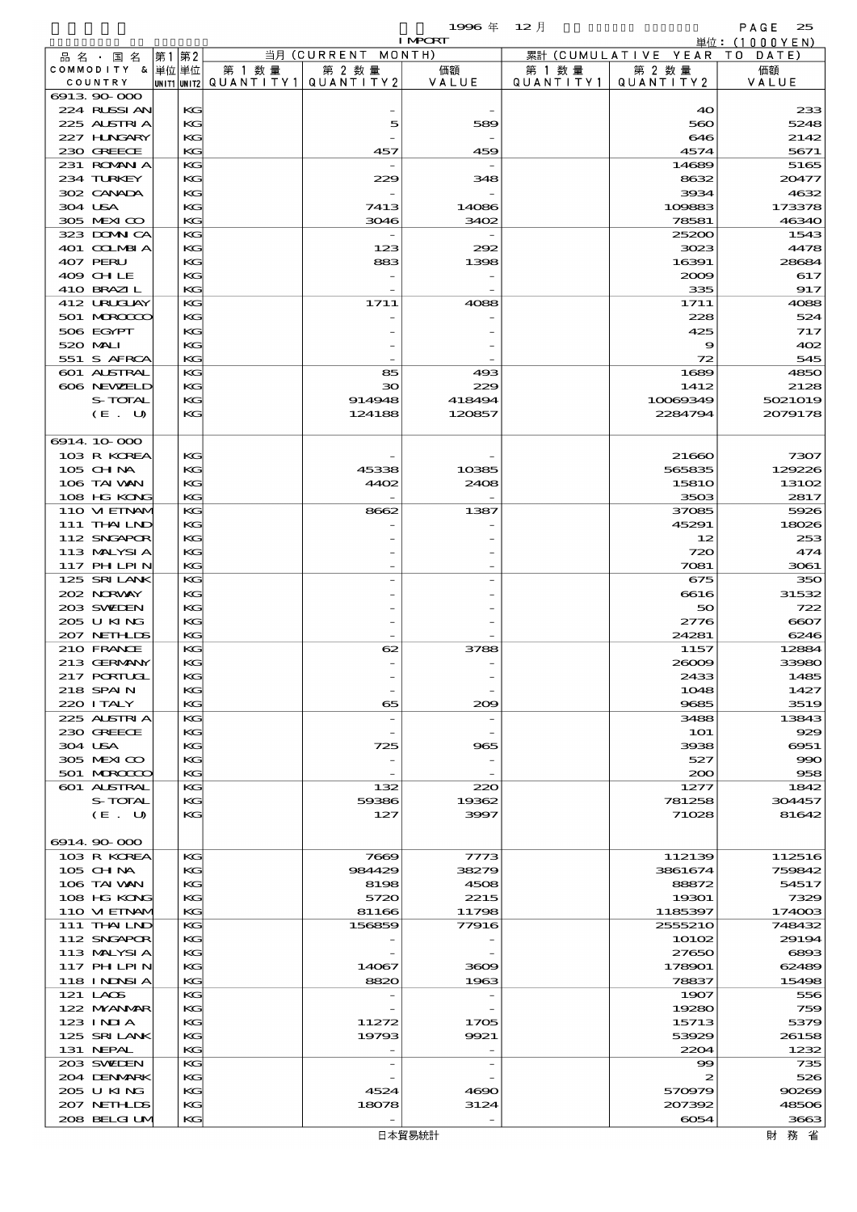1996 年 12 月 IMPORT

単位：(1000YEN)

| 品名・国名 COMMODITY & COUNTRY | 第1単位 UNIT1 | 第2単位 UNIT2 | 当月 (CURRENT MONTH) 第1数量 QUANTITY1 | 第2数量 QUANTITY2 | 価額 VALUE | 累計 (CUMULATIVE YEAR TO DATE) 第1数量 QUANTITY1 | 第2数量 QUANTITY2 | 価額 VALUE |
|---|---|---|---|---|---|---|---|---|
| 6913.90-000 | | | | | | | | |
| 224 RUSSIAN | | KG | | - | - | | 40 | 233 |
| 225 AUSTRIA | | KG | | 5 | 589 | | 560 | 5248 |
| 227 HUNGARY | | KG | | - | - | | 646 | 2142 |
| 230 GREECE | | KG | | 457 | 459 | | 4574 | 5671 |
| 231 ROMANIA | | KG | | - | - | | 14689 | 5165 |
| 234 TURKEY | | KG | | 229 | 348 | | 8632 | 20477 |
| 302 CANADA | | KG | | - | - | | 3934 | 4632 |
| 304 USA | | KG | | 7413 | 14086 | | 109883 | 173378 |
| 305 MEXICO | | KG | | 3046 | 3402 | | 78581 | 46340 |
| 323 DOMNICA | | KG | | - | - | | 25200 | 1543 |
| 401 COLMBIA | | KG | | 123 | 292 | | 3023 | 4478 |
| 407 PERU | | KG | | 883 | 1398 | | 16391 | 28684 |
| 409 CHILE | | KG | | - | - | | 2009 | 617 |
| 410 BRAZIL | | KG | | - | - | | 335 | 917 |
| 412 URUGUAY | | KG | | 1711 | 4088 | | 1711 | 4088 |
| 501 MOROCCO | | KG | | - | - | | 228 | 524 |
| 506 EGYPT | | KG | | - | - | | 425 | 717 |
| 520 MALI | | KG | | - | - | | 9 | 402 |
| 551 S AFRCA | | KG | | - | - | | 72 | 545 |
| 601 AUSTRAL | | KG | | 85 | 493 | | 1689 | 4850 |
| 606 NEWZELD | | KG | | 30 | 229 | | 1412 | 2128 |
| S-TOTAL | | KG | | 914948 | 418494 | | 10069349 | 5021019 |
| (E. U) | | KG | | 124188 | 120857 | | 2284794 | 2079178 |
| | | | | | | | | |
| 6914.10-000 | | | | | | | | |
| 103 R KOREA | | KG | | - | - | | 21660 | 7307 |
| 105 CHINA | | KG | | 45338 | 10385 | | 565835 | 129226 |
| 106 TAIWAN | | KG | | 4402 | 2408 | | 15810 | 13102 |
| 108 HG KONG | | KG | | - | - | | 3503 | 2817 |
| 110 VIETNAM | | KG | | 8662 | 1387 | | 37085 | 5926 |
| 111 THAILND | | KG | | - | - | | 45291 | 18026 |
| 112 SNGAPOR | | KG | | - | - | | 12 | 253 |
| 113 MALYSIA | | KG | | - | - | | 720 | 474 |
| 117 PHLPIN | | KG | | - | - | | 7081 | 3061 |
| 125 SRI LANK | | KG | | - | - | | 675 | 350 |
| 202 NORWAY | | KG | | - | - | | 6616 | 31532 |
| 203 SWEDEN | | KG | | - | - | | 50 | 722 |
| 205 U KING | | KG | | - | - | | 2776 | 6607 |
| 207 NETHLDS | | KG | | - | - | | 24281 | 6246 |
| 210 FRANCE | | KG | | 62 | 3788 | | 1157 | 12884 |
| 213 GERMANY | | KG | | - | - | | 26009 | 33980 |
| 217 PORTUGL | | KG | | - | - | | 2433 | 1485 |
| 218 SPAIN | | KG | | - | - | | 1048 | 1427 |
| 220 ITALY | | KG | | 65 | 209 | | 9685 | 3519 |
| 225 AUSTRIA | | KG | | - | - | | 3488 | 13843 |
| 230 GREECE | | KG | | - | - | | 101 | 929 |
| 304 USA | | KG | | 725 | 965 | | 3938 | 6951 |
| 305 MEXICO | | KG | | - | - | | 527 | 990 |
| 501 MOROCCO | | KG | | - | - | | 200 | 958 |
| 601 AUSTRAL | | KG | | 132 | 220 | | 1277 | 1842 |
| S-TOTAL | | KG | | 59386 | 19362 | | 781258 | 304457 |
| (E. U) | | KG | | 127 | 3997 | | 71028 | 81642 |
| | | | | | | | | |
| 6914.90-000 | | | | | | | | |
| 103 R KOREA | | KG | | 7669 | 7773 | | 112139 | 112516 |
| 105 CHINA | | KG | | 984429 | 38279 | | 3861674 | 759842 |
| 106 TAIWAN | | KG | | 8198 | 4508 | | 88872 | 54517 |
| 108 HG KONG | | KG | | 5720 | 2215 | | 19301 | 7329 |
| 110 VIETNAM | | KG | | 81166 | 11798 | | 1185397 | 174003 |
| 111 THAILND | | KG | | 156859 | 77916 | | 2555210 | 748432 |
| 112 SNGAPOR | | KG | | - | - | | 10102 | 29194 |
| 113 MALYSIA | | KG | | - | - | | 27650 | 6893 |
| 117 PHLPIN | | KG | | 14067 | 3609 | | 178901 | 62489 |
| 118 INDNSIA | | KG | | 8820 | 1963 | | 78837 | 15498 |
| 121 LAOS | | KG | | - | - | | 1907 | 556 |
| 122 MYANMAR | | KG | | - | - | | 19280 | 759 |
| 123 INDIA | | KG | | 11272 | 1705 | | 15713 | 5379 |
| 125 SRI LANK | | KG | | 19793 | 9921 | | 53929 | 26158 |
| 131 NEPAL | | KG | | - | - | | 2204 | 1232 |
| 203 SWEDEN | | KG | | - | - | | 99 | 735 |
| 204 DENMARK | | KG | | - | - | | 2 | 526 |
| 205 U KING | | KG | | 4524 | 4690 | | 570979 | 90269 |
| 207 NETHLDS | | KG | | 18078 | 3124 | | 207392 | 48506 |
| 208 BELGIUM | | KG | | - | - | | 6054 | 3663 |

日本貿易統計　　財務省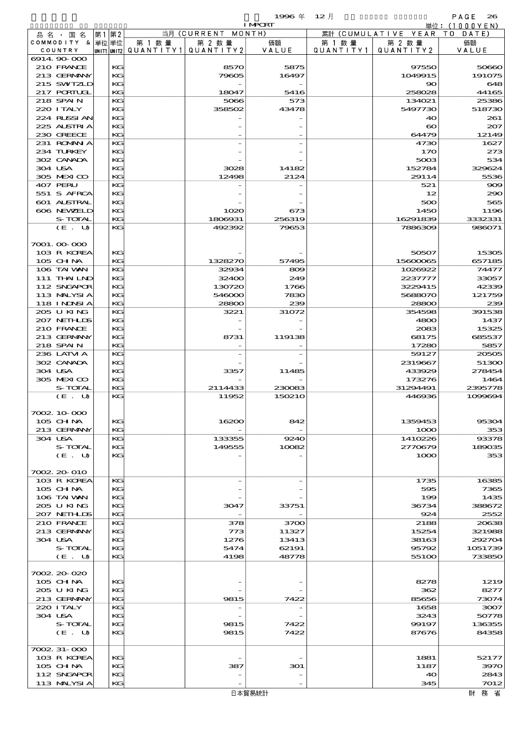1996 年 12 月

IMPORT

単位：(1000YEN)

| 品名・国名 COMMODITY & COUNTRY | 第1 単位 UNIT1 | 第2 単位 UNIT2 | 当月 (CURRENT MONTH) 第1数量 QUANTITY1 | 第2数量 QUANTITY2 | 価額 VALUE | 累計 (CUMULATIVE YEAR TO DATE) 第1数量 QUANTITY1 | 第2数量 QUANTITY2 | 価額 VALUE |
|---|---|---|---|---|---|---|---|---|
| 6914.90-000 | | | | | | | | |
| 210 FRANCE | | KG | | 8570 | 5875 | | 97550 | 50660 |
| 213 GERMANY | | KG | | 79605 | 16497 | | 1049915 | 191075 |
| 215 SWITZLD | | KG | | - | - | | 90 | 648 |
| 217 PORTUGL | | KG | | 18047 | 5416 | | 258028 | 44165 |
| 218 SPAIN | | KG | | 5066 | 573 | | 134021 | 25386 |
| 220 ITALY | | KG | | 358502 | 43478 | | 5497730 | 518730 |
| 224 RUSSIAN | | KG | | - | - | | 40 | 261 |
| 225 AUSTRIA | | KG | | - | - | | 60 | 207 |
| 230 GREECE | | KG | | - | - | | 64479 | 12149 |
| 231 ROMANIA | | KG | | - | - | | 4730 | 1627 |
| 234 TURKEY | | KG | | - | - | | 170 | 273 |
| 302 CANADA | | KG | | - | - | | 5003 | 534 |
| 304 USA | | KG | | 3028 | 14182 | | 152784 | 329624 |
| 305 MEXICO | | KG | | 12498 | 2124 | | 29114 | 5536 |
| 407 PERU | | KG | | - | - | | 521 | 909 |
| 551 S AFRCA | | KG | | - | - | | 12 | 290 |
| 601 AUSTRAL | | KG | | - | - | | 500 | 565 |
| 606 NEWZELD | | KG | | 1020 | 673 | | 1450 | 1196 |
| S-TOTAL | | KG | | 1806931 | 256319 | | 16291839 | 3332331 |
| (E. U) | | KG | | 492392 | 79653 | | 7886309 | 986071 |
| 7001.00-000 | | | | | | | | |
| 103 R KOREA | | KG | | - | - | | 50507 | 15305 |
| 105 CHINA | | KG | | 1328270 | 57495 | | 15600065 | 657185 |
| 106 TAIWAN | | KG | | 32934 | 809 | | 1026922 | 74477 |
| 111 THAILND | | KG | | 32400 | 249 | | 2237777 | 33057 |
| 112 SNGAPOR | | KG | | 130720 | 1766 | | 3229415 | 42339 |
| 113 MALYSIA | | KG | | 546000 | 7830 | | 5688070 | 121759 |
| 118 INDNSIA | | KG | | 28800 | 239 | | 28800 | 239 |
| 205 U KING | | KG | | 3221 | 31072 | | 354598 | 391538 |
| 207 NETHLDS | | KG | | - | - | | 4800 | 1437 |
| 210 FRANCE | | KG | | - | - | | 2083 | 15325 |
| 213 GERMANY | | KG | | 8731 | 119138 | | 68175 | 685537 |
| 218 SPAIN | | KG | | - | - | | 17280 | 5857 |
| 236 LATVIA | | KG | | - | - | | 59127 | 20505 |
| 302 CANADA | | KG | | - | - | | 2319667 | 51300 |
| 304 USA | | KG | | 3357 | 11485 | | 433929 | 278454 |
| 305 MEXICO | | KG | | - | - | | 173276 | 1464 |
| S-TOTAL | | KG | | 2114433 | 230083 | | 31294491 | 2395778 |
| (E. U) | | KG | | 11952 | 150210 | | 446936 | 1099694 |
| 7002.10-000 | | | | | | | | |
| 105 CHINA | | KG | | 16200 | 842 | | 1359453 | 95304 |
| 213 GERMANY | | KG | | - | - | | 1000 | 353 |
| 304 USA | | KG | | 133355 | 9240 | | 1410226 | 93378 |
| S-TOTAL | | KG | | 149555 | 10082 | | 2770679 | 189035 |
| (E. U) | | KG | | - | - | | 1000 | 353 |
| 7002.20-010 | | | | | | | | |
| 103 R KOREA | | KG | | - | - | | 1735 | 16385 |
| 105 CHINA | | KG | | - | - | | 595 | 7365 |
| 106 TAIWAN | | KG | | - | - | | 199 | 1435 |
| 205 U KING | | KG | | 3047 | 33751 | | 36734 | 388672 |
| 207 NETHLDS | | KG | | - | - | | 924 | 2552 |
| 210 FRANCE | | KG | | 378 | 3700 | | 2188 | 20638 |
| 213 GERMANY | | KG | | 773 | 11327 | | 15254 | 321988 |
| 304 USA | | KG | | 1276 | 13413 | | 38163 | 292704 |
| S-TOTAL | | KG | | 5474 | 62191 | | 95792 | 1051739 |
| (E. U) | | KG | | 4198 | 48778 | | 55100 | 733850 |
| 7002.20-020 | | | | | | | | |
| 105 CHINA | | KG | | - | - | | 8278 | 1219 |
| 205 U KING | | KG | | - | - | | 362 | 8277 |
| 213 GERMANY | | KG | | 9815 | 7422 | | 85656 | 73074 |
| 220 ITALY | | KG | | - | - | | 1658 | 3007 |
| 304 USA | | KG | | - | - | | 3243 | 50778 |
| S-TOTAL | | KG | | 9815 | 7422 | | 99197 | 136355 |
| (E. U) | | KG | | 9815 | 7422 | | 87676 | 84358 |
| 7002.31-000 | | | | | | | | |
| 103 R KOREA | | KG | | - | - | | 1881 | 52177 |
| 105 CHINA | | KG | | 387 | 301 | | 1187 | 3970 |
| 112 SNGAPOR | | KG | | - | - | | 40 | 2843 |
| 113 MALYSIA | | KG | | - | - | | 345 | 7012 |

日本貿易統計　　財務省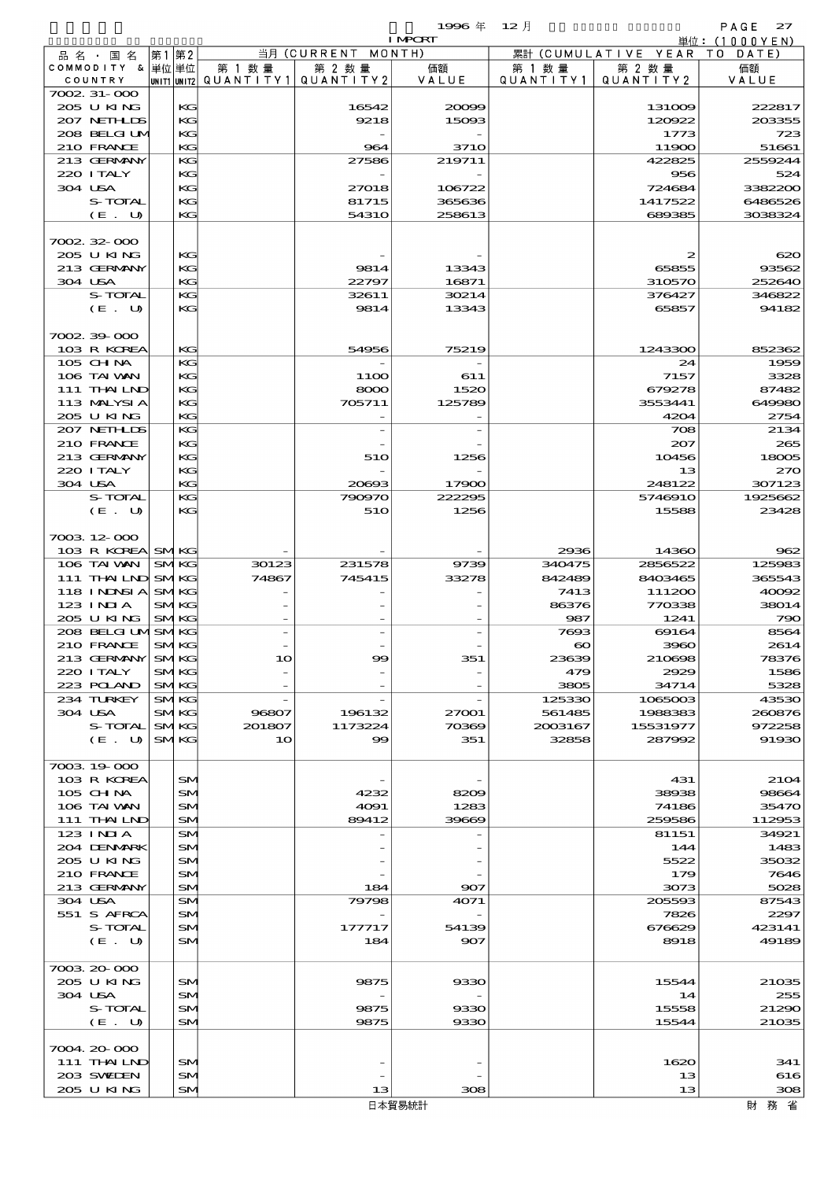1996 年 12 月

IMPORT

単位：(1000YEN)

| 品名・国名 COMMODITY & COUNTRY | 第1 単位 UNIT1 | 第2 単位 UNIT2 | 当月 (CURRENT MONTH) 第1数量 QUANTITY1 | 第2数量 QUANTITY2 | 価額 VALUE | 累計 (CUMULATIVE YEAR TO DATE) 第1数量 QUANTITY1 | 第2数量 QUANTITY2 | 価額 VALUE |
|---|---|---|---|---|---|---|---|---|
| 7002.31-000 | | | | | | | | |
| 205 U KING | | KG | | 16542 | 20099 | | 131009 | 222817 |
| 207 NETHLDS | | KG | | 9218 | 15093 | | 120922 | 203355 |
| 208 BELGIUM | | KG | | - | - | | 1773 | 723 |
| 210 FRANCE | | KG | | 964 | 3710 | | 11900 | 51661 |
| 213 GERMANY | | KG | | 27586 | 219711 | | 422825 | 2559244 |
| 220 ITALY | | KG | | - | - | | 956 | 524 |
| 304 USA | | KG | | 27018 | 106722 | | 724684 | 3382200 |
| S-TOTAL | | KG | | 81715 | 365636 | | 1417522 | 6486526 |
| (E. U) | | KG | | 54310 | 258613 | | 689385 | 3038324 |
| 7002.32-000 | | | | | | | | |
| 205 U KING | | KG | | - | - | | 2 | 620 |
| 213 GERMANY | | KG | | 9814 | 13343 | | 65855 | 93562 |
| 304 USA | | KG | | 22797 | 16871 | | 310570 | 252640 |
| S-TOTAL | | KG | | 32611 | 30214 | | 376427 | 346822 |
| (E. U) | | KG | | 9814 | 13343 | | 65857 | 94182 |
| 7002.39-000 | | | | | | | | |
| 103 R KOREA | | KG | | 54956 | 75219 | | 1243300 | 852362 |
| 105 CHINA | | KG | | - | - | | 24 | 1959 |
| 106 TAIWAN | | KG | | 1100 | 611 | | 7157 | 3328 |
| 111 THAILND | | KG | | 8000 | 1520 | | 679278 | 87482 |
| 113 MALYSIA | | KG | | 705711 | 125789 | | 3553441 | 649980 |
| 205 U KING | | KG | | - | - | | 4204 | 2754 |
| 207 NETHLDS | | KG | | - | - | | 708 | 2134 |
| 210 FRANCE | | KG | | - | - | | 207 | 265 |
| 213 GERMANY | | KG | | 510 | 1256 | | 10456 | 18005 |
| 220 ITALY | | KG | | - | - | | 13 | 270 |
| 304 USA | | KG | | 20693 | 17900 | | 248122 | 307123 |
| S-TOTAL | | KG | | 790970 | 222295 | | 5746910 | 1925662 |
| (E. U) | | KG | | 510 | 1256 | | 15588 | 23428 |
| 7003.12-000 | | | | | | | | |
| 103 R KOREA | SM | KG | - | - | - | 2936 | 14360 | 962 |
| 106 TAIWAN | SM | KG | 30123 | 231578 | 9739 | 340475 | 2856522 | 125983 |
| 111 THAILND | SM | KG | 74867 | 745415 | 33278 | 842489 | 8403465 | 365543 |
| 118 INDNSIA | SM | KG | - | - | - | 7413 | 111200 | 40092 |
| 123 INDIA | SM | KG | - | - | - | 86376 | 770338 | 38014 |
| 205 U KING | SM | KG | - | - | - | 987 | 1241 | 790 |
| 208 BELGIUM | SM | KG | - | - | - | 7693 | 69164 | 8564 |
| 210 FRANCE | SM | KG | - | - | - | 60 | 3960 | 2614 |
| 213 GERMANY | SM | KG | 10 | 99 | 351 | 23639 | 210698 | 78376 |
| 220 ITALY | SM | KG | - | - | - | 479 | 2929 | 1586 |
| 223 POLAND | SM | KG | - | - | - | 3805 | 34714 | 5328 |
| 234 TURKEY | SM | KG | - | - | - | 125330 | 1065003 | 43530 |
| 304 USA | SM | KG | 96807 | 196132 | 27001 | 561485 | 1988383 | 260876 |
| S-TOTAL | SM | KG | 201807 | 1173224 | 70369 | 2003167 | 15531977 | 972258 |
| (E. U) | SM | KG | 10 | 99 | 351 | 32858 | 287992 | 91930 |
| 7003.19-000 | | | | | | | | |
| 103 R KOREA | | SM | | - | - | | 431 | 2104 |
| 105 CHINA | | SM | | 4232 | 8209 | | 38938 | 98664 |
| 106 TAIWAN | | SM | | 4091 | 1283 | | 74186 | 35470 |
| 111 THAILND | | SM | | 89412 | 39669 | | 259586 | 112953 |
| 123 INDIA | | SM | | - | - | | 81151 | 34921 |
| 204 DENMARK | | SM | | - | - | | 144 | 1483 |
| 205 U KING | | SM | | - | - | | 5522 | 35032 |
| 210 FRANCE | | SM | | - | - | | 179 | 7646 |
| 213 GERMANY | | SM | | 184 | 907 | | 3073 | 5028 |
| 304 USA | | SM | | 79798 | 4071 | | 205593 | 87543 |
| 551 S AFRCA | | SM | | - | - | | 7826 | 2297 |
| S-TOTAL | | SM | | 177717 | 54139 | | 676629 | 423141 |
| (E. U) | | SM | | 184 | 907 | | 8918 | 49189 |
| 7003.20-000 | | | | | | | | |
| 205 U KING | | SM | | 9875 | 9330 | | 15544 | 21035 |
| 304 USA | | SM | | - | - | | 14 | 255 |
| S-TOTAL | | SM | | 9875 | 9330 | | 15558 | 21290 |
| (E. U) | | SM | | 9875 | 9330 | | 15544 | 21035 |
| 7004.20-000 | | | | | | | | |
| 111 THAILND | | SM | | - | - | | 1620 | 341 |
| 203 SWEDEN | | SM | | - | - | | 13 | 616 |
| 205 U KING | | SM | | 13 | 308 | | 13 | 308 |

日本貿易統計　　財務省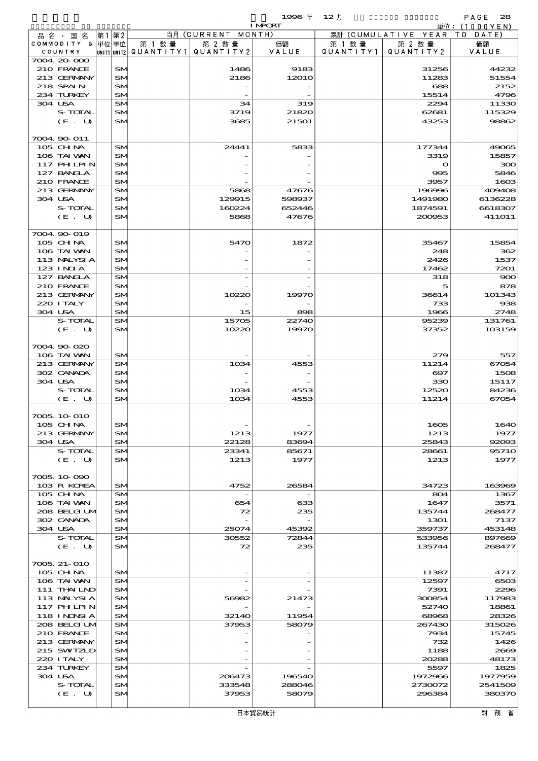1996 年 12 月 IMPORT 単位：(1000YEN)

| 品名・国名 COMMODITY & COUNTRY | 第1 単位 UNIT1 | 第2 単位 UNIT2 | 当月 (CURRENT MONTH) 第1数量 QUANTITY1 | 第2数量 QUANTITY2 | 価額 VALUE | 累計 (CUMULATIVE YEAR TO DATE) 第1数量 QUANTITY1 | 第2数量 QUANTITY2 | 価額 VALUE |
|---|---|---|---|---|---|---|---|---|
| 7004.20-000 | | | | | | | | |
| 210 FRANCE | | SM | | 1486 | 9183 | | 31256 | 44232 |
| 213 GERMANY | | SM | | 2186 | 12010 | | 11283 | 51554 |
| 218 SPAIN | | SM | | - | - | | 688 | 2152 |
| 234 TURKEY | | SM | | - | - | | 15514 | 4796 |
| 304 USA | | SM | | 34 | 319 | | 2294 | 11330 |
| S-TOTAL | | SM | | 3719 | 21820 | | 62681 | 115329 |
| (E. U) | | SM | | 3685 | 21501 | | 43253 | 98862 |
| 7004.90-011 | | | | | | | | |
| 105 CHINA | | SM | | 24441 | 5833 | | 177344 | 49065 |
| 106 TAIWAN | | SM | | - | - | | 3319 | 15857 |
| 117 PHILPIN | | SM | | - | - | | 0 | 300 |
| 127 BANGLA | | SM | | - | - | | 995 | 5846 |
| 210 FRANCE | | SM | | - | - | | 3957 | 1603 |
| 213 GERMANY | | SM | | 5868 | 47676 | | 196996 | 409408 |
| 304 USA | | SM | | 129915 | 598937 | | 1491980 | 6136228 |
| S-TOTAL | | SM | | 160224 | 652446 | | 1874591 | 6618307 |
| (E. U) | | SM | | 5868 | 47676 | | 200953 | 411011 |
| 7004.90-019 | | | | | | | | |
| 105 CHINA | | SM | | 5470 | 1872 | | 35467 | 15854 |
| 106 TAIWAN | | SM | | - | - | | 248 | 362 |
| 113 MALYSIA | | SM | | - | - | | 2426 | 1537 |
| 123 INDIA | | SM | | - | - | | 17462 | 7201 |
| 127 BANGLA | | SM | | - | - | | 318 | 900 |
| 210 FRANCE | | SM | | - | - | | 5 | 878 |
| 213 GERMANY | | SM | | 10220 | 19970 | | 36614 | 101343 |
| 220 ITALY | | SM | | - | - | | 733 | 938 |
| 304 USA | | SM | | 15 | 898 | | 1966 | 2748 |
| S-TOTAL | | SM | | 15705 | 22740 | | 95239 | 131761 |
| (E. U) | | SM | | 10220 | 19970 | | 37352 | 103159 |
| 7004.90-020 | | | | | | | | |
| 106 TAIWAN | | SM | | - | - | | 279 | 557 |
| 213 GERMANY | | SM | | 1034 | 4553 | | 11214 | 67054 |
| 302 CANADA | | SM | | - | - | | 697 | 1508 |
| 304 USA | | SM | | - | - | | 330 | 15117 |
| S-TOTAL | | SM | | 1034 | 4553 | | 12520 | 84236 |
| (E. U) | | SM | | 1034 | 4553 | | 11214 | 67054 |
| 7005.10-010 | | | | | | | | |
| 105 CHINA | | SM | | - | - | | 1605 | 1640 |
| 213 GERMANY | | SM | | 1213 | 1977 | | 1213 | 1977 |
| 304 USA | | SM | | 22128 | 83694 | | 25843 | 92093 |
| S-TOTAL | | SM | | 23341 | 85671 | | 28661 | 95710 |
| (E. U) | | SM | | 1213 | 1977 | | 1213 | 1977 |
| 7005.10-090 | | | | | | | | |
| 103 R KOREA | | SM | | 4752 | 26584 | | 34723 | 163969 |
| 105 CHINA | | SM | | - | - | | 804 | 1367 |
| 106 TAIWAN | | SM | | 654 | 633 | | 1647 | 3571 |
| 208 BELGIUM | | SM | | 72 | 235 | | 135744 | 268477 |
| 302 CANADA | | SM | | - | - | | 1301 | 7137 |
| 304 USA | | SM | | 25074 | 45392 | | 359737 | 453148 |
| S-TOTAL | | SM | | 30552 | 72844 | | 533956 | 897669 |
| (E. U) | | SM | | 72 | 235 | | 135744 | 268477 |
| 7005.21-010 | | | | | | | | |
| 105 CHINA | | SM | | - | - | | 11387 | 4717 |
| 106 TAIWAN | | SM | | - | - | | 12597 | 6503 |
| 111 THAILND | | SM | | - | - | | 7391 | 2296 |
| 113 MALYSIA | | SM | | 56982 | 21473 | | 300854 | 117983 |
| 117 PHILPIN | | SM | | - | - | | 52740 | 18861 |
| 118 INDNSIA | | SM | | 32140 | 11954 | | 68968 | 28326 |
| 208 BELGIUM | | SM | | 37953 | 58079 | | 267430 | 315026 |
| 210 FRANCE | | SM | | - | - | | 7934 | 15745 |
| 213 GERMANY | | SM | | - | - | | 732 | 1426 |
| 215 SWITZLD | | SM | | - | - | | 1188 | 2669 |
| 220 ITALY | | SM | | - | - | | 20288 | 48173 |
| 234 TURKEY | | SM | | - | - | | 5597 | 1825 |
| 304 USA | | SM | | 206473 | 196540 | | 1972966 | 1977959 |
| S-TOTAL | | SM | | 333548 | 288046 | | 2730072 | 2541509 |
| (E. U) | | SM | | 37953 | 58079 | | 296384 | 380370 |

日本貿易統計　財務省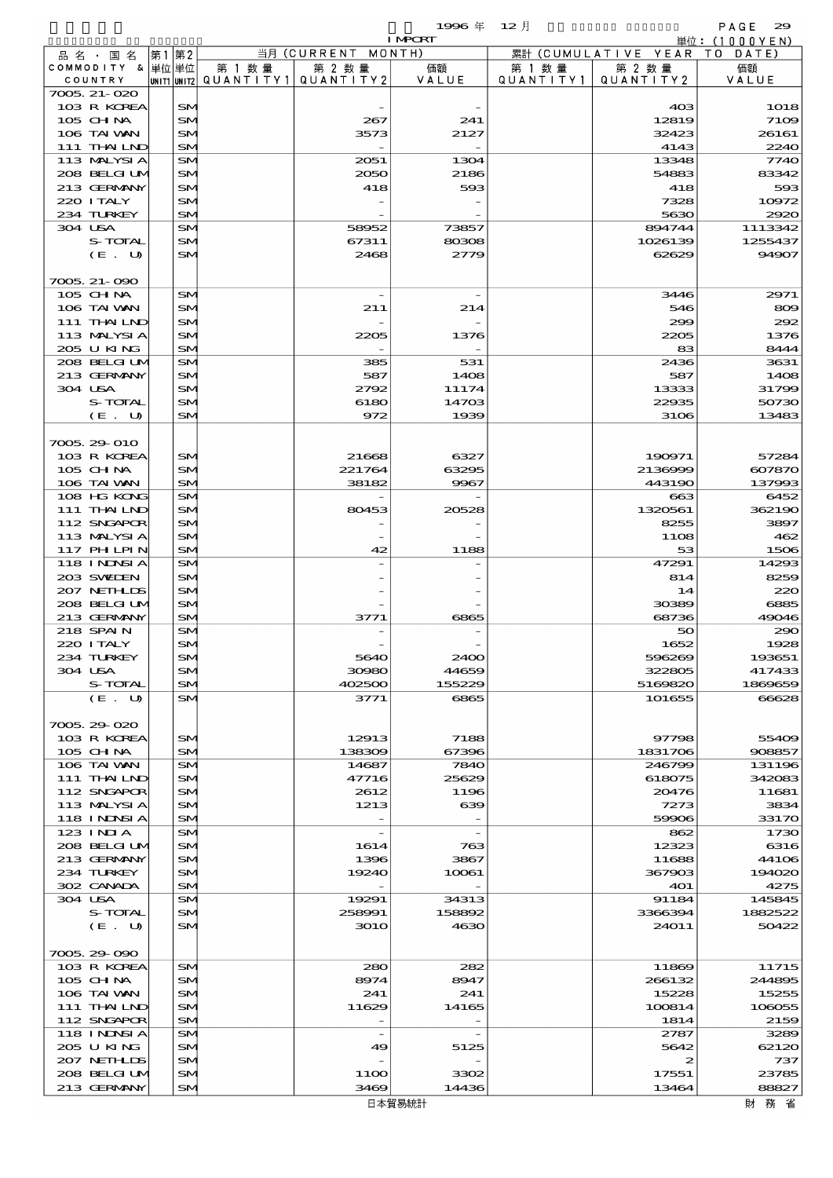1996 年 12 月 IMPORT

単位：(1000YEN)

| 品名・国名 COMMODITY & COUNTRY | 第1 単位 UNIT1 | 第2 単位 UNIT2 | 当月 (CURRENT MONTH) 第1数量 QUANTITY1 | 第2数量 QUANTITY2 | 価額 VALUE | 累計 (CUMULATIVE YEAR TO DATE) 第1数量 QUANTITY1 | 第2数量 QUANTITY2 | 価額 VALUE |
|---|---|---|---|---|---|---|---|---|
| 7005.21-020 | | | | | | | | |
| 103 R KOREA | | SM | | - | - | | 403 | 1018 |
| 105 CHINA | | SM | | 267 | 241 | | 12819 | 7109 |
| 106 TAIWAN | | SM | | 3573 | 2127 | | 32423 | 26161 |
| 111 THAILND | | SM | | - | - | | 4143 | 2240 |
| 113 MALYSIA | | SM | | 2051 | 1304 | | 13348 | 7740 |
| 208 BELGIUM | | SM | | 2050 | 2186 | | 54883 | 83342 |
| 213 GERMANY | | SM | | 418 | 593 | | 418 | 593 |
| 220 ITALY | | SM | | - | - | | 7328 | 10972 |
| 234 TURKEY | | SM | | - | - | | 5630 | 2920 |
| 304 USA | | SM | | 58952 | 73857 | | 894744 | 1113342 |
| S-TOTAL | | SM | | 67311 | 80308 | | 1026139 | 1255437 |
| (E. U) | | SM | | 2468 | 2779 | | 62629 | 94907 |
| 7005.21-090 | | | | | | | | |
| 105 CHINA | | SM | | - | - | | 3446 | 2971 |
| 106 TAIWAN | | SM | | 211 | 214 | | 546 | 809 |
| 111 THAILND | | SM | | - | - | | 299 | 292 |
| 113 MALYSIA | | SM | | 2205 | 1376 | | 2205 | 1376 |
| 205 U KING | | SM | | - | - | | 83 | 8444 |
| 208 BELGIUM | | SM | | 385 | 531 | | 2436 | 3631 |
| 213 GERMANY | | SM | | 587 | 1408 | | 587 | 1408 |
| 304 USA | | SM | | 2792 | 11174 | | 13333 | 31799 |
| S-TOTAL | | SM | | 6180 | 14703 | | 22935 | 50730 |
| (E. U) | | SM | | 972 | 1939 | | 3106 | 13483 |
| 7005.29-010 | | | | | | | | |
| 103 R KOREA | | SM | | 21668 | 6327 | | 190971 | 57284 |
| 105 CHINA | | SM | | 221764 | 63295 | | 2136999 | 607870 |
| 106 TAIWAN | | SM | | 38182 | 9967 | | 443190 | 137993 |
| 108 HG KONG | | SM | | - | - | | 663 | 6452 |
| 111 THAILND | | SM | | 80453 | 20528 | | 1320561 | 362190 |
| 112 SNGAPOR | | SM | | - | - | | 8255 | 3897 |
| 113 MALYSIA | | SM | | - | - | | 1108 | 462 |
| 117 PHILPIN | | SM | | 42 | 1188 | | 53 | 1506 |
| 118 INDNSIA | | SM | | - | - | | 47291 | 14293 |
| 203 SWEDEN | | SM | | - | - | | 814 | 8259 |
| 207 NETHLDS | | SM | | - | - | | 14 | 220 |
| 208 BELGIUM | | SM | | - | - | | 30389 | 6885 |
| 213 GERMANY | | SM | | 3771 | 6865 | | 68736 | 49046 |
| 218 SPAIN | | SM | | - | - | | 50 | 290 |
| 220 ITALY | | SM | | - | - | | 1652 | 1928 |
| 234 TURKEY | | SM | | 5640 | 2400 | | 596269 | 193651 |
| 304 USA | | SM | | 30980 | 44659 | | 322805 | 417433 |
| S-TOTAL | | SM | | 402500 | 155229 | | 5169820 | 1869659 |
| (E. U) | | SM | | 3771 | 6865 | | 101655 | 66628 |
| 7005.29-020 | | | | | | | | |
| 103 R KOREA | | SM | | 12913 | 7188 | | 97798 | 55409 |
| 105 CHINA | | SM | | 138309 | 67396 | | 1831706 | 908857 |
| 106 TAIWAN | | SM | | 14687 | 7840 | | 246799 | 131196 |
| 111 THAILND | | SM | | 47716 | 25629 | | 618075 | 342083 |
| 112 SNGAPOR | | SM | | 2612 | 1196 | | 20476 | 11681 |
| 113 MALYSIA | | SM | | 1213 | 639 | | 7273 | 3834 |
| 118 INDNSIA | | SM | | - | - | | 59906 | 33170 |
| 123 INDIA | | SM | | - | - | | 862 | 1730 |
| 208 BELGIUM | | SM | | 1614 | 763 | | 12323 | 6316 |
| 213 GERMANY | | SM | | 1396 | 3867 | | 11688 | 44106 |
| 234 TURKEY | | SM | | 19240 | 10061 | | 367903 | 194020 |
| 302 CANADA | | SM | | - | - | | 401 | 4275 |
| 304 USA | | SM | | 19291 | 34313 | | 91184 | 145845 |
| S-TOTAL | | SM | | 258991 | 158892 | | 3366394 | 1882522 |
| (E. U) | | SM | | 3010 | 4630 | | 24011 | 50422 |
| 7005.29-090 | | | | | | | | |
| 103 R KOREA | | SM | | 280 | 282 | | 11869 | 11715 |
| 105 CHINA | | SM | | 8974 | 8947 | | 266132 | 244895 |
| 106 TAIWAN | | SM | | 241 | 241 | | 15228 | 15255 |
| 111 THAILND | | SM | | 11629 | 14165 | | 100814 | 106055 |
| 112 SNGAPOR | | SM | | - | - | | 1814 | 2159 |
| 118 INDNSIA | | SM | | - | - | | 2787 | 3289 |
| 205 U KING | | SM | | 49 | 5125 | | 5642 | 62120 |
| 207 NETHLDS | | SM | | - | - | | 2 | 737 |
| 208 BELGIUM | | SM | | 1100 | 3302 | | 17551 | 23785 |
| 213 GERMANY | | SM | | 3469 | 14436 | | 13464 | 88827 |

日本貿易統計　　財務省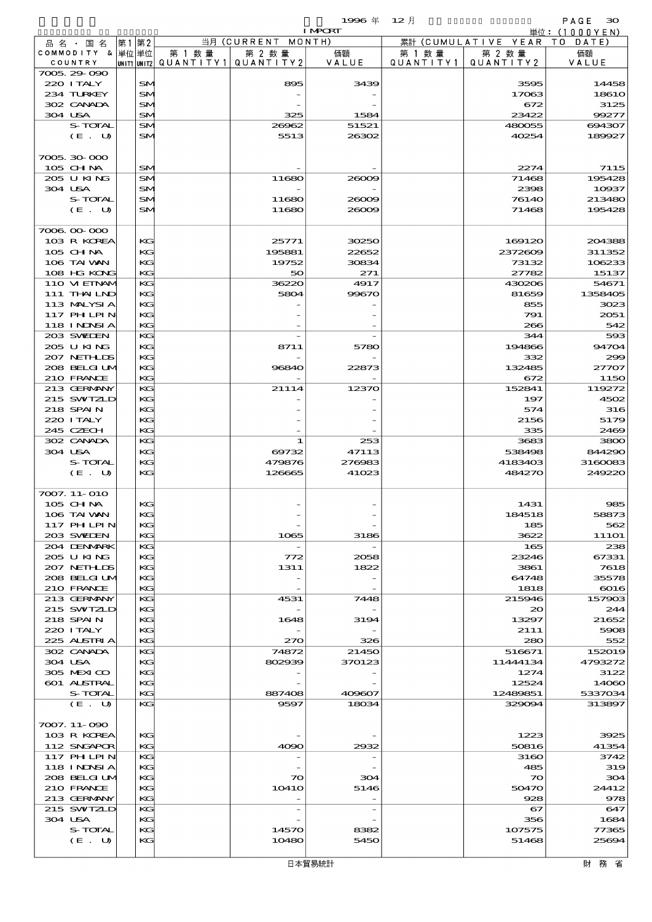| 品名・国名 COMMODITY & COUNTRY | 第1単位 UNIT1 | 第2単位 UNIT2 | 当月 (CURRENT MONTH) 第1数量 QUANTITY1 | 第2数量 QUANTITY2 | 価額 VALUE | 累計 (CUMULATIVE YEAR TO DATE) 第1数量 QUANTITY1 | 第2数量 QUANTITY2 | 価額 VALUE |
|---|---|---|---|---|---|---|---|---|
| 7005.29-090 | | | | | | | | |
| 220 I TALY | | SM | | 895 | 3439 | | 3595 | 14458 |
| 234 TURKEY | | SM | | - | - | | 17063 | 18610 |
| 302 CANADA | | SM | | - | - | | 672 | 3125 |
| 304 USA | | SM | | 325 | 1584 | | 23422 | 99277 |
| S-TOTAL | | SM | | 26962 | 51521 | | 480055 | 694307 |
| (E. U) | | SM | | 5513 | 26302 | | 40254 | 189927 |
| 7005.30-000 | | | | | | | | |
| 105 CHINA | | SM | | - | - | | 2274 | 7115 |
| 205 U KING | | SM | | 11680 | 26009 | | 71468 | 195428 |
| 304 USA | | SM | | - | - | | 2398 | 10937 |
| S-TOTAL | | SM | | 11680 | 26009 | | 76140 | 213480 |
| (E. U) | | SM | | 11680 | 26009 | | 71468 | 195428 |
| 7006.00-000 | | | | | | | | |
| 103 R KOREA | | KG | | 25771 | 30250 | | 169120 | 204388 |
| 105 CHINA | | KG | | 195881 | 22652 | | 2372609 | 311352 |
| 106 TAIWAN | | KG | | 19752 | 30834 | | 73132 | 106233 |
| 108 HG KONG | | KG | | 50 | 271 | | 27782 | 15137 |
| 110 VIETNAM | | KG | | 36220 | 4917 | | 430206 | 54671 |
| 111 THAILND | | KG | | 5804 | 99670 | | 81659 | 1358405 |
| 113 MALYSIA | | KG | | - | - | | 855 | 3023 |
| 117 PHILPIN | | KG | | - | - | | 791 | 2051 |
| 118 INDNSIA | | KG | | - | - | | 266 | 542 |
| 203 SWEDEN | | KG | | - | - | | 344 | 593 |
| 205 U KING | | KG | | 8711 | 5780 | | 194866 | 94704 |
| 207 NETHLDS | | KG | | - | - | | 332 | 299 |
| 208 BELGIUM | | KG | | 96840 | 22873 | | 132485 | 27707 |
| 210 FRANCE | | KG | | - | - | | 672 | 1150 |
| 213 GERMANY | | KG | | 21114 | 12370 | | 152841 | 119272 |
| 215 SWITZLD | | KG | | - | - | | 197 | 4502 |
| 218 SPAIN | | KG | | - | - | | 574 | 316 |
| 220 ITALY | | KG | | - | - | | 2156 | 5179 |
| 245 CZECH | | KG | | - | - | | 335 | 2469 |
| 302 CANADA | | KG | | 1 | 253 | | 3683 | 3800 |
| 304 USA | | KG | | 69732 | 47113 | | 538498 | 844290 |
| S-TOTAL | | KG | | 479876 | 276983 | | 4183403 | 3160083 |
| (E. U) | | KG | | 126665 | 41023 | | 484270 | 249220 |
| 7007.11-010 | | | | | | | | |
| 105 CHINA | | KG | | - | - | | 1431 | 985 |
| 106 TAIWAN | | KG | | - | - | | 184518 | 58873 |
| 117 PHILPIN | | KG | | - | - | | 185 | 562 |
| 203 SWEDEN | | KG | | 1065 | 3186 | | 3622 | 11101 |
| 204 DENMARK | | KG | | - | - | | 165 | 238 |
| 205 U KING | | KG | | 772 | 2058 | | 23246 | 67331 |
| 207 NETHLDS | | KG | | 1311 | 1822 | | 3861 | 7618 |
| 208 BELGIUM | | KG | | - | - | | 64748 | 35578 |
| 210 FRANCE | | KG | | - | - | | 1818 | 6016 |
| 213 GERMANY | | KG | | 4531 | 7448 | | 215946 | 157903 |
| 215 SWITZLD | | KG | | - | - | | 20 | 244 |
| 218 SPAIN | | KG | | 1648 | 3194 | | 13297 | 21652 |
| 220 ITALY | | KG | | - | - | | 2111 | 5908 |
| 225 AUSTRIA | | KG | | 270 | 326 | | 280 | 552 |
| 302 CANADA | | KG | | 74872 | 21450 | | 516671 | 152019 |
| 304 USA | | KG | | 802939 | 370123 | | 11444134 | 4793272 |
| 305 MEXICO | | KG | | - | - | | 1274 | 3122 |
| 601 AUSTRAL | | KG | | - | - | | 12524 | 14060 |
| S-TOTAL | | KG | | 887408 | 409607 | | 12489851 | 5337034 |
| (E. U) | | KG | | 9597 | 18034 | | 329094 | 313897 |
| 7007.11-090 | | | | | | | | |
| 103 R KOREA | | KG | | - | - | | 1223 | 3925 |
| 112 SNGAPOR | | KG | | 4090 | 2932 | | 50816 | 41354 |
| 117 PHILPIN | | KG | | - | - | | 3160 | 3742 |
| 118 INDNSIA | | KG | | - | - | | 485 | 319 |
| 208 BELGIUM | | KG | | 70 | 304 | | 70 | 304 |
| 210 FRANCE | | KG | | 10410 | 5146 | | 50470 | 24412 |
| 213 GERMANY | | KG | | - | - | | 928 | 978 |
| 215 SWITZLD | | KG | | - | - | | 67 | 647 |
| 304 USA | | KG | | - | - | | 356 | 1684 |
| S-TOTAL | | KG | | 14570 | 8382 | | 107575 | 77365 |
| (E. U) | | KG | | 10480 | 5450 | | 51468 | 25694 |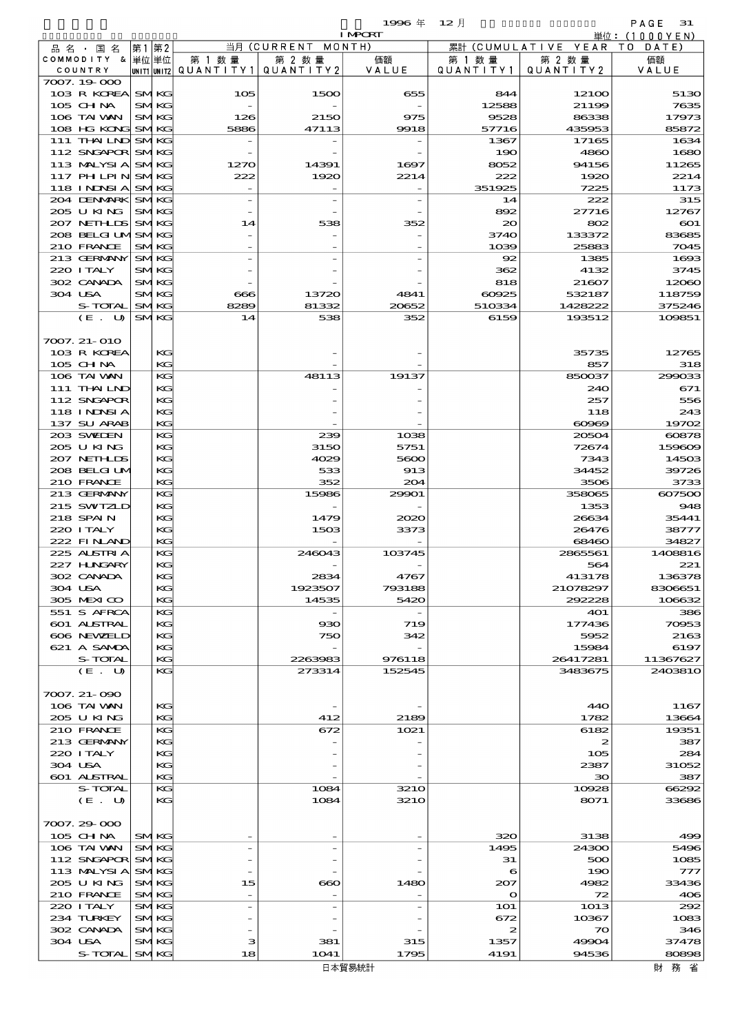1996 年 12 月 IMPORT 単位：(1000YEN)

| 品名・国名 COMMODITY & COUNTRY | 第1 単位 UNIT1 | 第2 単位 UNIT2 | 当月 (CURRENT MONTH) 第1数量 QUANTITY1 | 第2数量 QUANTITY2 | 価額 VALUE | 累計 (CUMULATIVE YEAR TO DATE) 第1数量 QUANTITY1 | 第2数量 QUANTITY2 | 価額 VALUE |
|---|---|---|---|---|---|---|---|---|
| 7007.19-000 | | | | | | | | |
| 103 R KOREA | SM | KG | 105 | 1500 | 655 | 844 | 12100 | 5130 |
| 105 CHINA | SM | KG | - | - | - | 12588 | 21199 | 7635 |
| 106 TAIWAN | SM | KG | 126 | 2150 | 975 | 9528 | 86338 | 17973 |
| 108 HG KONG | SM | KG | 5886 | 47113 | 9918 | 57716 | 435953 | 85872 |
| 111 THAILND | SM | KG | - | - | - | 1367 | 17165 | 1634 |
| 112 SNGAPOR | SM | KG | - | - | - | 190 | 4860 | 1680 |
| 113 MALYSIA | SM | KG | 1270 | 14391 | 1697 | 8052 | 94156 | 11265 |
| 117 PHILPIN | SM | KG | 222 | 1920 | 2214 | 222 | 1920 | 2214 |
| 118 INDNSIA | SM | KG | - | - | - | 351925 | 7225 | 1173 |
| 204 DENMARK | SM | KG | - | - | - | 14 | 222 | 315 |
| 205 U KING | SM | KG | - | - | - | 892 | 27716 | 12767 |
| 207 NETHLDS | SM | KG | 14 | 538 | 352 | 20 | 802 | 601 |
| 208 BELGIUM | SM | KG | - | - | - | 3740 | 133372 | 83685 |
| 210 FRANCE | SM | KG | - | - | - | 1039 | 25883 | 7045 |
| 213 GERMANY | SM | KG | - | - | - | 92 | 1385 | 1693 |
| 220 ITALY | SM | KG | - | - | - | 362 | 4132 | 3745 |
| 302 CANADA | SM | KG | - | - | - | 818 | 21607 | 12060 |
| 304 USA | SM | KG | 666 | 13720 | 4841 | 60925 | 532187 | 118759 |
| S-TOTAL | SM | KG | 8289 | 81332 | 20652 | 510334 | 1428222 | 375246 |
| (E. U) | SM | KG | 14 | 538 | 352 | 6159 | 193512 | 109851 |
| 7007.21-010 | | | | | | | | |
| 103 R KOREA | | KG | | - | - | | 35735 | 12765 |
| 105 CHINA | | KG | | - | - | | 857 | 318 |
| 106 TAIWAN | | KG | | 48113 | 19137 | | 850037 | 299033 |
| 111 THAILND | | KG | | - | - | | 240 | 671 |
| 112 SNGAPOR | | KG | | - | - | | 257 | 556 |
| 118 INDNSIA | | KG | | - | - | | 118 | 243 |
| 137 SU ARAB | | KG | | - | - | | 60969 | 19702 |
| 203 SWEDEN | | KG | | 239 | 1038 | | 20504 | 60878 |
| 205 U KING | | KG | | 3150 | 5751 | | 72674 | 159609 |
| 207 NETHLDS | | KG | | 4029 | 5600 | | 7343 | 14503 |
| 208 BELGIUM | | KG | | 533 | 913 | | 34452 | 39726 |
| 210 FRANCE | | KG | | 352 | 204 | | 3506 | 3733 |
| 213 GERMANY | | KG | | 15986 | 29901 | | 358065 | 607500 |
| 215 SWITZLD | | KG | | - | - | | 1353 | 948 |
| 218 SPAIN | | KG | | 1479 | 2020 | | 26634 | 35441 |
| 220 ITALY | | KG | | 1503 | 3373 | | 26476 | 38777 |
| 222 FINLAND | | KG | | - | - | | 68460 | 34827 |
| 225 AUSTRIA | | KG | | 246043 | 103745 | | 2865561 | 1408816 |
| 227 HUNGARY | | KG | | - | - | | 564 | 221 |
| 302 CANADA | | KG | | 2834 | 4767 | | 413178 | 136378 |
| 304 USA | | KG | | 1923507 | 793188 | | 21078297 | 8306651 |
| 305 MEXICO | | KG | | 14535 | 5420 | | 292228 | 106632 |
| 551 S AFRCA | | KG | | - | - | | 401 | 386 |
| 601 AUSTRAL | | KG | | 930 | 719 | | 177436 | 70953 |
| 606 NEWZELD | | KG | | 750 | 342 | | 5952 | 2163 |
| 621 A SAMOA | | KG | | - | - | | 15984 | 6197 |
| S-TOTAL | | KG | | 2263983 | 976118 | | 26417281 | 11367627 |
| (E. U) | | KG | | 273314 | 152545 | | 3483675 | 2403810 |
| 7007.21-090 | | | | | | | | |
| 106 TAIWAN | | KG | | - | - | | 440 | 1167 |
| 205 U KING | | KG | | 412 | 2189 | | 1782 | 13664 |
| 210 FRANCE | | KG | | 672 | 1021 | | 6182 | 19351 |
| 213 GERMANY | | KG | | - | - | | 2 | 387 |
| 220 ITALY | | KG | | - | - | | 105 | 284 |
| 304 USA | | KG | | - | - | | 2387 | 31052 |
| 601 AUSTRAL | | KG | | - | - | | 30 | 387 |
| S-TOTAL | | KG | | 1084 | 3210 | | 10928 | 66292 |
| (E. U) | | KG | | 1084 | 3210 | | 8071 | 33686 |
| 7007.29-000 | | | | | | | | |
| 105 CHINA | SM | KG | - | - | - | 320 | 3138 | 499 |
| 106 TAIWAN | SM | KG | - | - | - | 1495 | 24300 | 5496 |
| 112 SNGAPOR | SM | KG | - | - | - | 31 | 500 | 1085 |
| 113 MALYSIA | SM | KG | - | - | - | 6 | 190 | 777 |
| 205 U KING | SM | KG | 15 | 660 | 1480 | 207 | 4982 | 33436 |
| 210 FRANCE | SM | KG | - | - | - | 0 | 72 | 406 |
| 220 ITALY | SM | KG | - | - | - | 101 | 1013 | 292 |
| 234 TURKEY | SM | KG | - | - | - | 672 | 10367 | 1083 |
| 302 CANADA | SM | KG | - | - | - | 2 | 70 | 346 |
| 304 USA | SM | KG | 3 | 381 | 315 | 1357 | 49904 | 37478 |
| S-TOTAL | SM | KG | 18 | 1041 | 1795 | 4191 | 94536 | 80898 |

日本貿易統計　　財 務 省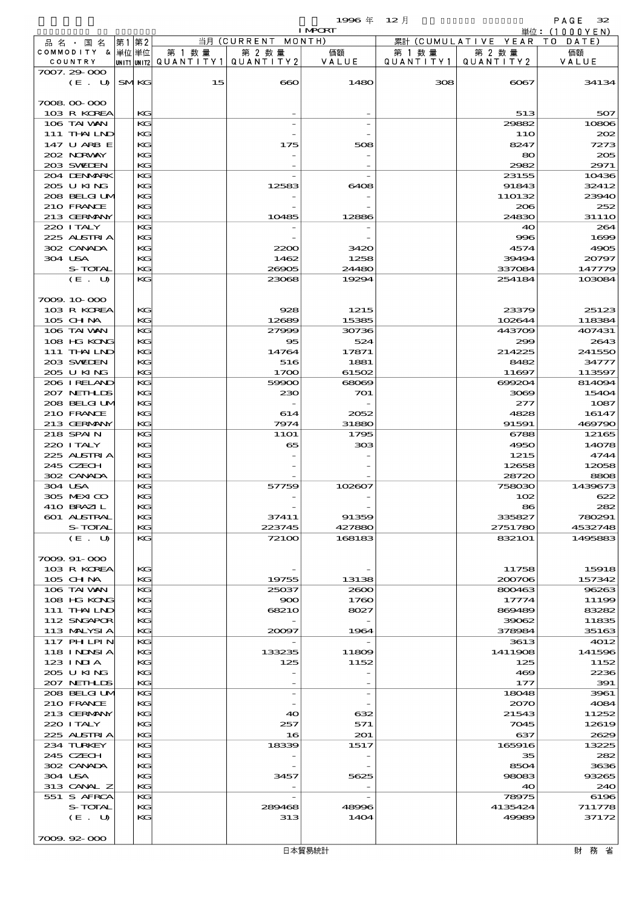1996 年 12 月 IMPORT 単位：(1000YEN)

| 品名・国名 COMMODITY & COUNTRY | 第1 単位 UNIT1 | 第2 単位 UNIT2 | 当月 (CURRENT MONTH) 第1数量 QUANTITY1 | 第2数量 QUANTITY2 | 価額 VALUE | 累計 (CUMULATIVE YEAR TO DATE) 第1数量 QUANTITY1 | 第2数量 QUANTITY2 | 価額 VALUE |
|---|---|---|---|---|---|---|---|---|
| 7007.29-000 | | | | | | | | |
| (E. U) | SM | KG | 15 | 660 | 1480 | 308 | 6067 | 34134 |
| 7008.00-000 | | | | | | | | |
| 103 R KOREA | | KG | | - | - | | 513 | 507 |
| 106 TAIWAN | | KG | | - | - | | 29882 | 10806 |
| 111 THAILND | | KG | | - | - | | 110 | 202 |
| 147 U ARB E | | KG | | 175 | 508 | | 8247 | 7273 |
| 202 NORWAY | | KG | | - | - | | 80 | 205 |
| 203 SWEDEN | | KG | | - | - | | 2982 | 2971 |
| 204 DENMARK | | KG | | - | - | | 23155 | 10436 |
| 205 U KING | | KG | | 12583 | 6408 | | 91843 | 32412 |
| 208 BELGIUM | | KG | | - | - | | 110132 | 23940 |
| 210 FRANCE | | KG | | - | - | | 206 | 252 |
| 213 GERMANY | | KG | | 10485 | 12886 | | 24830 | 31110 |
| 220 ITALY | | KG | | - | - | | 40 | 264 |
| 225 AUSTRIA | | KG | | - | - | | 996 | 1699 |
| 302 CANADA | | KG | | 2200 | 3420 | | 4574 | 4905 |
| 304 USA | | KG | | 1462 | 1258 | | 39494 | 20797 |
| S-TOTAL | | KG | | 26905 | 24480 | | 337084 | 147779 |
| (E. U) | | KG | | 23068 | 19294 | | 254184 | 103084 |
| 7009.10-000 | | | | | | | | |
| 103 R KOREA | | KG | | 928 | 1215 | | 23379 | 25123 |
| 105 CHINA | | KG | | 12689 | 15385 | | 102644 | 118384 |
| 106 TAIWAN | | KG | | 27999 | 30736 | | 443709 | 407431 |
| 108 HG KONG | | KG | | 95 | 524 | | 299 | 2643 |
| 111 THAILND | | KG | | 14764 | 17871 | | 214225 | 241550 |
| 203 SWEDEN | | KG | | 516 | 1881 | | 8482 | 34777 |
| 205 U KING | | KG | | 1700 | 61502 | | 11697 | 113597 |
| 206 IRELAND | | KG | | 59900 | 68069 | | 699204 | 814094 |
| 207 NETHLDS | | KG | | 230 | 701 | | 3069 | 15404 |
| 208 BELGIUM | | KG | | - | - | | 277 | 1087 |
| 210 FRANCE | | KG | | 614 | 2052 | | 4828 | 16147 |
| 213 GERMANY | | KG | | 7974 | 31880 | | 91591 | 469790 |
| 218 SPAIN | | KG | | 1101 | 1795 | | 6788 | 12165 |
| 220 ITALY | | KG | | 65 | 303 | | 4950 | 14078 |
| 225 AUSTRIA | | KG | | - | - | | 1215 | 4744 |
| 245 CZECH | | KG | | - | - | | 12658 | 12058 |
| 302 CANADA | | KG | | - | - | | 28720 | 8808 |
| 304 USA | | KG | | 57759 | 102607 | | 758030 | 1439673 |
| 305 MEXICO | | KG | | - | - | | 102 | 622 |
| 410 BRAZIL | | KG | | - | - | | 86 | 282 |
| 601 AUSTRAL | | KG | | 37411 | 91359 | | 335827 | 780291 |
| S-TOTAL | | KG | | 223745 | 427880 | | 2751780 | 4532748 |
| (E. U) | | KG | | 72100 | 168183 | | 832101 | 1495883 |
| 7009.91-000 | | | | | | | | |
| 103 R KOREA | | KG | | - | - | | 11758 | 15918 |
| 105 CHINA | | KG | | 19755 | 13138 | | 200706 | 157342 |
| 106 TAIWAN | | KG | | 25037 | 2600 | | 800463 | 96263 |
| 108 HG KONG | | KG | | 900 | 1760 | | 17774 | 11199 |
| 111 THAILND | | KG | | 68210 | 8027 | | 869489 | 83282 |
| 112 SNGAPOR | | KG | | - | - | | 39062 | 11835 |
| 113 MALYSIA | | KG | | 20097 | 1964 | | 378984 | 35163 |
| 117 PHILPIN | | KG | | - | - | | 3613 | 4012 |
| 118 INDNSIA | | KG | | 133235 | 11809 | | 1411908 | 141596 |
| 123 INDIA | | KG | | 125 | 1152 | | 125 | 1152 |
| 205 U KING | | KG | | - | - | | 469 | 2236 |
| 207 NETHLDS | | KG | | - | - | | 177 | 391 |
| 208 BELGIUM | | KG | | - | - | | 18048 | 3961 |
| 210 FRANCE | | KG | | - | - | | 2070 | 4084 |
| 213 GERMANY | | KG | | 40 | 632 | | 21543 | 11252 |
| 220 ITALY | | KG | | 257 | 571 | | 7045 | 12619 |
| 225 AUSTRIA | | KG | | 16 | 201 | | 637 | 2629 |
| 234 TURKEY | | KG | | 18339 | 1517 | | 165916 | 13225 |
| 245 CZECH | | KG | | - | - | | 35 | 282 |
| 302 CANADA | | KG | | - | - | | 8504 | 3636 |
| 304 USA | | KG | | 3457 | 5625 | | 98083 | 93265 |
| 313 CANAL Z | | KG | | - | - | | 40 | 240 |
| 551 S AFRCA | | KG | | - | - | | 78975 | 6196 |
| S-TOTAL | | KG | | 289468 | 48996 | | 4135424 | 711778 |
| (E. U) | | KG | | 313 | 1404 | | 49989 | 37172 |
| 7009.92-000 | | | | | | | | |

日本貿易統計　財務省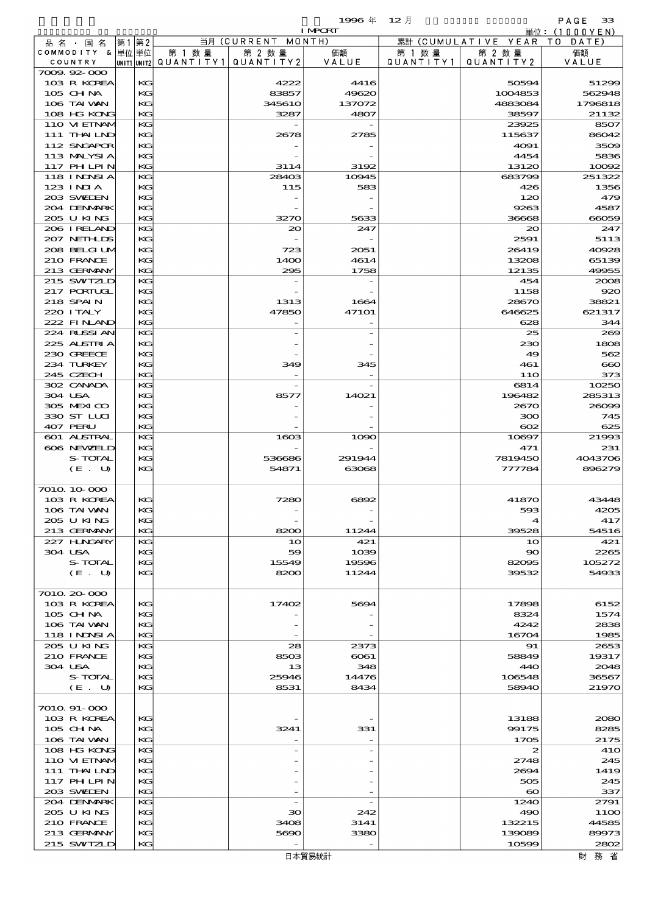1996 年 12 月 IMPORT 単位：(1000YEN)

| 品名・国名 COMMODITY & COUNTRY | 第1 単位 UNIT1 | 第2 単位 UNIT2 | 当月 (CURRENT MONTH) 第1数量 QUANTITY1 | 第2数量 QUANTITY2 | 価額 VALUE | 累計 (CUMULATIVE YEAR TO DATE) 第1数量 QUANTITY1 | 第2数量 QUANTITY2 | 価額 VALUE |
|---|---|---|---|---|---|---|---|---|
| 7009.92-000 | | | | | | | | |
| 103 R KOREA | | KG | | 4222 | 4416 | | 50594 | 51299 |
| 105 CHINA | | KG | | 83857 | 49620 | | 1004853 | 562948 |
| 106 TAIWAN | | KG | | 345610 | 137072 | | 4883084 | 1796818 |
| 108 HG KONG | | KG | | 3287 | 4807 | | 38597 | 21132 |
| 110 VIETNAM | | KG | | - | - | | 23925 | 8507 |
| 111 THAILND | | KG | | 2678 | 2785 | | 115637 | 86042 |
| 112 SNGAPOR | | KG | | - | - | | 4091 | 3509 |
| 113 MALYSIA | | KG | | - | - | | 4454 | 5836 |
| 117 PHLPIN | | KG | | 3114 | 3192 | | 13120 | 10092 |
| 118 INDNSIA | | KG | | 28403 | 10945 | | 683799 | 251322 |
| 123 INDIA | | KG | | 115 | 583 | | 426 | 1356 |
| 203 SWEDEN | | KG | | - | - | | 120 | 479 |
| 204 DENMARK | | KG | | - | - | | 9263 | 4587 |
| 205 U KING | | KG | | 3270 | 5633 | | 36668 | 66059 |
| 206 IRELAND | | KG | | 20 | 247 | | 20 | 247 |
| 207 NETHLDS | | KG | | - | - | | 2591 | 5113 |
| 208 BELGIUM | | KG | | 723 | 2051 | | 26419 | 40928 |
| 210 FRANCE | | KG | | 1400 | 4614 | | 13208 | 65139 |
| 213 GERMANY | | KG | | 295 | 1758 | | 12135 | 49955 |
| 215 SWITZLD | | KG | | - | - | | 454 | 2008 |
| 217 PORTUGL | | KG | | - | - | | 1158 | 920 |
| 218 SPAIN | | KG | | 1313 | 1664 | | 28670 | 38821 |
| 220 ITALY | | KG | | 47850 | 47101 | | 646625 | 621317 |
| 222 FINLAND | | KG | | - | - | | 628 | 344 |
| 224 RUSSIAN | | KG | | - | - | | 25 | 269 |
| 225 AUSTRIA | | KG | | - | - | | 230 | 1808 |
| 230 GREECE | | KG | | - | - | | 49 | 562 |
| 234 TURKEY | | KG | | 349 | 345 | | 461 | 660 |
| 245 CZECH | | KG | | - | - | | 110 | 373 |
| 302 CANADA | | KG | | - | - | | 6814 | 10250 |
| 304 USA | | KG | | 8577 | 14021 | | 196482 | 285313 |
| 305 MEXICO | | KG | | - | - | | 2670 | 26099 |
| 330 ST LUCI | | KG | | - | - | | 300 | 745 |
| 407 PERU | | KG | | - | - | | 602 | 625 |
| 601 AUSTRAL | | KG | | 1603 | 1090 | | 10697 | 21993 |
| 606 NEWZELD | | KG | | - | - | | 471 | 231 |
| S-TOTAL | | KG | | 536686 | 291944 | | 7819450 | 4043706 |
| (E. U) | | KG | | 54871 | 63068 | | 777784 | 896279 |
| 7010.10-000 | | | | | | | | |
| 103 R KOREA | | KG | | 7280 | 6892 | | 41870 | 43448 |
| 106 TAIWAN | | KG | | - | - | | 593 | 4205 |
| 205 U KING | | KG | | - | - | | 4 | 417 |
| 213 GERMANY | | KG | | 8200 | 11244 | | 39528 | 54516 |
| 227 HUNGARY | | KG | | 10 | 421 | | 10 | 421 |
| 304 USA | | KG | | 59 | 1039 | | 90 | 2265 |
| S-TOTAL | | KG | | 15549 | 19596 | | 82095 | 105272 |
| (E. U) | | KG | | 8200 | 11244 | | 39532 | 54933 |
| 7010.20-000 | | | | | | | | |
| 103 R KOREA | | KG | | 17402 | 5694 | | 17898 | 6152 |
| 105 CHINA | | KG | | - | - | | 8324 | 1574 |
| 106 TAIWAN | | KG | | - | - | | 4242 | 2838 |
| 118 INDNSIA | | KG | | - | - | | 16704 | 1985 |
| 205 U KING | | KG | | 28 | 2373 | | 91 | 2653 |
| 210 FRANCE | | KG | | 8503 | 6061 | | 58849 | 19317 |
| 304 USA | | KG | | 13 | 348 | | 440 | 2048 |
| S-TOTAL | | KG | | 25946 | 14476 | | 106548 | 36567 |
| (E. U) | | KG | | 8531 | 8434 | | 58940 | 21970 |
| 7010.91-000 | | | | | | | | |
| 103 R KOREA | | KG | | - | - | | 13188 | 2080 |
| 105 CHINA | | KG | | 3241 | 331 | | 99175 | 8285 |
| 106 TAIWAN | | KG | | - | - | | 1705 | 2175 |
| 108 HG KONG | | KG | | - | - | | 2 | 410 |
| 110 VIETNAM | | KG | | - | - | | 2748 | 245 |
| 111 THAILND | | KG | | - | - | | 2694 | 1419 |
| 117 PHLPIN | | KG | | - | - | | 505 | 245 |
| 203 SWEDEN | | KG | | - | - | | 60 | 337 |
| 204 DENMARK | | KG | | - | - | | 1240 | 2791 |
| 205 U KING | | KG | | 30 | 242 | | 490 | 1100 |
| 210 FRANCE | | KG | | 3408 | 3141 | | 132215 | 44585 |
| 213 GERMANY | | KG | | 5690 | 3380 | | 139089 | 89973 |
| 215 SWITZLD | | KG | | - | - | | 10599 | 2802 |

日本貿易統計 財務省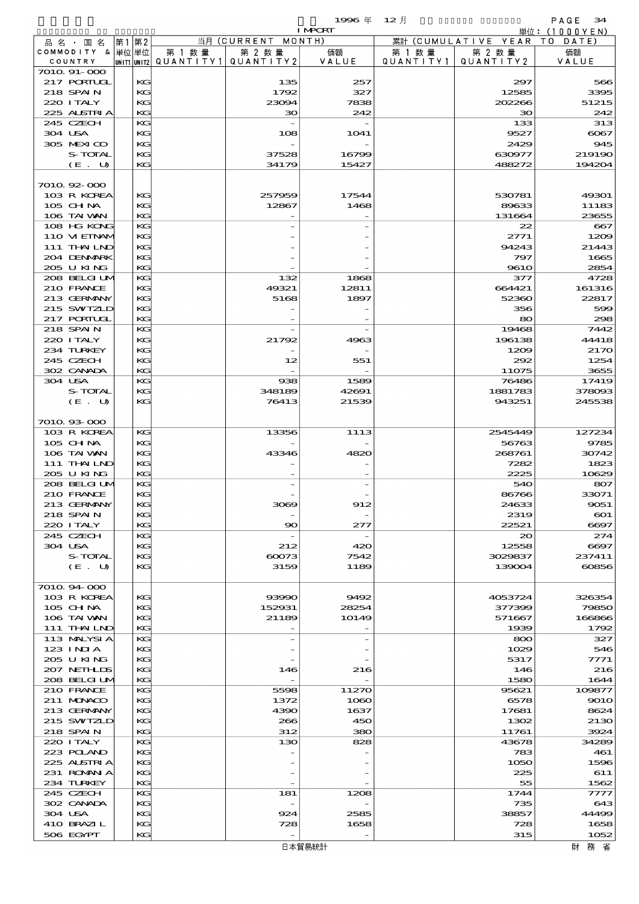1996 年 12 月 IMPORT

単位：(1000YEN)

| 品名・国名 COMMODITY & COUNTRY | 第1 単位 UNIT1 | 第2 単位 UNIT2 | 当月 (CURRENT MONTH) 第1数量 QUANTITY1 | 第2数量 QUANTITY2 | 価額 VALUE | 累計 (CUMULATIVE YEAR TO DATE) 第1数量 QUANTITY1 | 第2数量 QUANTITY2 | 価額 VALUE |
|---|---|---|---|---|---|---|---|---|
| 7010.91-000 | | | | | | | | |
| 217 PORTUGL | | KG | | 135 | 257 | | 297 | 566 |
| 218 SPAIN | | KG | | 1792 | 327 | | 12585 | 3395 |
| 220 ITALY | | KG | | 23094 | 7838 | | 202266 | 51215 |
| 225 AUSTRIA | | KG | | 30 | 242 | | 30 | 242 |
| 245 CZECH | | KG | | - | - | | 133 | 313 |
| 304 USA | | KG | | 108 | 1041 | | 9527 | 6067 |
| 305 MEXICO | | KG | | - | - | | 2429 | 945 |
| S-TOTAL | | KG | | 37528 | 16799 | | 630977 | 219190 |
| (E. U) | | KG | | 34179 | 15427 | | 488272 | 194204 |
| 7010.92-000 | | | | | | | | |
| 103 R KOREA | | KG | | 257959 | 17544 | | 530781 | 49301 |
| 105 CHINA | | KG | | 12867 | 1468 | | 89633 | 11183 |
| 106 TAIWAN | | KG | | - | - | | 131664 | 23655 |
| 108 HG KONG | | KG | | - | - | | 22 | 667 |
| 110 VIETNAM | | KG | | - | - | | 2771 | 1209 |
| 111 THAILND | | KG | | - | - | | 94243 | 21443 |
| 204 DENMARK | | KG | | - | - | | 797 | 1665 |
| 205 U KING | | KG | | - | - | | 9610 | 2854 |
| 208 BELGIUM | | KG | | 132 | 1868 | | 377 | 4728 |
| 210 FRANCE | | KG | | 49321 | 12811 | | 664421 | 161316 |
| 213 GERMANY | | KG | | 5168 | 1897 | | 52360 | 22817 |
| 215 SWITZLD | | KG | | - | - | | 356 | 599 |
| 217 PORTUGL | | KG | | - | - | | 80 | 298 |
| 218 SPAIN | | KG | | - | - | | 19468 | 7442 |
| 220 ITALY | | KG | | 21792 | 4963 | | 196138 | 44418 |
| 234 TURKEY | | KG | | - | - | | 1209 | 2170 |
| 245 CZECH | | KG | | 12 | 551 | | 292 | 1254 |
| 302 CANADA | | KG | | - | - | | 11075 | 3655 |
| 304 USA | | KG | | 938 | 1589 | | 76486 | 17419 |
| S-TOTAL | | KG | | 348189 | 42691 | | 1881783 | 378093 |
| (E. U) | | KG | | 76413 | 21539 | | 943251 | 245538 |
| 7010.93-000 | | | | | | | | |
| 103 R KOREA | | KG | | 13356 | 1113 | | 2545449 | 127234 |
| 105 CHINA | | KG | | - | - | | 56763 | 9785 |
| 106 TAIWAN | | KG | | 43346 | 4820 | | 268761 | 30742 |
| 111 THAILND | | KG | | - | - | | 7282 | 1823 |
| 205 U KING | | KG | | - | - | | 2225 | 10629 |
| 208 BELGIUM | | KG | | - | - | | 540 | 807 |
| 210 FRANCE | | KG | | - | - | | 86766 | 33071 |
| 213 GERMANY | | KG | | 3069 | 912 | | 24633 | 9051 |
| 218 SPAIN | | KG | | - | - | | 2319 | 601 |
| 220 ITALY | | KG | | 90 | 277 | | 22521 | 6697 |
| 245 CZECH | | KG | | - | - | | 20 | 274 |
| 304 USA | | KG | | 212 | 420 | | 12558 | 6697 |
| S-TOTAL | | KG | | 60073 | 7542 | | 3029837 | 237411 |
| (E. U) | | KG | | 3159 | 1189 | | 139004 | 60856 |
| 7010.94-000 | | | | | | | | |
| 103 R KOREA | | KG | | 93990 | 9492 | | 4053724 | 326354 |
| 105 CHINA | | KG | | 152931 | 28254 | | 377399 | 79850 |
| 106 TAIWAN | | KG | | 21189 | 10149 | | 571667 | 166866 |
| 111 THAILND | | KG | | - | - | | 1939 | 1792 |
| 113 MALYSIA | | KG | | - | - | | 800 | 327 |
| 123 INDIA | | KG | | - | - | | 1029 | 546 |
| 205 U KING | | KG | | - | - | | 5317 | 7771 |
| 207 NETHLDS | | KG | | 146 | 216 | | 146 | 216 |
| 208 BELGIUM | | KG | | - | - | | 1580 | 1644 |
| 210 FRANCE | | KG | | 5598 | 11270 | | 95621 | 109877 |
| 211 MONACO | | KG | | 1372 | 1060 | | 6578 | 9010 |
| 213 GERMANY | | KG | | 4390 | 1637 | | 17681 | 8624 |
| 215 SWITZLD | | KG | | 266 | 450 | | 1302 | 2130 |
| 218 SPAIN | | KG | | 312 | 380 | | 11761 | 3924 |
| 220 ITALY | | KG | | 130 | 828 | | 43678 | 34289 |
| 223 POLAND | | KG | | - | - | | 783 | 461 |
| 225 AUSTRIA | | KG | | - | - | | 1050 | 1596 |
| 231 ROMANIA | | KG | | - | - | | 225 | 611 |
| 234 TURKEY | | KG | | - | - | | 55 | 1562 |
| 245 CZECH | | KG | | 181 | 1208 | | 1744 | 7777 |
| 302 CANADA | | KG | | - | - | | 735 | 643 |
| 304 USA | | KG | | 924 | 2585 | | 38857 | 44499 |
| 410 BRAZIL | | KG | | 728 | 1658 | | 728 | 1658 |
| 506 EGYPT | | KG | | - | - | | 315 | 1052 |

日本貿易統計　財務省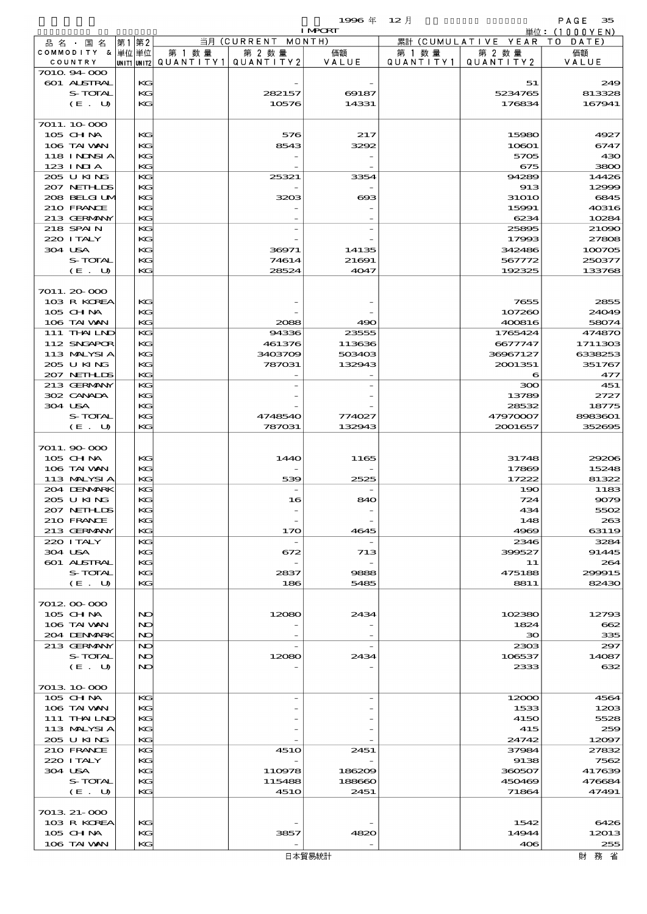1996 年 12 月 IMPORT

単位：(1000YEN)

| 品名・国名 COMMODITY & COUNTRY | 第1 単位 UNIT1 | 第2 単位 UNIT2 | 当月 (CURRENT MONTH) 第1数量 QUANTITY1 | 第2数量 QUANTITY2 | 価額 VALUE | 累計 (CUMULATIVE YEAR TO DATE) 第1数量 QUANTITY1 | 第2数量 QUANTITY2 | 価額 VALUE |
|---|---|---|---|---|---|---|---|---|
| 7010.94-000 | | | | | | | | |
| 601 AUSTRAL | | KG | | - | - | | 51 | 249 |
| S-TOTAL | | KG | | 282157 | 69187 | | 5234765 | 813328 |
| (E. U) | | KG | | 10576 | 14331 | | 176834 | 167941 |
| 7011.10-000 | | | | | | | | |
| 105 CHINA | | KG | | 576 | 217 | | 15980 | 4927 |
| 106 TAIWAN | | KG | | 8543 | 3292 | | 10601 | 6747 |
| 118 INDNSIA | | KG | | - | - | | 5705 | 430 |
| 123 INDIA | | KG | | - | - | | 675 | 3800 |
| 205 U KING | | KG | | 25321 | 3354 | | 94289 | 14426 |
| 207 NETHLDS | | KG | | - | - | | 913 | 12999 |
| 208 BELGIUM | | KG | | 3203 | 693 | | 31010 | 6845 |
| 210 FRANCE | | KG | | - | - | | 15991 | 40316 |
| 213 GERMANY | | KG | | - | - | | 6234 | 10284 |
| 218 SPAIN | | KG | | - | - | | 25895 | 21090 |
| 220 ITALY | | KG | | - | - | | 17993 | 27808 |
| 304 USA | | KG | | 36971 | 14135 | | 342486 | 100705 |
| S-TOTAL | | KG | | 74614 | 21691 | | 567772 | 250377 |
| (E. U) | | KG | | 28524 | 4047 | | 192325 | 133768 |
| 7011.20-000 | | | | | | | | |
| 103 R KOREA | | KG | | - | - | | 7655 | 2855 |
| 105 CHINA | | KG | | - | - | | 107260 | 24049 |
| 106 TAIWAN | | KG | | 2088 | 490 | | 400816 | 58074 |
| 111 THAILND | | KG | | 94336 | 23555 | | 1765424 | 474870 |
| 112 SNGAPOR | | KG | | 461376 | 113636 | | 6677747 | 1711303 |
| 113 MALYSIA | | KG | | 3403709 | 503403 | | 36967127 | 6338253 |
| 205 U KING | | KG | | 787031 | 132943 | | 2001351 | 351767 |
| 207 NETHLDS | | KG | | - | - | | 6 | 477 |
| 213 GERMANY | | KG | | - | - | | 300 | 451 |
| 302 CANADA | | KG | | - | - | | 13789 | 2727 |
| 304 USA | | KG | | - | - | | 28532 | 18775 |
| S-TOTAL | | KG | | 4748540 | 774027 | | 47970007 | 8983601 |
| (E. U) | | KG | | 787031 | 132943 | | 2001657 | 352695 |
| 7011.90-000 | | | | | | | | |
| 105 CHINA | | KG | | 1440 | 1165 | | 31748 | 29206 |
| 106 TAIWAN | | KG | | - | - | | 17869 | 15248 |
| 113 MALYSIA | | KG | | 539 | 2525 | | 17222 | 81322 |
| 204 DENMARK | | KG | | - | - | | 190 | 1183 |
| 205 U KING | | KG | | 16 | 840 | | 724 | 9079 |
| 207 NETHLDS | | KG | | - | - | | 434 | 5502 |
| 210 FRANCE | | KG | | - | - | | 148 | 263 |
| 213 GERMANY | | KG | | 170 | 4645 | | 4969 | 63119 |
| 220 ITALY | | KG | | - | - | | 2346 | 3284 |
| 304 USA | | KG | | 672 | 713 | | 399527 | 91445 |
| 601 AUSTRAL | | KG | | - | - | | 11 | 264 |
| S-TOTAL | | KG | | 2837 | 9888 | | 475188 | 299915 |
| (E. U) | | KG | | 186 | 5485 | | 8811 | 82430 |
| 7012.00-000 | | | | | | | | |
| 105 CHINA | | NO | | 12080 | 2434 | | 102380 | 12793 |
| 106 TAIWAN | | NO | | - | - | | 1824 | 662 |
| 204 DENMARK | | NO | | - | - | | 30 | 335 |
| 213 GERMANY | | NO | | - | - | | 2303 | 297 |
| S-TOTAL | | NO | | 12080 | 2434 | | 106537 | 14087 |
| (E. U) | | NO | | - | - | | 2333 | 632 |
| 7013.10-000 | | | | | | | | |
| 105 CHINA | | KG | | - | - | | 12000 | 4564 |
| 106 TAIWAN | | KG | | - | - | | 1533 | 1203 |
| 111 THAILND | | KG | | - | - | | 4150 | 5528 |
| 113 MALYSIA | | KG | | - | - | | 415 | 259 |
| 205 U KING | | KG | | - | - | | 24742 | 12097 |
| 210 FRANCE | | KG | | 4510 | 2451 | | 37984 | 27832 |
| 220 ITALY | | KG | | - | - | | 9138 | 7562 |
| 304 USA | | KG | | 110978 | 186209 | | 360507 | 417639 |
| S-TOTAL | | KG | | 115488 | 188660 | | 450469 | 476684 |
| (E. U) | | KG | | 4510 | 2451 | | 71864 | 47491 |
| 7013.21-000 | | | | | | | | |
| 103 R KOREA | | KG | | - | - | | 1542 | 6426 |
| 105 CHINA | | KG | | 3857 | 4820 | | 14944 | 12013 |
| 106 TAIWAN | | KG | | - | - | | 406 | 255 |

日本貿易統計　財務省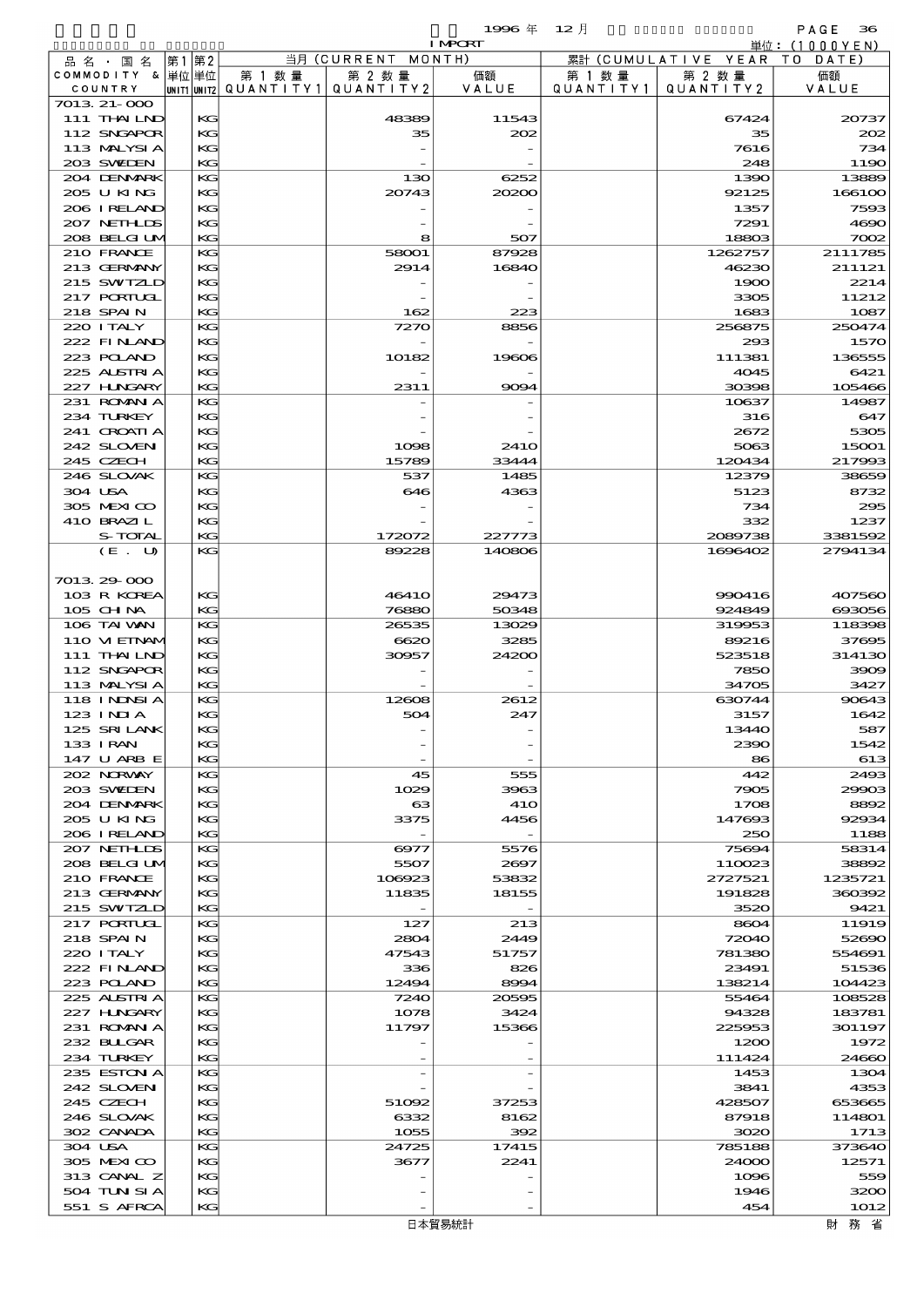1996 年 12 月 IMPORT

単位：(1000YEN)

| 品名・国名 COMMODITY & COUNTRY | 第1 単位 UNIT1 | 第2 単位 UNIT2 | 当月 (CURRENT MONTH) 第1数量 QUANTITY1 | 第2数量 QUANTITY2 | 価額 VALUE | 累計 (CUMULATIVE YEAR TO DATE) 第1数量 QUANTITY1 | 第2数量 QUANTITY2 | 価額 VALUE |
|---|---|---|---|---|---|---|---|---|
| 7013.21-000 | | | | | | | | |
| 111 THAILND | | KG | | 48389 | 11543 | | 67424 | 20737 |
| 112 SNGAPOR | | KG | | 35 | 202 | | 35 | 202 |
| 113 MALYSIA | | KG | | - | - | | 7616 | 734 |
| 203 SWEDEN | | KG | | - | - | | 248 | 1190 |
| 204 DENMARK | | KG | | 130 | 6252 | | 1390 | 13889 |
| 205 U KING | | KG | | 20743 | 20200 | | 92125 | 166100 |
| 206 IRELAND | | KG | | - | - | | 1357 | 7593 |
| 207 NETHLDS | | KG | | - | - | | 7291 | 4690 |
| 208 BELGIUM | | KG | | 8 | 507 | | 18803 | 7002 |
| 210 FRANCE | | KG | | 58001 | 87928 | | 1262757 | 2111785 |
| 213 GERMANY | | KG | | 2914 | 16840 | | 46230 | 211121 |
| 215 SWTZLD | | KG | | - | - | | 1900 | 2214 |
| 217 PORTUGL | | KG | | - | - | | 3305 | 11212 |
| 218 SPAIN | | KG | | 162 | 223 | | 1683 | 1087 |
| 220 ITALY | | KG | | 7270 | 8856 | | 256875 | 250474 |
| 222 FINLAND | | KG | | - | - | | 293 | 1570 |
| 223 POLAND | | KG | | 10182 | 19606 | | 111381 | 136555 |
| 225 AUSTRIA | | KG | | - | - | | 4045 | 6421 |
| 227 HUNGARY | | KG | | 2311 | 9094 | | 30398 | 105466 |
| 231 ROMANIA | | KG | | - | - | | 10637 | 14987 |
| 234 TURKEY | | KG | | - | - | | 316 | 647 |
| 241 CROATIA | | KG | | - | - | | 2672 | 5305 |
| 242 SLOVEN | | KG | | 1098 | 2410 | | 5063 | 15001 |
| 245 CZECH | | KG | | 15789 | 33444 | | 120434 | 217993 |
| 246 SLOVAK | | KG | | 537 | 1485 | | 12379 | 38659 |
| 304 USA | | KG | | 646 | 4363 | | 5123 | 8732 |
| 305 MEXICO | | KG | | - | - | | 734 | 295 |
| 410 BRAZIL | | KG | | - | - | | 332 | 1237 |
| S-TOTAL | | KG | | 172072 | 227773 | | 2089738 | 3381592 |
| (E. U) | | KG | | 89228 | 140806 | | 1696402 | 2794134 |
| 7013.29-000 | | | | | | | | |
| 103 R KOREA | | KG | | 46410 | 29473 | | 990416 | 407560 |
| 105 CHINA | | KG | | 76880 | 50348 | | 924849 | 693056 |
| 106 TAIWAN | | KG | | 26535 | 13029 | | 319953 | 118398 |
| 110 VIETNAM | | KG | | 6620 | 3285 | | 89216 | 37695 |
| 111 THAILND | | KG | | 30957 | 24200 | | 523518 | 314130 |
| 112 SNGAPOR | | KG | | - | - | | 7850 | 3909 |
| 113 MALYSIA | | KG | | - | - | | 34705 | 3427 |
| 118 INDNSIA | | KG | | 12608 | 2612 | | 630744 | 90643 |
| 123 INDIA | | KG | | 504 | 247 | | 3157 | 1642 |
| 125 SRI LANK | | KG | | - | - | | 13440 | 587 |
| 133 IRAN | | KG | | - | - | | 2390 | 1542 |
| 147 U ARB E | | KG | | - | - | | 86 | 613 |
| 202 NORWAY | | KG | | 45 | 555 | | 442 | 2493 |
| 203 SWEDEN | | KG | | 1029 | 3963 | | 7905 | 29903 |
| 204 DENMARK | | KG | | 63 | 410 | | 1708 | 8892 |
| 205 U KING | | KG | | 3375 | 4456 | | 147693 | 92934 |
| 206 IRELAND | | KG | | - | - | | 250 | 1188 |
| 207 NETHLDS | | KG | | 6977 | 5576 | | 75694 | 58314 |
| 208 BELGIUM | | KG | | 5507 | 2697 | | 110023 | 38892 |
| 210 FRANCE | | KG | | 106923 | 53832 | | 2727521 | 1235721 |
| 213 GERMANY | | KG | | 11835 | 18155 | | 191828 | 360392 |
| 215 SWTZLD | | KG | | - | - | | 3520 | 9421 |
| 217 PORTUGL | | KG | | 127 | 213 | | 8604 | 11919 |
| 218 SPAIN | | KG | | 2804 | 2449 | | 72040 | 52690 |
| 220 ITALY | | KG | | 47543 | 51757 | | 781380 | 554691 |
| 222 FINLAND | | KG | | 336 | 826 | | 23491 | 51536 |
| 223 POLAND | | KG | | 12494 | 8994 | | 138214 | 104423 |
| 225 AUSTRIA | | KG | | 7240 | 20595 | | 55464 | 108528 |
| 227 HUNGARY | | KG | | 1078 | 3424 | | 94328 | 183781 |
| 231 ROMANIA | | KG | | 11797 | 15366 | | 225953 | 301197 |
| 232 BULGAR | | KG | | - | - | | 1200 | 1972 |
| 234 TURKEY | | KG | | - | - | | 111424 | 24660 |
| 235 ESTONIA | | KG | | - | - | | 1453 | 1304 |
| 242 SLOVEN | | KG | | - | - | | 3841 | 4353 |
| 245 CZECH | | KG | | 51092 | 37253 | | 428507 | 653665 |
| 246 SLOVAK | | KG | | 6332 | 8162 | | 87918 | 114801 |
| 302 CANADA | | KG | | 1055 | 392 | | 3020 | 1713 |
| 304 USA | | KG | | 24725 | 17415 | | 785188 | 373640 |
| 305 MEXICO | | KG | | 3677 | 2241 | | 24000 | 12571 |
| 313 CANAL Z | | KG | | - | - | | 1096 | 559 |
| 504 TUNISIA | | KG | | - | - | | 1946 | 3200 |
| 551 S AFRCA | | KG | | - | - | | 454 | 1012 |

日本貿易統計　　財務省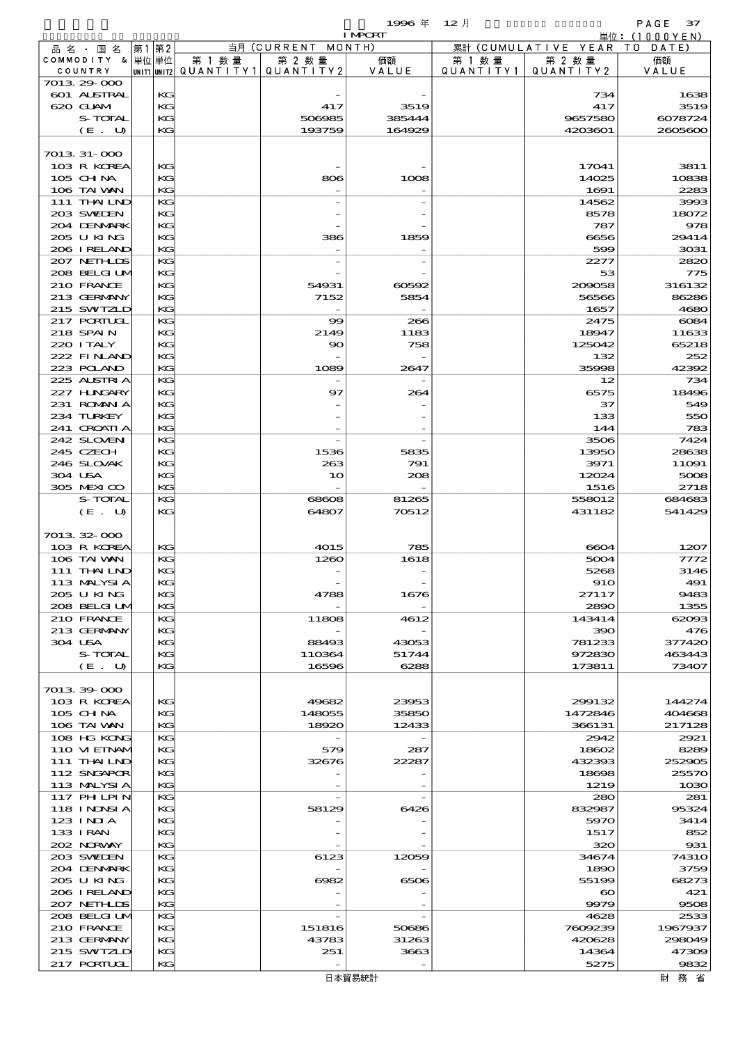1996 年 12 月 IMPORT

単位：(1000YEN)

| 品名・国名 COMMODITY & COUNTRY | 第1 単位 UNIT1 | 第2 単位 UNIT2 | 当月 (CURRENT MONTH) 第1数量 QUANTITY1 | 第2数量 QUANTITY2 | 価額 VALUE | 累計 (CUMULATIVE YEAR TO DATE) 第1数量 QUANTITY1 | 第2数量 QUANTITY2 | 価額 VALUE |
|---|---|---|---|---|---|---|---|---|
| 7013.29-000 | | | | | | | | |
| 601 AUSTRAL | | KG | | - | - | | 734 | 1638 |
| 620 GUAM | | KG | | 417 | 3519 | | 417 | 3519 |
| S-TOTAL | | KG | | 506985 | 385444 | | 9657580 | 6078724 |
| (E. U) | | KG | | 193759 | 164929 | | 4203601 | 2605600 |
| 7013.31-000 | | | | | | | | |
| 103 R KOREA | | KG | | - | - | | 17041 | 3811 |
| 105 CHINA | | KG | | 806 | 1008 | | 14025 | 10838 |
| 106 TAIWAN | | KG | | - | - | | 1691 | 2283 |
| 111 THAILND | | KG | | - | - | | 14562 | 3993 |
| 203 SWEDEN | | KG | | - | - | | 8578 | 18072 |
| 204 DENMARK | | KG | | - | - | | 787 | 978 |
| 205 U KING | | KG | | 386 | 1859 | | 6656 | 29414 |
| 206 IRELAND | | KG | | - | - | | 599 | 3031 |
| 207 NETHLDS | | KG | | - | - | | 2277 | 2820 |
| 208 BELGIUM | | KG | | - | - | | 53 | 775 |
| 210 FRANCE | | KG | | 54931 | 60592 | | 209058 | 316132 |
| 213 GERMANY | | KG | | 7152 | 5854 | | 56566 | 86286 |
| 215 SWITZLD | | KG | | - | - | | 1657 | 4680 |
| 217 PORTUGL | | KG | | 99 | 266 | | 2475 | 6084 |
| 218 SPAIN | | KG | | 2149 | 1183 | | 18947 | 11633 |
| 220 ITALY | | KG | | 90 | 758 | | 125042 | 65218 |
| 222 FINLAND | | KG | | - | - | | 132 | 252 |
| 223 POLAND | | KG | | 1089 | 2647 | | 35998 | 42392 |
| 225 AUSTRIA | | KG | | - | - | | 12 | 734 |
| 227 HUNGARY | | KG | | 97 | 264 | | 6575 | 18496 |
| 231 ROMANIA | | KG | | - | - | | 37 | 549 |
| 234 TURKEY | | KG | | - | - | | 133 | 550 |
| 241 CROATIA | | KG | | - | - | | 144 | 783 |
| 242 SLOVENI | | KG | | - | - | | 3506 | 7424 |
| 245 CZECH | | KG | | 1536 | 5835 | | 13950 | 28638 |
| 246 SLOVAK | | KG | | 263 | 791 | | 3971 | 11091 |
| 304 USA | | KG | | 10 | 208 | | 12024 | 5008 |
| 305 MEXICO | | KG | | - | - | | 1516 | 2718 |
| S-TOTAL | | KG | | 68608 | 81265 | | 558012 | 684683 |
| (E. U) | | KG | | 64807 | 70512 | | 431182 | 541429 |
| 7013.32-000 | | | | | | | | |
| 103 R KOREA | | KG | | 4015 | 785 | | 6604 | 1207 |
| 106 TAIWAN | | KG | | 1260 | 1618 | | 5004 | 7772 |
| 111 THAILND | | KG | | - | - | | 5268 | 3146 |
| 113 MALYSIA | | KG | | - | - | | 910 | 491 |
| 205 U KING | | KG | | 4788 | 1676 | | 27117 | 9483 |
| 208 BELGIUM | | KG | | - | - | | 2890 | 1355 |
| 210 FRANCE | | KG | | 11808 | 4612 | | 143414 | 62093 |
| 213 GERMANY | | KG | | - | - | | 390 | 476 |
| 304 USA | | KG | | 88493 | 43053 | | 781233 | 377420 |
| S-TOTAL | | KG | | 110364 | 51744 | | 972830 | 463443 |
| (E. U) | | KG | | 16596 | 6288 | | 173811 | 73407 |
| 7013.39-000 | | | | | | | | |
| 103 R KOREA | | KG | | 49682 | 23953 | | 299132 | 144274 |
| 105 CHINA | | KG | | 148055 | 35850 | | 1472846 | 404668 |
| 106 TAIWAN | | KG | | 18920 | 12433 | | 366131 | 217128 |
| 108 HG KONG | | KG | | - | - | | 2942 | 2921 |
| 110 VIETNAM | | KG | | 579 | 287 | | 18602 | 8289 |
| 111 THAILND | | KG | | 32676 | 22287 | | 432393 | 252905 |
| 112 SNGAPOR | | KG | | - | - | | 18698 | 25570 |
| 113 MALYSIA | | KG | | - | - | | 1219 | 1030 |
| 117 PHLPIN | | KG | | - | - | | 280 | 281 |
| 118 INDNSIA | | KG | | 58129 | 6426 | | 832987 | 95324 |
| 123 INDIA | | KG | | - | - | | 5970 | 3414 |
| 133 IRAN | | KG | | - | - | | 1517 | 852 |
| 202 NORWAY | | KG | | - | - | | 320 | 931 |
| 203 SWEDEN | | KG | | 6123 | 12059 | | 34674 | 74310 |
| 204 DENMARK | | KG | | - | - | | 1890 | 3759 |
| 205 U KING | | KG | | 6982 | 6506 | | 55199 | 68273 |
| 206 IRELAND | | KG | | - | - | | 60 | 421 |
| 207 NETHLDS | | KG | | - | - | | 9979 | 9508 |
| 208 BELGIUM | | KG | | - | - | | 4628 | 2533 |
| 210 FRANCE | | KG | | 151816 | 50686 | | 7609239 | 1967937 |
| 213 GERMANY | | KG | | 43783 | 31263 | | 420628 | 298049 |
| 215 SWITZLD | | KG | | 251 | 3663 | | 14364 | 47309 |
| 217 PORTUGL | | KG | | - | - | | 5275 | 9832 |

日本貿易統計　財務省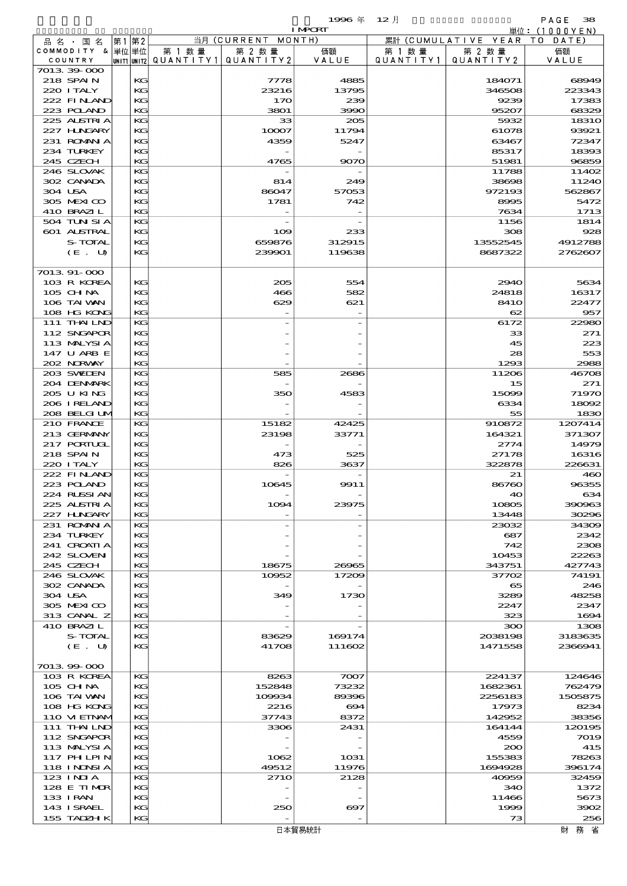1996 年 12 月 IMPORT

単位：(1000YEN)

| 品名・国名 COMMODITY & COUNTRY | 第1単位 UNIT1 | 第2単位 UNIT2 | 当月 (CURRENT MONTH) 第1数量 QUANTITY1 | 第2数量 QUANTITY2 | 価額 VALUE | 累計 (CUMULATIVE YEAR TO DATE) 第1数量 QUANTITY1 | 第2数量 QUANTITY2 | 価額 VALUE |
|---|---|---|---|---|---|---|---|---|
| 7013.39-000 | | | | | | | | |
| 218 SPAIN | | KG | | 7778 | 4885 | | 184071 | 68949 |
| 220 ITALY | | KG | | 23216 | 13795 | | 346508 | 223343 |
| 222 FINLAND | | KG | | 170 | 239 | | 9239 | 17383 |
| 223 POLAND | | KG | | 3801 | 3990 | | 95207 | 68329 |
| 225 AUSTRIA | | KG | | 33 | 205 | | 5932 | 18310 |
| 227 HUNGARY | | KG | | 10007 | 11794 | | 61078 | 93921 |
| 231 ROMANIA | | KG | | 4359 | 5247 | | 63467 | 72347 |
| 234 TURKEY | | KG | | - | - | | 85317 | 18393 |
| 245 CZECH | | KG | | 4765 | 9070 | | 51981 | 96859 |
| 246 SLOVAK | | KG | | - | - | | 11788 | 11402 |
| 302 CANADA | | KG | | 814 | 249 | | 38698 | 11240 |
| 304 USA | | KG | | 86047 | 57053 | | 972193 | 562867 |
| 305 MEXICO | | KG | | 1781 | 742 | | 8995 | 5472 |
| 410 BRAZIL | | KG | | - | - | | 7634 | 1713 |
| 504 TUNISIA | | KG | | - | - | | 1156 | 1814 |
| 601 AUSTRAL | | KG | | 109 | 233 | | 308 | 928 |
| S-TOTAL | | KG | | 659876 | 312915 | | 13552545 | 4912788 |
| (E. U) | | KG | | 239901 | 119638 | | 8687322 | 2762607 |
| 7013.91-000 | | | | | | | | |
| 103 R KOREA | | KG | | 205 | 554 | | 2940 | 5634 |
| 105 CHINA | | KG | | 466 | 582 | | 24818 | 16317 |
| 106 TAIWAN | | KG | | 629 | 621 | | 8410 | 22477 |
| 108 HG KONG | | KG | | - | - | | 62 | 957 |
| 111 THAILND | | KG | | - | - | | 6172 | 22980 |
| 112 SNGAPOR | | KG | | - | - | | 33 | 271 |
| 113 MALYSIA | | KG | | - | - | | 45 | 223 |
| 147 U ARB E | | KG | | - | - | | 28 | 553 |
| 202 NORWAY | | KG | | - | - | | 1293 | 2988 |
| 203 SWEDEN | | KG | | 585 | 2686 | | 11206 | 46708 |
| 204 DENMARK | | KG | | - | - | | 15 | 271 |
| 205 U KING | | KG | | 350 | 4583 | | 15099 | 71970 |
| 206 IRELAND | | KG | | - | - | | 6334 | 18092 |
| 208 BELGIUM | | KG | | - | - | | 55 | 1830 |
| 210 FRANCE | | KG | | 15182 | 42425 | | 910872 | 1207414 |
| 213 GERMANY | | KG | | 23198 | 33771 | | 164321 | 371307 |
| 217 PORTUGL | | KG | | - | - | | 2774 | 14979 |
| 218 SPAIN | | KG | | 473 | 525 | | 27178 | 16316 |
| 220 ITALY | | KG | | 826 | 3637 | | 322878 | 226631 |
| 222 FINLAND | | KG | | - | - | | 21 | 460 |
| 223 POLAND | | KG | | 10645 | 9911 | | 86760 | 96355 |
| 224 RUSSIAN | | KG | | - | - | | 40 | 634 |
| 225 AUSTRIA | | KG | | 1094 | 23975 | | 10805 | 390963 |
| 227 HUNGARY | | KG | | - | - | | 13448 | 30296 |
| 231 ROMANIA | | KG | | - | - | | 23032 | 34309 |
| 234 TURKEY | | KG | | - | - | | 687 | 2342 |
| 241 CROATIA | | KG | | - | - | | 742 | 2308 |
| 242 SLOVENI | | KG | | - | - | | 10453 | 22263 |
| 245 CZECH | | KG | | 18675 | 26965 | | 343751 | 427743 |
| 246 SLOVAK | | KG | | 10952 | 17209 | | 37702 | 74191 |
| 302 CANADA | | KG | | - | - | | 65 | 246 |
| 304 USA | | KG | | 349 | 1730 | | 3289 | 48258 |
| 305 MEXICO | | KG | | - | - | | 2247 | 2347 |
| 313 CANAL Z | | KG | | - | - | | 323 | 1694 |
| 410 BRAZIL | | KG | | - | - | | 300 | 1308 |
| S-TOTAL | | KG | | 83629 | 169174 | | 2038198 | 3183635 |
| (E. U) | | KG | | 41708 | 111602 | | 1471558 | 2366941 |
| 7013.99-000 | | | | | | | | |
| 103 R KOREA | | KG | | 8263 | 7007 | | 224137 | 124646 |
| 105 CHINA | | KG | | 152848 | 73232 | | 1682361 | 762479 |
| 106 TAIWAN | | KG | | 109934 | 89396 | | 2256183 | 1505875 |
| 108 HG KONG | | KG | | 2216 | 694 | | 17973 | 8234 |
| 110 VIETNAM | | KG | | 37743 | 8372 | | 142952 | 38356 |
| 111 THAILND | | KG | | 3306 | 2431 | | 164144 | 120195 |
| 112 SNGAPOR | | KG | | - | - | | 4559 | 7019 |
| 113 MALYSIA | | KG | | - | - | | 200 | 415 |
| 117 PHILPIN | | KG | | 1062 | 1031 | | 155383 | 78263 |
| 118 INDNSIA | | KG | | 49512 | 11976 | | 1694928 | 396174 |
| 123 INDIA | | KG | | 2710 | 2128 | | 40959 | 32459 |
| 128 E TIMOR | | KG | | - | - | | 340 | 1372 |
| 133 IRAN | | KG | | - | - | | 11466 | 5673 |
| 143 ISRAEL | | KG | | 250 | 697 | | 1999 | 3902 |
| 155 TADZHIK | | KG | | - | - | | 73 | 256 |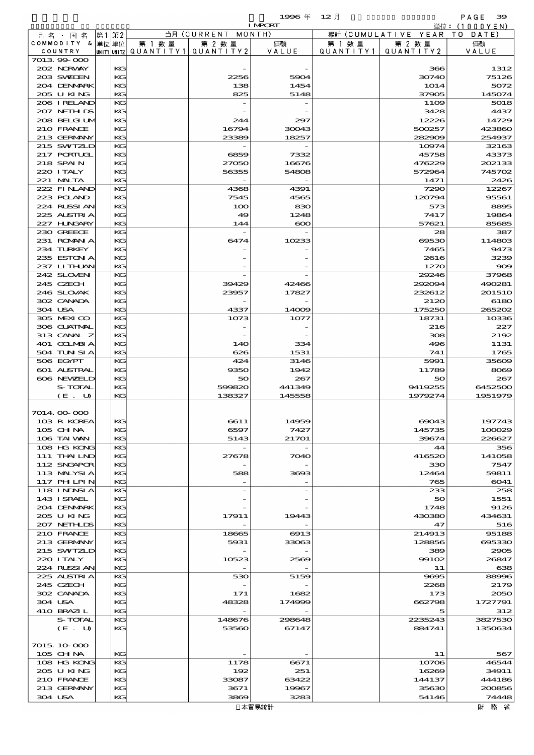1996 年 12 月 IMPORT 単位：(1000YEN)

| 品名・国名 COMMODITY & COUNTRY | 第1 単位 UNIT1 | 第2 単位 UNIT2 | 当月 (CURRENT MONTH) 第1数量 QUANTITY1 | 第2数量 QUANTITY2 | 価額 VALUE | 累計 (CUMULATIVE YEAR TO DATE) 第1数量 QUANTITY1 | 第2数量 QUANTITY2 | 価額 VALUE |
|---|---|---|---|---|---|---|---|---|
| 7013.99-000 | | | | | | | | |
| 202 NORWAY | | KG | | - | - | | 366 | 1312 |
| 203 SWEDEN | | KG | | 2256 | 5904 | | 30740 | 75126 |
| 204 DENMARK | | KG | | 138 | 1454 | | 1014 | 5072 |
| 205 U KING | | KG | | 825 | 5148 | | 37905 | 145074 |
| 206 IRELAND | | KG | | - | - | | 1109 | 5018 |
| 207 NETHLDS | | KG | | - | - | | 3428 | 4437 |
| 208 BELGIUM | | KG | | 244 | 297 | | 12226 | 14729 |
| 210 FRANCE | | KG | | 16794 | 30043 | | 500257 | 423860 |
| 213 GERMANY | | KG | | 23389 | 18257 | | 282909 | 254937 |
| 215 SWITZLD | | KG | | - | - | | 10974 | 32163 |
| 217 PORTUGL | | KG | | 6859 | 7332 | | 45758 | 43373 |
| 218 SPAIN | | KG | | 27050 | 16676 | | 476229 | 202133 |
| 220 ITALY | | KG | | 56355 | 54808 | | 572964 | 745702 |
| 221 MALTA | | KG | | - | - | | 1471 | 2426 |
| 222 FINLAND | | KG | | 4368 | 4391 | | 7290 | 12267 |
| 223 POLAND | | KG | | 7545 | 4565 | | 120794 | 95561 |
| 224 RUSSIAN | | KG | | 100 | 830 | | 573 | 8895 |
| 225 AUSTRIA | | KG | | 49 | 1248 | | 7417 | 19864 |
| 227 HUNGARY | | KG | | 144 | 600 | | 57621 | 85685 |
| 230 GREECE | | KG | | - | - | | 28 | 387 |
| 231 ROMANIA | | KG | | 6474 | 10233 | | 69530 | 114803 |
| 234 TURKEY | | KG | | - | - | | 7465 | 9473 |
| 235 ESTONIA | | KG | | - | - | | 2616 | 3239 |
| 237 LITHUAN | | KG | | - | - | | 1270 | 909 |
| 242 SLOVEN | | KG | | - | - | | 29246 | 37968 |
| 245 CZECH | | KG | | 39429 | 42466 | | 292094 | 490281 |
| 246 SLOVAK | | KG | | 23957 | 17827 | | 232612 | 201510 |
| 302 CANADA | | KG | | - | - | | 2120 | 6180 |
| 304 USA | | KG | | 4337 | 14009 | | 175250 | 265202 |
| 305 MEXICO | | KG | | 1073 | 1077 | | 18731 | 10336 |
| 306 GUATMAL | | KG | | - | - | | 216 | 227 |
| 313 CANAL Z | | KG | | - | - | | 308 | 2192 |
| 401 COLMBIA | | KG | | 140 | 334 | | 496 | 1131 |
| 504 TUNISIA | | KG | | 626 | 1531 | | 741 | 1765 |
| 506 EGYPT | | KG | | 424 | 3146 | | 5991 | 35609 |
| 601 AUSTRAL | | KG | | 9350 | 1942 | | 11789 | 8069 |
| 606 NEWZELD | | KG | | 50 | 267 | | 50 | 267 |
| S-TOTAL | | KG | | 599820 | 441349 | | 9419255 | 6452500 |
| (E. U) | | KG | | 138327 | 145558 | | 1979274 | 1951979 |
| 7014.00-000 | | | | | | | | |
| 103 R KOREA | | KG | | 6611 | 14959 | | 69043 | 197743 |
| 105 CHINA | | KG | | 6597 | 7427 | | 145735 | 100029 |
| 106 TAIWAN | | KG | | 5143 | 21701 | | 39674 | 226627 |
| 108 HG KONG | | KG | | - | - | | 44 | 356 |
| 111 THAILND | | KG | | 27678 | 7040 | | 416520 | 141058 |
| 112 SNGAPOR | | KG | | - | - | | 330 | 7547 |
| 113 MALYSIA | | KG | | 588 | 3693 | | 12464 | 59811 |
| 117 PHILPIN | | KG | | - | - | | 765 | 6041 |
| 118 INDNSIA | | KG | | - | - | | 233 | 258 |
| 143 ISRAEL | | KG | | - | - | | 50 | 1551 |
| 204 DENMARK | | KG | | - | - | | 1748 | 9126 |
| 205 U KING | | KG | | 17911 | 19443 | | 430380 | 434631 |
| 207 NETHLDS | | KG | | - | - | | 47 | 516 |
| 210 FRANCE | | KG | | 18665 | 6913 | | 214913 | 95188 |
| 213 GERMANY | | KG | | 5931 | 33063 | | 128856 | 695330 |
| 215 SWITZLD | | KG | | - | - | | 389 | 2905 |
| 220 ITALY | | KG | | 10523 | 2569 | | 99102 | 26847 |
| 224 RUSSIAN | | KG | | - | - | | 11 | 638 |
| 225 AUSTRIA | | KG | | 530 | 5159 | | 9695 | 88996 |
| 245 CZECH | | KG | | - | - | | 2268 | 2179 |
| 302 CANADA | | KG | | 171 | 1682 | | 173 | 2050 |
| 304 USA | | KG | | 48328 | 174999 | | 662798 | 1727791 |
| 410 BRAZIL | | KG | | - | - | | 5 | 312 |
| S-TOTAL | | KG | | 148676 | 298648 | | 2235243 | 3827530 |
| (E. U) | | KG | | 53560 | 67147 | | 884741 | 1350634 |
| 7015.10-000 | | | | | | | | |
| 105 CHINA | | KG | | - | - | | 11 | 567 |
| 108 HG KONG | | KG | | 1178 | 6671 | | 10706 | 46544 |
| 205 U KING | | KG | | 192 | 251 | | 16269 | 34911 |
| 210 FRANCE | | KG | | 33087 | 63422 | | 144137 | 444186 |
| 213 GERMANY | | KG | | 3671 | 19967 | | 35630 | 200856 |
| 304 USA | | KG | | 3869 | 3283 | | 54146 | 74448 |

日本貿易統計　　財務省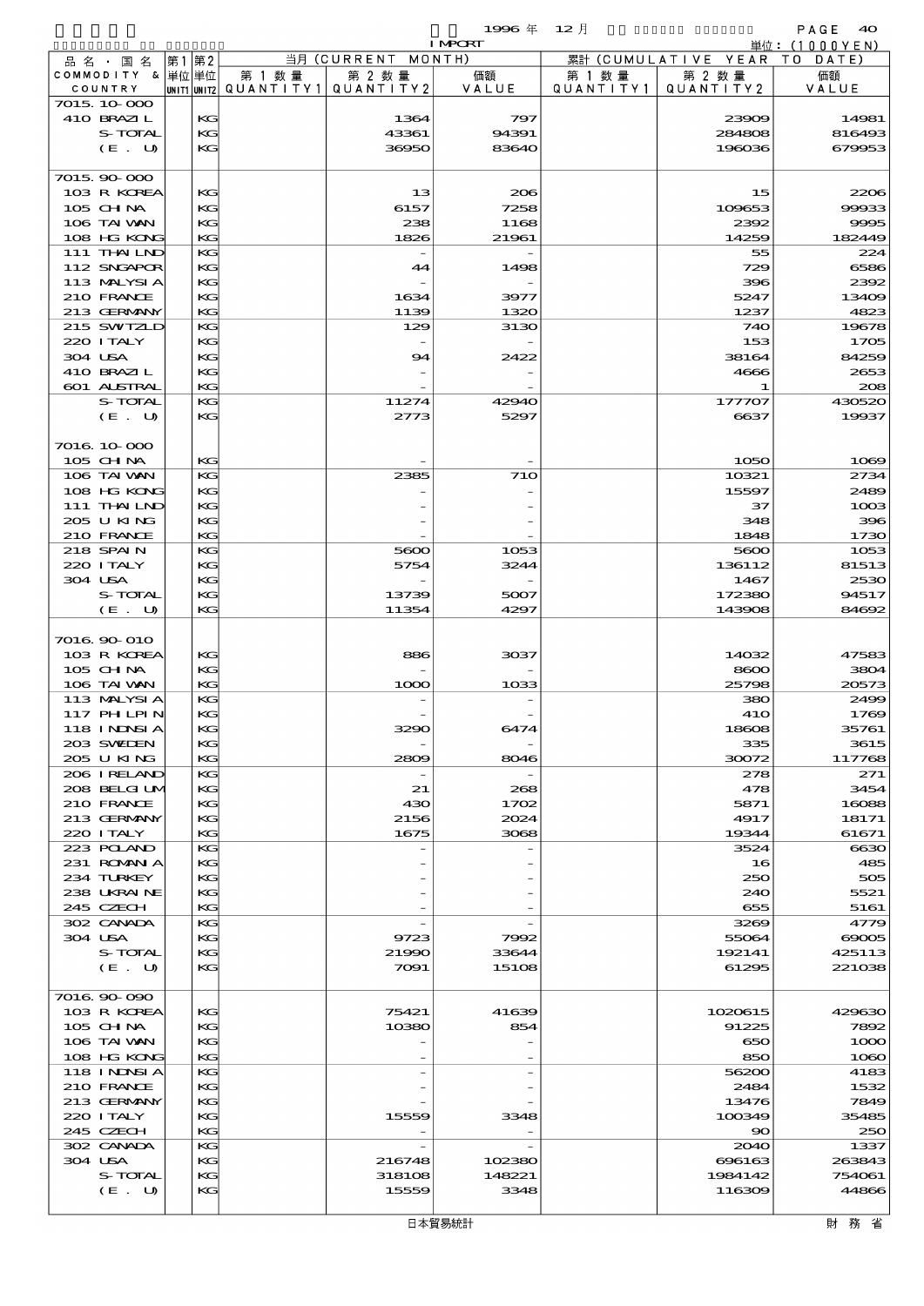1996 年 12 月 IMPORT

単位：(1000YEN)

| 品名・国名 COMMODITY & COUNTRY | 第1 単位 UNIT1 | 第2 単位 UNIT2 | 当月 (CURRENT MONTH) 第1数量 QUANTITY1 | 第2数量 QUANTITY2 | 価額 VALUE | 累計 (CUMULATIVE YEAR TO DATE) 第1数量 QUANTITY1 | 第2数量 QUANTITY2 | 価額 VALUE |
|---|---|---|---|---|---|---|---|---|
| 7015.10-000 | | | | | | | | |
| 410 BRAZIL | | KG | | 1364 | 797 | | 23909 | 14981 |
| S-TOTAL | | KG | | 43361 | 94391 | | 284808 | 816493 |
| (E. U) | | KG | | 36950 | 83640 | | 196036 | 679953 |
| 7015.90-000 | | | | | | | | |
| 103 R KOREA | | KG | | 13 | 206 | | 15 | 2206 |
| 105 CHINA | | KG | | 6157 | 7258 | | 109653 | 99933 |
| 106 TAIWAN | | KG | | 238 | 1168 | | 2392 | 9995 |
| 108 HG KONG | | KG | | 1826 | 21961 | | 14259 | 182449 |
| 111 THAILND | | KG | | - | - | | 55 | 224 |
| 112 SNGAPOR | | KG | | 44 | 1498 | | 729 | 6586 |
| 113 MALYSIA | | KG | | - | - | | 396 | 2392 |
| 210 FRANCE | | KG | | 1634 | 3977 | | 5247 | 13409 |
| 213 GERMANY | | KG | | 1139 | 1320 | | 1237 | 4823 |
| 215 SWITZLD | | KG | | 129 | 3130 | | 740 | 19678 |
| 220 ITALY | | KG | | - | - | | 153 | 1705 |
| 304 USA | | KG | | 94 | 2422 | | 38164 | 84259 |
| 410 BRAZIL | | KG | | - | - | | 4666 | 2653 |
| 601 AUSTRAL | | KG | | - | - | | 1 | 208 |
| S-TOTAL | | KG | | 11274 | 42940 | | 177707 | 430520 |
| (E. U) | | KG | | 2773 | 5297 | | 6637 | 19937 |
| 7016.10-000 | | | | | | | | |
| 105 CHINA | | KG | | - | - | | 1050 | 1069 |
| 106 TAIWAN | | KG | | 2385 | 710 | | 10321 | 2734 |
| 108 HG KONG | | KG | | - | - | | 15597 | 2489 |
| 111 THAILND | | KG | | - | - | | 37 | 1003 |
| 205 U KING | | KG | | - | - | | 348 | 396 |
| 210 FRANCE | | KG | | - | - | | 1848 | 1730 |
| 218 SPAIN | | KG | | 5600 | 1053 | | 5600 | 1053 |
| 220 ITALY | | KG | | 5754 | 3244 | | 136112 | 81513 |
| 304 USA | | KG | | - | - | | 1467 | 2530 |
| S-TOTAL | | KG | | 13739 | 5007 | | 172380 | 94517 |
| (E. U) | | KG | | 11354 | 4297 | | 143908 | 84692 |
| 7016.90-010 | | | | | | | | |
| 103 R KOREA | | KG | | 886 | 3037 | | 14032 | 47583 |
| 105 CHINA | | KG | | - | - | | 8600 | 3804 |
| 106 TAIWAN | | KG | | 1000 | 1033 | | 25798 | 20573 |
| 113 MALYSIA | | KG | | - | - | | 380 | 2499 |
| 117 PHILPIN | | KG | | - | - | | 410 | 1769 |
| 118 INDNSIA | | KG | | 3290 | 6474 | | 18608 | 35761 |
| 203 SWEDEN | | KG | | - | - | | 335 | 3615 |
| 205 U KING | | KG | | 2809 | 8046 | | 30072 | 117768 |
| 206 IRELAND | | KG | | - | - | | 278 | 271 |
| 208 BELGIUM | | KG | | 21 | 268 | | 478 | 3454 |
| 210 FRANCE | | KG | | 430 | 1702 | | 5871 | 16088 |
| 213 GERMANY | | KG | | 2156 | 2024 | | 4917 | 18171 |
| 220 ITALY | | KG | | 1675 | 3068 | | 19344 | 61671 |
| 223 POLAND | | KG | | - | - | | 3524 | 6630 |
| 231 ROMANIA | | KG | | - | - | | 16 | 485 |
| 234 TURKEY | | KG | | - | - | | 250 | 505 |
| 238 UKRAINE | | KG | | - | - | | 240 | 5521 |
| 245 CZECH | | KG | | - | - | | 655 | 5161 |
| 302 CANADA | | KG | | - | - | | 3269 | 4779 |
| 304 USA | | KG | | 9723 | 7992 | | 55064 | 69005 |
| S-TOTAL | | KG | | 21990 | 33644 | | 192141 | 425113 |
| (E. U) | | KG | | 7091 | 15108 | | 61295 | 221038 |
| 7016.90-090 | | | | | | | | |
| 103 R KOREA | | KG | | 75421 | 41639 | | 1020615 | 429630 |
| 105 CHINA | | KG | | 10380 | 854 | | 91225 | 7892 |
| 106 TAIWAN | | KG | | - | - | | 650 | 1000 |
| 108 HG KONG | | KG | | - | - | | 850 | 1060 |
| 118 INDNSIA | | KG | | - | - | | 56200 | 4183 |
| 210 FRANCE | | KG | | - | - | | 2484 | 1532 |
| 213 GERMANY | | KG | | - | - | | 13476 | 7849 |
| 220 ITALY | | KG | | 15559 | 3348 | | 100349 | 35485 |
| 245 CZECH | | KG | | - | - | | 90 | 250 |
| 302 CANADA | | KG | | - | - | | 2040 | 1337 |
| 304 USA | | KG | | 216748 | 102380 | | 696163 | 263843 |
| S-TOTAL | | KG | | 318108 | 148221 | | 1984142 | 754061 |
| (E. U) | | KG | | 15559 | 3348 | | 116309 | 44866 |

日本貿易統計　財務省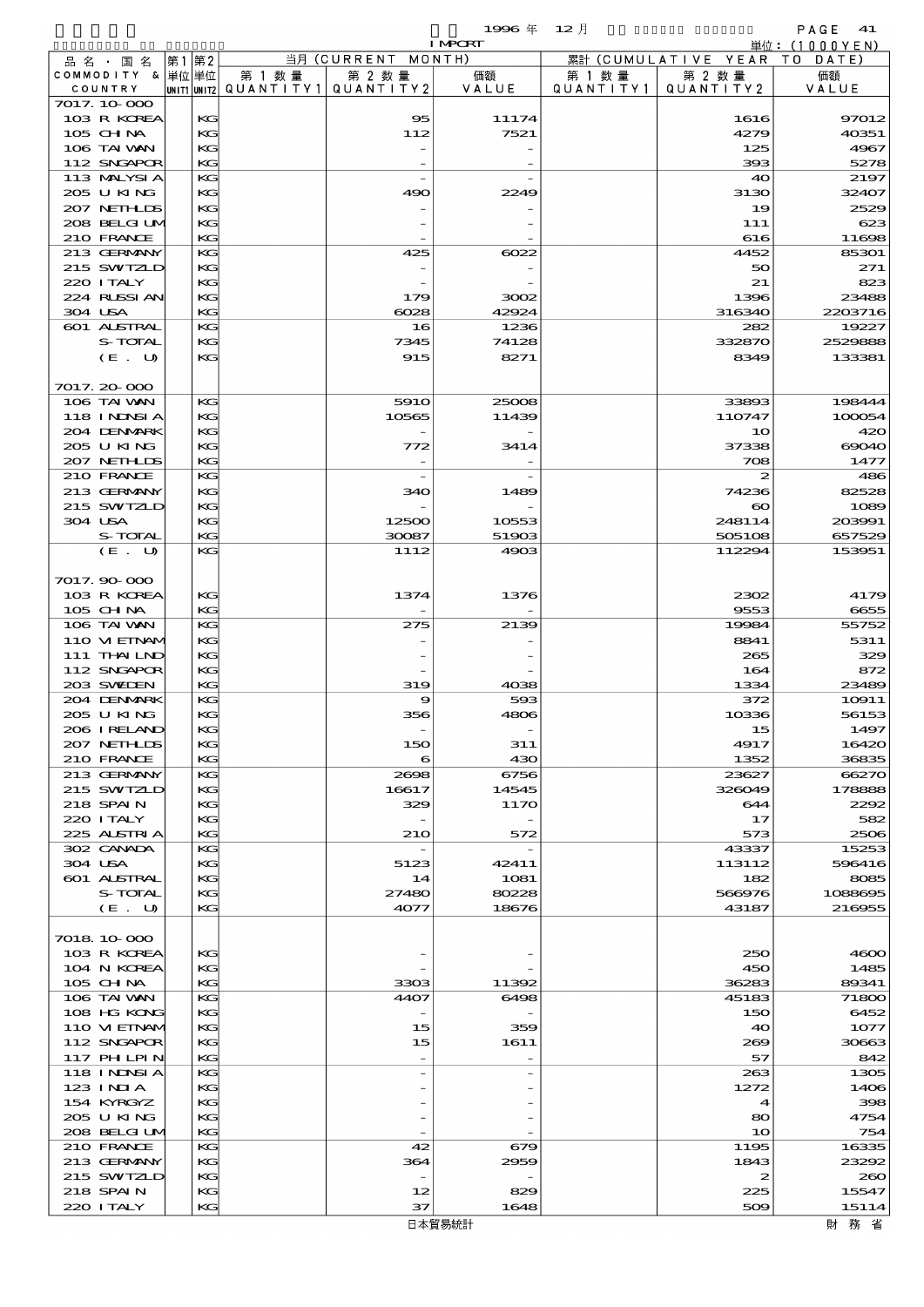| 品名・国名 COMMODITY & COUNTRY | 第1 単位 UNIT1 | 第2 単位 UNIT2 | 当月 (CURRENT MONTH) 第1数量 QUANTITY1 | 第2数量 QUANTITY2 | 価額 VALUE | 累計 (CUMULATIVE YEAR TO DATE) 第1数量 QUANTITY1 | 第2数量 QUANTITY2 | 価額 VALUE |
|---|---|---|---|---|---|---|---|---|
| 7017.10-000 | | | | | | | | |
| 103 R KOREA | | KG | | 95 | 11174 | | 1616 | 97012 |
| 105 CHINA | | KG | | 112 | 7521 | | 4279 | 40351 |
| 106 TAIWAN | | KG | | - | - | | 125 | 4967 |
| 112 SNGAPOR | | KG | | - | - | | 393 | 5278 |
| 113 MALYSIA | | KG | | - | - | | 40 | 2197 |
| 205 U KING | | KG | | 490 | 2249 | | 3130 | 32407 |
| 207 NETHLDS | | KG | | - | - | | 19 | 2529 |
| 208 BELGIUM | | KG | | - | - | | 111 | 623 |
| 210 FRANCE | | KG | | - | - | | 616 | 11698 |
| 213 GERMANY | | KG | | 425 | 6022 | | 4452 | 85301 |
| 215 SWITZLD | | KG | | - | - | | 50 | 271 |
| 220 ITALY | | KG | | - | - | | 21 | 823 |
| 224 RUSSIAN | | KG | | 179 | 3002 | | 1396 | 23488 |
| 304 USA | | KG | | 6028 | 42924 | | 316340 | 2203716 |
| 601 AUSTRAL | | KG | | 16 | 1236 | | 282 | 19227 |
| S-TOTAL | | KG | | 7345 | 74128 | | 332870 | 2529888 |
| (E. U) | | KG | | 915 | 8271 | | 8349 | 133381 |
| 7017.20-000 | | | | | | | | |
| 106 TAIWAN | | KG | | 5910 | 25008 | | 33893 | 198444 |
| 118 INDNSIA | | KG | | 10565 | 11439 | | 110747 | 100054 |
| 204 DENMARK | | KG | | - | - | | 10 | 420 |
| 205 U KING | | KG | | 772 | 3414 | | 37338 | 69040 |
| 207 NETHLDS | | KG | | - | - | | 708 | 1477 |
| 210 FRANCE | | KG | | - | - | | 2 | 486 |
| 213 GERMANY | | KG | | 340 | 1489 | | 74236 | 82528 |
| 215 SWITZLD | | KG | | - | - | | 60 | 1089 |
| 304 USA | | KG | | 12500 | 10553 | | 248114 | 203991 |
| S-TOTAL | | KG | | 30087 | 51903 | | 505108 | 657529 |
| (E. U) | | KG | | 1112 | 4903 | | 112294 | 153951 |
| 7017.90-000 | | | | | | | | |
| 103 R KOREA | | KG | | 1374 | 1376 | | 2302 | 4179 |
| 105 CHINA | | KG | | - | - | | 9553 | 6655 |
| 106 TAIWAN | | KG | | 275 | 2139 | | 19984 | 55752 |
| 110 VIETNAM | | KG | | - | - | | 8841 | 5311 |
| 111 THAILND | | KG | | - | - | | 265 | 329 |
| 112 SNGAPOR | | KG | | - | - | | 164 | 872 |
| 203 SWEDEN | | KG | | 319 | 4038 | | 1334 | 23489 |
| 204 DENMARK | | KG | | 9 | 593 | | 372 | 10911 |
| 205 U KING | | KG | | 356 | 4806 | | 10336 | 56153 |
| 206 IRELAND | | KG | | - | - | | 15 | 1497 |
| 207 NETHLDS | | KG | | 150 | 311 | | 4917 | 16420 |
| 210 FRANCE | | KG | | 6 | 430 | | 1352 | 36835 |
| 213 GERMANY | | KG | | 2698 | 6756 | | 23627 | 66270 |
| 215 SWITZLD | | KG | | 16617 | 14545 | | 326049 | 178888 |
| 218 SPAIN | | KG | | 329 | 1170 | | 644 | 2292 |
| 220 ITALY | | KG | | - | - | | 17 | 582 |
| 225 AUSTRIA | | KG | | 210 | 572 | | 573 | 2506 |
| 302 CANADA | | KG | | - | - | | 43337 | 15253 |
| 304 USA | | KG | | 5123 | 42411 | | 113112 | 596416 |
| 601 AUSTRAL | | KG | | 14 | 1081 | | 182 | 8085 |
| S-TOTAL | | KG | | 27480 | 80228 | | 566976 | 1088695 |
| (E. U) | | KG | | 4077 | 18676 | | 43187 | 216955 |
| 7018.10-000 | | | | | | | | |
| 103 R KOREA | | KG | | - | - | | 250 | 4600 |
| 104 N KOREA | | KG | | - | - | | 450 | 1485 |
| 105 CHINA | | KG | | 3303 | 11392 | | 36283 | 89341 |
| 106 TAIWAN | | KG | | 4407 | 6498 | | 45183 | 71800 |
| 108 HG KONG | | KG | | - | - | | 150 | 6452 |
| 110 VIETNAM | | KG | | 15 | 359 | | 40 | 1077 |
| 112 SNGAPOR | | KG | | 15 | 1611 | | 269 | 30663 |
| 117 PHLPIN | | KG | | - | - | | 57 | 842 |
| 118 INDNSIA | | KG | | - | - | | 263 | 1305 |
| 123 INDIA | | KG | | - | - | | 1272 | 1406 |
| 154 KYRGYZ | | KG | | - | - | | 4 | 398 |
| 205 U KING | | KG | | - | - | | 80 | 4754 |
| 208 BELGIUM | | KG | | - | - | | 10 | 754 |
| 210 FRANCE | | KG | | 42 | 679 | | 1195 | 16335 |
| 213 GERMANY | | KG | | 364 | 2959 | | 1843 | 23292 |
| 215 SWITZLD | | KG | | - | - | | 2 | 260 |
| 218 SPAIN | | KG | | 12 | 829 | | 225 | 15547 |
| 220 ITALY | | KG | | 37 | 1648 | | 509 | 15114 |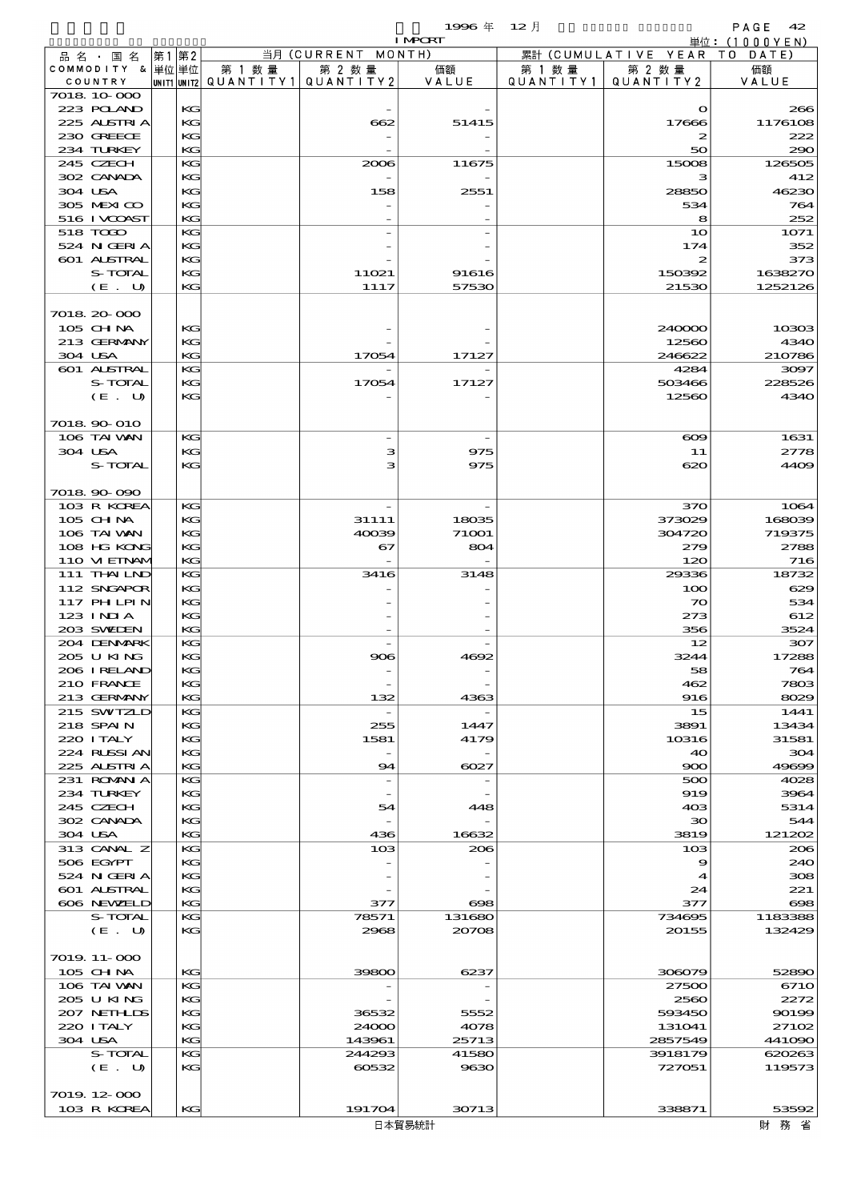1996 年 12 月 IMPORT

単位：(1000YEN)

| 品名・国名 COMMODITY & COUNTRY | 第1 単位 UNIT1 | 第2 単位 UNIT2 | 当月 (CURRENT MONTH) 第1数量 QUANTITY1 | 第2数量 QUANTITY2 | 価額 VALUE | 累計 (CUMULATIVE YEAR TO DATE) 第1数量 QUANTITY1 | 第2数量 QUANTITY2 | 価額 VALUE |
|---|---|---|---|---|---|---|---|---|
| 7018.10-000 | | | | | | | | |
| 223 POLAND | | KG | | - | - | | 0 | 266 |
| 225 AUSTRIA | | KG | | 662 | 51415 | | 17666 | 1176108 |
| 230 GREECE | | KG | | - | - | | 2 | 222 |
| 234 TURKEY | | KG | | - | - | | 50 | 290 |
| 245 CZECH | | KG | | 2006 | 11675 | | 15008 | 126505 |
| 302 CANADA | | KG | | - | - | | 3 | 412 |
| 304 USA | | KG | | 158 | 2551 | | 28850 | 46230 |
| 305 MEXICO | | KG | | - | - | | 534 | 764 |
| 516 IVCOAST | | KG | | - | - | | 8 | 252 |
| 518 TOGO | | KG | | - | - | | 10 | 1071 |
| 524 NIGERIA | | KG | | - | - | | 174 | 352 |
| 601 AUSTRAL | | KG | | - | - | | 2 | 373 |
| S-TOTAL | | KG | | 11021 | 91616 | | 150392 | 1638270 |
| (E. U) | | KG | | 1117 | 57530 | | 21530 | 1252126 |
| 7018.20-000 | | | | | | | | |
| 105 CHINA | | KG | | - | - | | 240000 | 10303 |
| 213 GERMANY | | KG | | - | - | | 12560 | 4340 |
| 304 USA | | KG | | 17054 | 17127 | | 246622 | 210786 |
| 601 AUSTRAL | | KG | | - | - | | 4284 | 3097 |
| S-TOTAL | | KG | | 17054 | 17127 | | 503466 | 228526 |
| (E. U) | | KG | | - | - | | 12560 | 4340 |
| 7018.90-010 | | | | | | | | |
| 106 TAIWAN | | KG | | - | - | | 609 | 1631 |
| 304 USA | | KG | | 3 | 975 | | 11 | 2778 |
| S-TOTAL | | KG | | 3 | 975 | | 620 | 4409 |
| 7018.90-090 | | | | | | | | |
| 103 R KOREA | | KG | | - | - | | 370 | 1064 |
| 105 CHINA | | KG | | 31111 | 18035 | | 373029 | 168039 |
| 106 TAIWAN | | KG | | 40039 | 71001 | | 304720 | 719375 |
| 108 HG KONG | | KG | | 67 | 804 | | 279 | 2788 |
| 110 VIETNAM | | KG | | - | - | | 120 | 716 |
| 111 THAILND | | KG | | 3416 | 3148 | | 29336 | 18732 |
| 112 SNGAPOR | | KG | | - | - | | 100 | 629 |
| 117 PHLPIN | | KG | | - | - | | 70 | 534 |
| 123 INDIA | | KG | | - | - | | 273 | 612 |
| 203 SWEDEN | | KG | | - | - | | 356 | 3524 |
| 204 DENMARK | | KG | | - | - | | 12 | 307 |
| 205 U KING | | KG | | 906 | 4692 | | 3244 | 17288 |
| 206 IRELAND | | KG | | - | - | | 58 | 764 |
| 210 FRANCE | | KG | | - | - | | 462 | 7803 |
| 213 GERMANY | | KG | | 132 | 4363 | | 916 | 8029 |
| 215 SWITZLD | | KG | | - | - | | 15 | 1441 |
| 218 SPAIN | | KG | | 255 | 1447 | | 3891 | 13434 |
| 220 ITALY | | KG | | 1581 | 4179 | | 10316 | 31581 |
| 224 RUSSIAN | | KG | | - | - | | 40 | 304 |
| 225 AUSTRIA | | KG | | 94 | 6027 | | 900 | 49699 |
| 231 ROMANIA | | KG | | - | - | | 500 | 4028 |
| 234 TURKEY | | KG | | - | - | | 919 | 3964 |
| 245 CZECH | | KG | | 54 | 448 | | 403 | 5314 |
| 302 CANADA | | KG | | - | - | | 30 | 544 |
| 304 USA | | KG | | 436 | 16632 | | 3819 | 121202 |
| 313 CANAL Z | | KG | | 103 | 206 | | 103 | 206 |
| 506 EGYPT | | KG | | - | - | | 9 | 240 |
| 524 NIGERIA | | KG | | - | - | | 4 | 308 |
| 601 AUSTRAL | | KG | | - | - | | 24 | 221 |
| 606 NEWZELD | | KG | | 377 | 698 | | 377 | 698 |
| S-TOTAL | | KG | | 78571 | 131680 | | 734695 | 1183388 |
| (E. U) | | KG | | 2968 | 20708 | | 20155 | 132429 |
| 7019.11-000 | | | | | | | | |
| 105 CHINA | | KG | | 39800 | 6237 | | 306079 | 52890 |
| 106 TAIWAN | | KG | | - | - | | 27500 | 6710 |
| 205 U KING | | KG | | - | - | | 2560 | 2272 |
| 207 NETHLDS | | KG | | 36532 | 5552 | | 593450 | 90199 |
| 220 ITALY | | KG | | 24000 | 4078 | | 131041 | 27102 |
| 304 USA | | KG | | 143961 | 25713 | | 2857549 | 441090 |
| S-TOTAL | | KG | | 244293 | 41580 | | 3918179 | 620263 |
| (E. U) | | KG | | 60532 | 9630 | | 727051 | 119573 |
| 7019.12-000 | | | | | | | | |
| 103 R KOREA | | KG | | 191704 | 30713 | | 338871 | 53592 |

日本貿易統計　財務省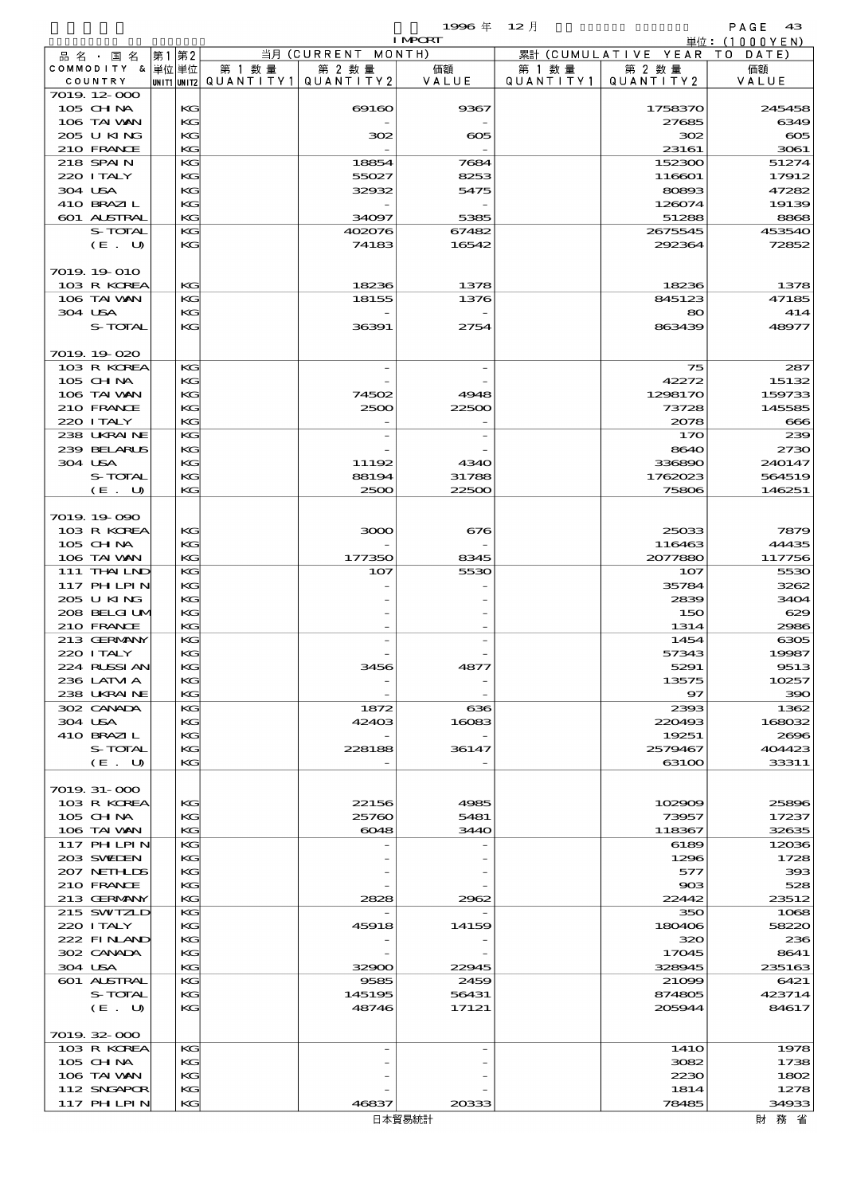1996 年 12 月 IMPORT

単位：(1000YEN)

| 品名・国名 COMMODITY & COUNTRY | 第1 UNIT1 | 第2 UNIT2 | 当月 第1数量 QUANTITY1 | 当月 第2数量 QUANTITY2 | 当月 価額 VALUE | 累計 第1数量 QUANTITY1 | 累計 第2数量 QUANTITY2 | 累計 価額 VALUE |
|---|---|---|---|---|---|---|---|---|
| 7019.12-000 | | | | | | | | |
| 105 CHINA | | KG | | 69160 | 9367 | | 1758370 | 245458 |
| 106 TAIWAN | | KG | | - | - | | 27685 | 6349 |
| 205 U KING | | KG | | 302 | 605 | | 302 | 605 |
| 210 FRANCE | | KG | | - | - | | 23161 | 3061 |
| 218 SPAIN | | KG | | 18854 | 7684 | | 152300 | 51274 |
| 220 ITALY | | KG | | 55027 | 8253 | | 116601 | 17912 |
| 304 USA | | KG | | 32932 | 5475 | | 80893 | 47282 |
| 410 BRAZIL | | KG | | - | - | | 126074 | 19139 |
| 601 AUSTRAL | | KG | | 34097 | 5385 | | 51288 | 8868 |
| S-TOTAL | | KG | | 402076 | 67482 | | 2675545 | 453540 |
| (E. U) | | KG | | 74183 | 16542 | | 292364 | 72852 |
| 7019.19-010 | | | | | | | | |
| 103 R KOREA | | KG | | 18236 | 1378 | | 18236 | 1378 |
| 106 TAIWAN | | KG | | 18155 | 1376 | | 845123 | 47185 |
| 304 USA | | KG | | - | - | | 80 | 414 |
| S-TOTAL | | KG | | 36391 | 2754 | | 863439 | 48977 |
| 7019.19-020 | | | | | | | | |
| 103 R KOREA | | KG | | - | - | | 75 | 287 |
| 105 CHINA | | KG | | - | - | | 42272 | 15132 |
| 106 TAIWAN | | KG | | 74502 | 4948 | | 1298170 | 159733 |
| 210 FRANCE | | KG | | 2500 | 22500 | | 73728 | 145585 |
| 220 ITALY | | KG | | - | - | | 2078 | 666 |
| 238 UKRAINE | | KG | | - | - | | 170 | 239 |
| 239 BELARUS | | KG | | - | - | | 8640 | 2730 |
| 304 USA | | KG | | 11192 | 4340 | | 336890 | 240147 |
| S-TOTAL | | KG | | 88194 | 31788 | | 1762023 | 564519 |
| (E. U) | | KG | | 2500 | 22500 | | 75806 | 146251 |
| 7019.19-090 | | | | | | | | |
| 103 R KOREA | | KG | | 3000 | 676 | | 25033 | 7879 |
| 105 CHINA | | KG | | - | - | | 116463 | 44435 |
| 106 TAIWAN | | KG | | 177350 | 8345 | | 2077880 | 117756 |
| 111 THAILND | | KG | | 107 | 5530 | | 107 | 5530 |
| 117 PHILPIN | | KG | | - | - | | 35784 | 3262 |
| 205 U KING | | KG | | - | - | | 2839 | 3404 |
| 208 BELGIUM | | KG | | - | - | | 150 | 629 |
| 210 FRANCE | | KG | | - | - | | 1314 | 2986 |
| 213 GERMANY | | KG | | - | - | | 1454 | 6305 |
| 220 ITALY | | KG | | - | - | | 57343 | 19987 |
| 224 RUSSIAN | | KG | | 3456 | 4877 | | 5291 | 9513 |
| 236 LATVIA | | KG | | - | - | | 13575 | 10257 |
| 238 UKRAINE | | KG | | - | - | | 97 | 390 |
| 302 CANADA | | KG | | 1872 | 636 | | 2393 | 1362 |
| 304 USA | | KG | | 42403 | 16083 | | 220493 | 168032 |
| 410 BRAZIL | | KG | | - | - | | 19251 | 2696 |
| S-TOTAL | | KG | | 228188 | 36147 | | 2579467 | 404423 |
| (E. U) | | KG | | - | - | | 63100 | 33311 |
| 7019.31-000 | | | | | | | | |
| 103 R KOREA | | KG | | 22156 | 4985 | | 102909 | 25896 |
| 105 CHINA | | KG | | 25760 | 5481 | | 73957 | 17237 |
| 106 TAIWAN | | KG | | 6048 | 3440 | | 118367 | 32635 |
| 117 PHILPIN | | KG | | - | - | | 6189 | 12036 |
| 203 SWEDEN | | KG | | - | - | | 1296 | 1728 |
| 207 NETHLDS | | KG | | - | - | | 577 | 393 |
| 210 FRANCE | | KG | | - | - | | 903 | 528 |
| 213 GERMANY | | KG | | 2828 | 2962 | | 22442 | 23512 |
| 215 SWITZLD | | KG | | - | - | | 350 | 1068 |
| 220 ITALY | | KG | | 45918 | 14159 | | 180406 | 58220 |
| 222 FINLAND | | KG | | - | - | | 320 | 236 |
| 302 CANADA | | KG | | - | - | | 17045 | 8641 |
| 304 USA | | KG | | 32900 | 22945 | | 328945 | 235163 |
| 601 AUSTRAL | | KG | | 9585 | 2459 | | 21099 | 6421 |
| S-TOTAL | | KG | | 145195 | 56431 | | 874805 | 423714 |
| (E. U) | | KG | | 48746 | 17121 | | 205944 | 84617 |
| 7019.32-000 | | | | | | | | |
| 103 R KOREA | | KG | | - | - | | 1410 | 1978 |
| 105 CHINA | | KG | | - | - | | 3082 | 1738 |
| 106 TAIWAN | | KG | | - | - | | 2230 | 1802 |
| 112 SNGAPOR | | KG | | - | - | | 1814 | 1278 |
| 117 PHILPIN | | KG | | 46837 | 20333 | | 78485 | 34933 |

日本貿易統計　　財務省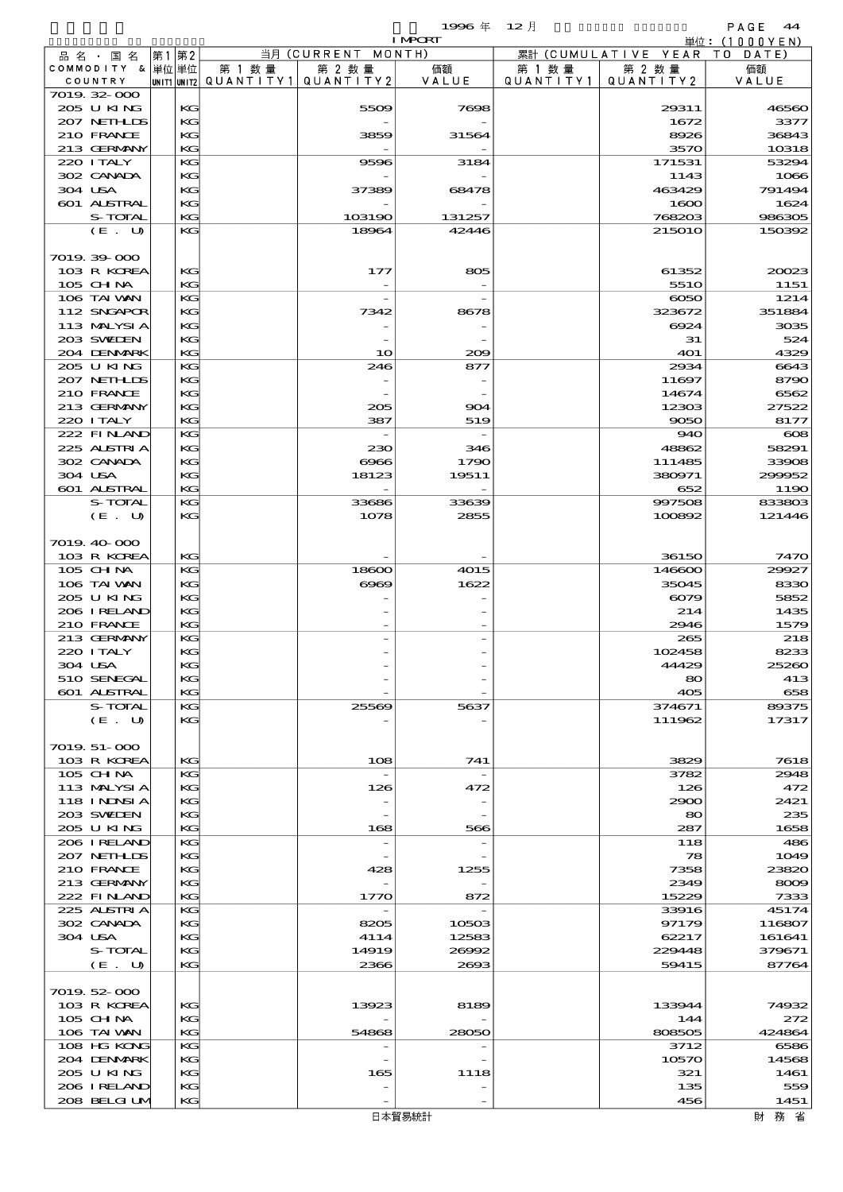1996年 12月 IMPORT

単位：(1000YEN)

| 品名・国名 COMMODITY & COUNTRY | 第1 単位 UNIT1 | 第2 単位 UNIT2 | 当月 (CURRENT MONTH) 第1数量 QUANTITY1 | 第2数量 QUANTITY2 | 価額 VALUE | 累計 (CUMULATIVE YEAR TO DATE) 第1数量 QUANTITY1 | 第2数量 QUANTITY2 | 価額 VALUE |
|---|---|---|---|---|---|---|---|---|
| 7019.32-000 | | | | | | | | |
| 205 U KING | | KG | | 5509 | 7698 | | 29311 | 46560 |
| 207 NETHLDS | | KG | | - | - | | 1672 | 3377 |
| 210 FRANCE | | KG | | 3859 | 31564 | | 8926 | 36843 |
| 213 GERMANY | | KG | | - | - | | 3570 | 10318 |
| 220 ITALY | | KG | | 9596 | 3184 | | 171531 | 53294 |
| 302 CANADA | | KG | | - | - | | 1143 | 1066 |
| 304 USA | | KG | | 37389 | 68478 | | 463429 | 791494 |
| 601 AUSTRAL | | KG | | - | - | | 1600 | 1624 |
| S-TOTAL | | KG | | 103190 | 131257 | | 768203 | 986305 |
| (E. U) | | KG | | 18964 | 42446 | | 215010 | 150392 |
| 7019.39-000 | | | | | | | | |
| 103 R KOREA | | KG | | 177 | 805 | | 61352 | 20023 |
| 105 CHINA | | KG | | - | - | | 5510 | 1151 |
| 106 TAIWAN | | KG | | - | - | | 6050 | 1214 |
| 112 SNGAPOR | | KG | | 7342 | 8678 | | 323672 | 351884 |
| 113 MALYSIA | | KG | | - | - | | 6924 | 3035 |
| 203 SWEDEN | | KG | | - | - | | 31 | 524 |
| 204 DENMARK | | KG | | 10 | 209 | | 401 | 4329 |
| 205 U KING | | KG | | 246 | 877 | | 2934 | 6643 |
| 207 NETHLDS | | KG | | - | - | | 11697 | 8790 |
| 210 FRANCE | | KG | | - | - | | 14674 | 6562 |
| 213 GERMANY | | KG | | 205 | 904 | | 12303 | 27522 |
| 220 ITALY | | KG | | 387 | 519 | | 9050 | 8177 |
| 222 FINLAND | | KG | | - | - | | 940 | 608 |
| 225 AUSTRIA | | KG | | 230 | 346 | | 48862 | 58291 |
| 302 CANADA | | KG | | 6966 | 1790 | | 111485 | 33908 |
| 304 USA | | KG | | 18123 | 19511 | | 380971 | 299952 |
| 601 AUSTRAL | | KG | | - | - | | 652 | 1190 |
| S-TOTAL | | KG | | 33686 | 33639 | | 997508 | 833803 |
| (E. U) | | KG | | 1078 | 2855 | | 100892 | 121446 |
| 7019.40-000 | | | | | | | | |
| 103 R KOREA | | KG | | - | - | | 36150 | 7470 |
| 105 CHINA | | KG | | 18600 | 4015 | | 146600 | 29927 |
| 106 TAIWAN | | KG | | 6969 | 1622 | | 35045 | 8330 |
| 205 U KING | | KG | | - | - | | 6079 | 5852 |
| 206 IRELAND | | KG | | - | - | | 214 | 1435 |
| 210 FRANCE | | KG | | - | - | | 2946 | 1579 |
| 213 GERMANY | | KG | | - | - | | 265 | 218 |
| 220 ITALY | | KG | | - | - | | 102458 | 8233 |
| 304 USA | | KG | | - | - | | 44429 | 25260 |
| 510 SENEGAL | | KG | | - | - | | 80 | 413 |
| 601 AUSTRAL | | KG | | - | - | | 405 | 658 |
| S-TOTAL | | KG | | 25569 | 5637 | | 374671 | 89375 |
| (E. U) | | KG | | - | - | | 111962 | 17317 |
| 7019.51-000 | | | | | | | | |
| 103 R KOREA | | KG | | 108 | 741 | | 3829 | 7618 |
| 105 CHINA | | KG | | - | - | | 3782 | 2948 |
| 113 MALYSIA | | KG | | 126 | 472 | | 126 | 472 |
| 118 INDNSIA | | KG | | - | - | | 2900 | 2421 |
| 203 SWEDEN | | KG | | - | - | | 80 | 235 |
| 205 U KING | | KG | | 168 | 566 | | 287 | 1658 |
| 206 IRELAND | | KG | | - | - | | 118 | 486 |
| 207 NETHLDS | | KG | | - | - | | 78 | 1049 |
| 210 FRANCE | | KG | | 428 | 1255 | | 7358 | 23820 |
| 213 GERMANY | | KG | | - | - | | 2349 | 8009 |
| 222 FINLAND | | KG | | 1770 | 872 | | 15229 | 7333 |
| 225 AUSTRIA | | KG | | - | - | | 33916 | 45174 |
| 302 CANADA | | KG | | 8205 | 10503 | | 97179 | 116807 |
| 304 USA | | KG | | 4114 | 12583 | | 62217 | 161641 |
| S-TOTAL | | KG | | 14919 | 26992 | | 229448 | 379671 |
| (E. U) | | KG | | 2366 | 2693 | | 59415 | 87764 |
| 7019.52-000 | | | | | | | | |
| 103 R KOREA | | KG | | 13923 | 8189 | | 133944 | 74932 |
| 105 CHINA | | KG | | - | - | | 144 | 272 |
| 106 TAIWAN | | KG | | 54868 | 28050 | | 808505 | 424864 |
| 108 HG KONG | | KG | | - | - | | 3712 | 6586 |
| 204 DENMARK | | KG | | - | - | | 10570 | 14568 |
| 205 U KING | | KG | | 165 | 1118 | | 321 | 1461 |
| 206 IRELAND | | KG | | - | - | | 135 | 559 |
| 208 BELGIUM | | KG | | - | - | | 456 | 1451 |

日本貿易統計　財務省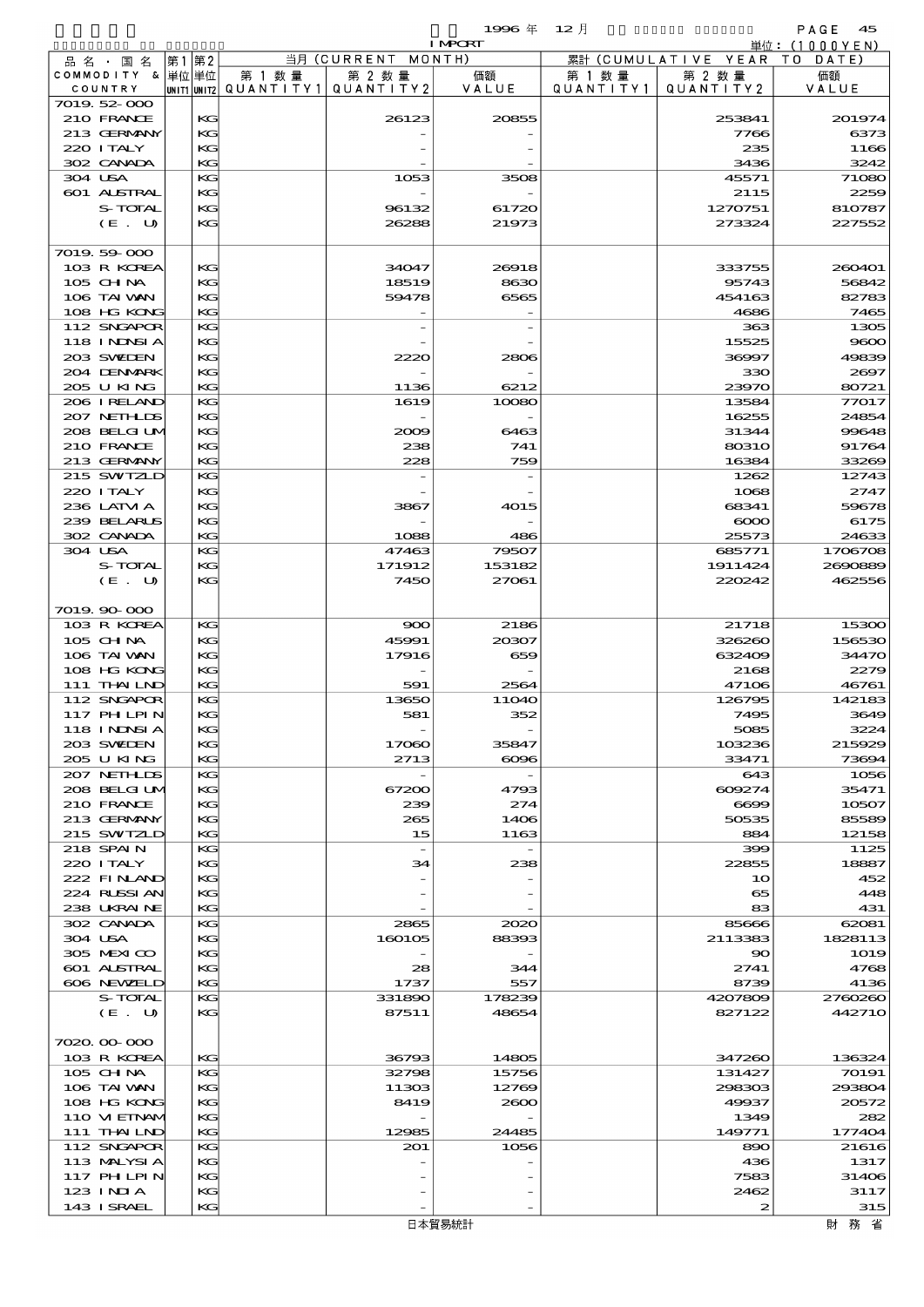1996 年 12 月 IMPORT 単位：(1000YEN)

| 品名・国名 COMMODITY & COUNTRY | 第1 単位 UNIT1 | 第2 単位 UNIT2 | 当月 (CURRENT MONTH) 第1数量 QUANTITY1 | 第2数量 QUANTITY2 | 価額 VALUE | 累計 (CUMULATIVE YEAR TO DATE) 第1数量 QUANTITY1 | 第2数量 QUANTITY2 | 価額 VALUE |
|---|---|---|---|---|---|---|---|---|
| 7019.52-000 | | | | | | | | |
| 210 FRANCE | | KG | | 26123 | 20855 | | 253841 | 201974 |
| 213 GERMANY | | KG | | - | - | | 7766 | 6373 |
| 220 ITALY | | KG | | - | - | | 235 | 1166 |
| 302 CANADA | | KG | | - | - | | 3436 | 3242 |
| 304 USA | | KG | | 1053 | 3508 | | 45571 | 71080 |
| 601 AUSTRAL | | KG | | - | - | | 2115 | 2259 |
| S-TOTAL | | KG | | 96132 | 61720 | | 1270751 | 810787 |
| (E. U) | | KG | | 26288 | 21973 | | 273324 | 227552 |
| 7019.59-000 | | | | | | | | |
| 103 R KOREA | | KG | | 34047 | 26918 | | 333755 | 260401 |
| 105 CHINA | | KG | | 18519 | 8630 | | 95743 | 56842 |
| 106 TAIWAN | | KG | | 59478 | 6565 | | 454163 | 82783 |
| 108 HG KONG | | KG | | - | - | | 4686 | 7465 |
| 112 SNGAPOR | | KG | | - | - | | 363 | 1305 |
| 118 INDNSIA | | KG | | - | - | | 15525 | 9600 |
| 203 SWEDEN | | KG | | 2220 | 2806 | | 36997 | 49839 |
| 204 DENMARK | | KG | | - | - | | 330 | 2697 |
| 205 U KING | | KG | | 1136 | 6212 | | 23970 | 80721 |
| 206 IRELAND | | KG | | 1619 | 10080 | | 13584 | 77017 |
| 207 NETHLDS | | KG | | - | - | | 16255 | 24854 |
| 208 BELGIUM | | KG | | 2009 | 6463 | | 31344 | 99648 |
| 210 FRANCE | | KG | | 238 | 741 | | 80310 | 91764 |
| 213 GERMANY | | KG | | 228 | 759 | | 16384 | 33269 |
| 215 SWITZLD | | KG | | - | - | | 1262 | 12743 |
| 220 ITALY | | KG | | - | - | | 1068 | 2747 |
| 236 LATVIA | | KG | | 3867 | 4015 | | 68341 | 59678 |
| 239 BELARUS | | KG | | - | - | | 6000 | 6175 |
| 302 CANADA | | KG | | 1088 | 486 | | 25573 | 24633 |
| 304 USA | | KG | | 47463 | 79507 | | 685771 | 1706708 |
| S-TOTAL | | KG | | 171912 | 153182 | | 1911424 | 2690889 |
| (E. U) | | KG | | 7450 | 27061 | | 220242 | 462556 |
| 7019.90-000 | | | | | | | | |
| 103 R KOREA | | KG | | 900 | 2186 | | 21718 | 15300 |
| 105 CHINA | | KG | | 45991 | 20307 | | 326260 | 156530 |
| 106 TAIWAN | | KG | | 17916 | 659 | | 632409 | 34470 |
| 108 HG KONG | | KG | | - | - | | 2168 | 2279 |
| 111 THAILND | | KG | | 591 | 2564 | | 47106 | 46761 |
| 112 SNGAPOR | | KG | | 13650 | 11040 | | 126795 | 142183 |
| 117 PHILPIN | | KG | | 581 | 352 | | 7495 | 3649 |
| 118 INDNSIA | | KG | | - | - | | 5085 | 3224 |
| 203 SWEDEN | | KG | | 17060 | 35847 | | 103236 | 215929 |
| 205 U KING | | KG | | 2713 | 6096 | | 33471 | 73694 |
| 207 NETHLDS | | KG | | - | - | | 643 | 1056 |
| 208 BELGIUM | | KG | | 67200 | 4793 | | 609274 | 35471 |
| 210 FRANCE | | KG | | 239 | 274 | | 6699 | 10507 |
| 213 GERMANY | | KG | | 265 | 1406 | | 50535 | 85589 |
| 215 SWITZLD | | KG | | 15 | 1163 | | 884 | 12158 |
| 218 SPAIN | | KG | | - | - | | 399 | 1125 |
| 220 ITALY | | KG | | 34 | 238 | | 22855 | 18887 |
| 222 FINLAND | | KG | | - | - | | 10 | 452 |
| 224 RUSSIAN | | KG | | - | - | | 65 | 448 |
| 238 UKRAINE | | KG | | - | - | | 83 | 431 |
| 302 CANADA | | KG | | 2865 | 2020 | | 85666 | 62081 |
| 304 USA | | KG | | 160105 | 88393 | | 2113383 | 1828113 |
| 305 MEXICO | | KG | | - | - | | 90 | 1019 |
| 601 AUSTRAL | | KG | | 28 | 344 | | 2741 | 4768 |
| 606 NEWZELD | | KG | | 1737 | 557 | | 8739 | 4136 |
| S-TOTAL | | KG | | 331890 | 178239 | | 4207809 | 2760260 |
| (E. U) | | KG | | 87511 | 48654 | | 827122 | 442710 |
| 7020.00-000 | | | | | | | | |
| 103 R KOREA | | KG | | 36793 | 14805 | | 347260 | 136324 |
| 105 CHINA | | KG | | 32798 | 15756 | | 131427 | 70191 |
| 106 TAIWAN | | KG | | 11303 | 12769 | | 298303 | 293804 |
| 108 HG KONG | | KG | | 8419 | 2600 | | 49937 | 20572 |
| 110 VIETNAM | | KG | | - | - | | 1349 | 282 |
| 111 THAILND | | KG | | 12985 | 24485 | | 149771 | 177404 |
| 112 SNGAPOR | | KG | | 201 | 1056 | | 890 | 21616 |
| 113 MALYSIA | | KG | | - | - | | 436 | 1317 |
| 117 PHILPIN | | KG | | - | - | | 7583 | 31406 |
| 123 INDIA | | KG | | - | - | | 2462 | 3117 |
| 143 ISRAEL | | KG | | - | - | | 2 | 315 |

日本貿易統計　財務省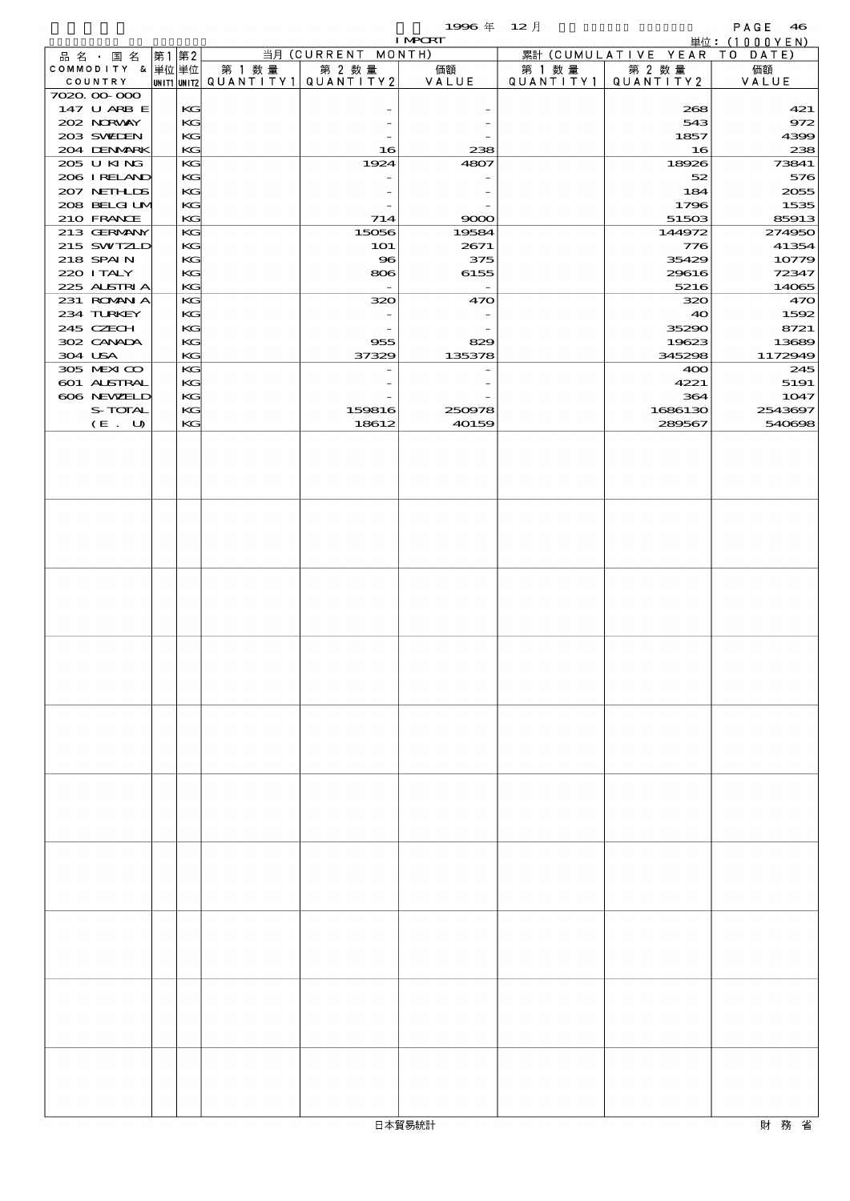1996 年 12 月
IMPORT
単位: (1000YEN)

| 品名・国名 COMMODITY & COUNTRY | 第1単位 UNIT1 | 第2単位 UNIT2 | 当月 (CURRENT MONTH) 第1数量 QUANTITY1 | 第2数量 QUANTITY2 | 価額 VALUE | 累計 (CUMULATIVE YEAR TO DATE) 第1数量 QUANTITY1 | 第2数量 QUANTITY2 | 価額 VALUE |
|---|---|---|---|---|---|---|---|---|
| 7020.00-000 | | | | | | | | |
| 147 U ARB E | | KG | | - | - | | 268 | 421 |
| 202 NORWAY | | KG | | - | - | | 543 | 972 |
| 203 SWEDEN | | KG | | - | - | | 1857 | 4399 |
| 204 DENMARK | | KG | | 16 | 238 | | 16 | 238 |
| 205 U KING | | KG | | 1924 | 4807 | | 18926 | 73841 |
| 206 IRELAND | | KG | | - | - | | 52 | 576 |
| 207 NETHLDS | | KG | | - | - | | 184 | 2055 |
| 208 BELGIUM | | KG | | - | - | | 1796 | 1535 |
| 210 FRANCE | | KG | | 714 | 9000 | | 51503 | 85913 |
| 213 GERMANY | | KG | | 15056 | 19584 | | 144972 | 274950 |
| 215 SWITZLD | | KG | | 101 | 2671 | | 776 | 41354 |
| 218 SPAIN | | KG | | 96 | 375 | | 35429 | 10779 |
| 220 ITALY | | KG | | 806 | 6155 | | 29616 | 72347 |
| 225 AUSTRIA | | KG | | - | - | | 5216 | 14065 |
| 231 ROMANIA | | KG | | 320 | 470 | | 320 | 470 |
| 234 TURKEY | | KG | | - | - | | 40 | 1592 |
| 245 CZECH | | KG | | - | - | | 35290 | 8721 |
| 302 CANADA | | KG | | 955 | 829 | | 19623 | 13689 |
| 304 USA | | KG | | 37329 | 135378 | | 345298 | 1172949 |
| 305 MEXICO | | KG | | - | - | | 400 | 245 |
| 601 AUSTRAL | | KG | | - | - | | 4221 | 5191 |
| 606 NEWZELD | | KG | | - | - | | 364 | 1047 |
| S-TOTAL | | KG | | 159816 | 250978 | | 1686130 | 2543697 |
| (E. U) | | KG | | 18612 | 40159 | | 289567 | 540698 |

日本貿易統計　財務省